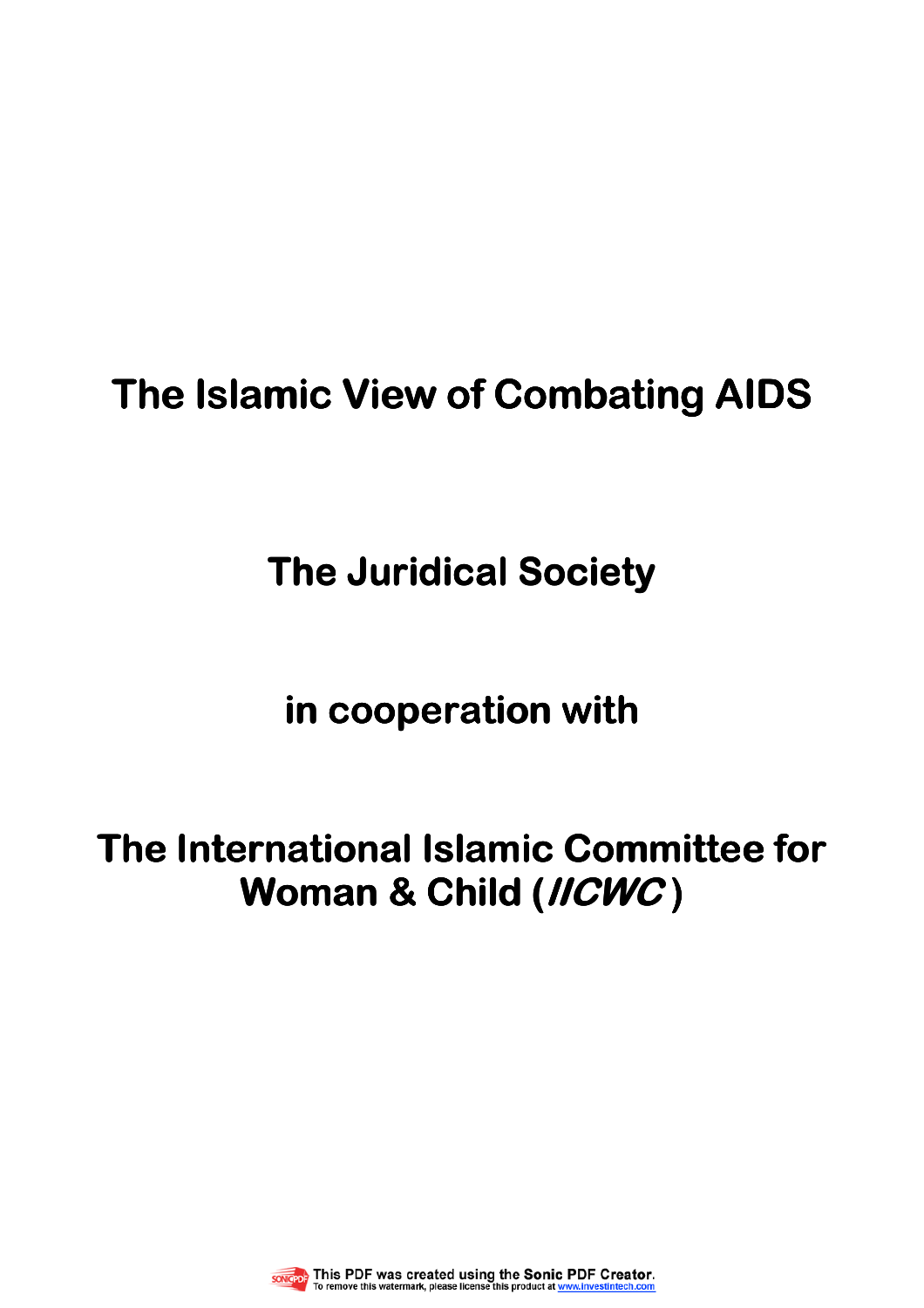# The Islamic View of Combating AIDS

## The Juridical Society

## in cooperation with

## The International Islamic Committee for Woman & Child (*IICWC*)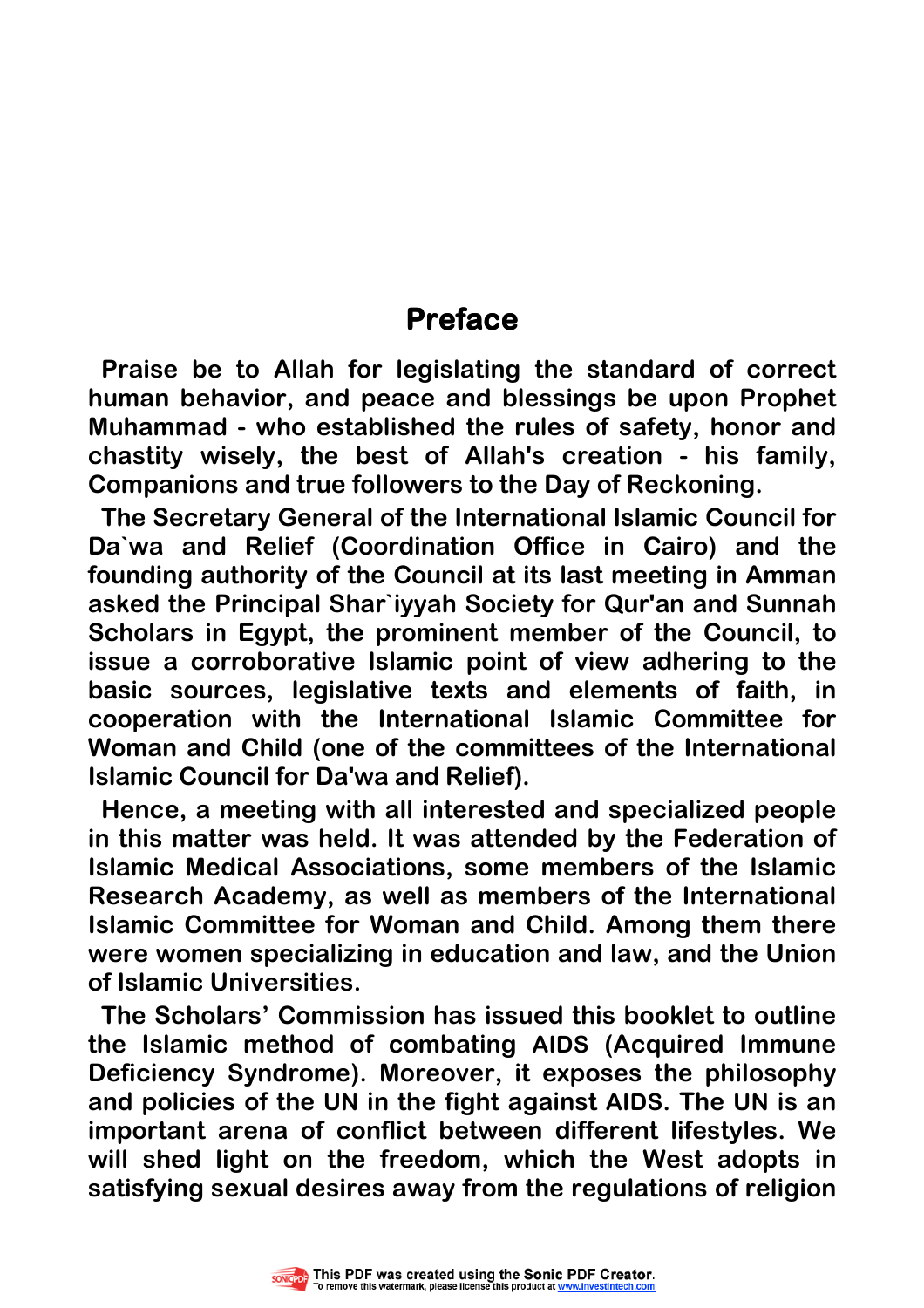# Preface

Praise be to Allah for legislating the standard of correct human behavior, and peace and blessings be upon Prophet Muhammad - who established the rules of safety, honor and chastity wisely, the best of Allah's creation - his family, Companions and true followers to the Day of Reckoning.

The Secretary General of the International Islamic Council for Da`wa and Relief (Coordination Office in Cairo) and the founding authority of the Council at its last meeting in Amman asked the Principal Shar`iyyah Society for Qur'an and Sunnah Scholars in Egypt, the prominent member of the Council, to issue a corroborative Islamic point of view adhering to the basic sources, legislative texts and elements of faith, in cooperation with the International Islamic Committee for Woman and Child (one of the committees of the International Islamic Council for Da'wa and Relief).

Hence, a meeting with all interested and specialized people in this matter was held. It was attended by the Federation of Islamic Medical Associations, some members of the Islamic Research Academy, as well as members of the International Islamic Committee for Woman and Child. Among them there were women specializing in education and law, and the Union of Islamic Universities.

The Scholars' Commission has issued this booklet to outline the Islamic method of combating AIDS (Acquired Immune Deficiency Syndrome). Moreover, it exposes the philosophy and policies of the UN in the fight against AIDS. The UN is an important arena of conflict between different lifestyles. We will shed light on the freedom, which the West adopts in satisfying sexual desires away from the regulations of religion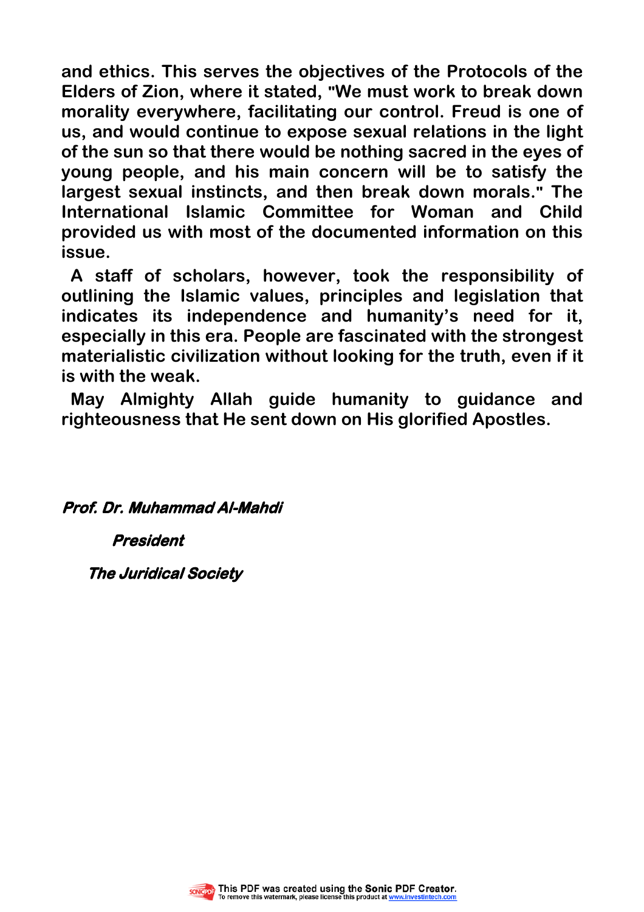**and ethics. This serves the objectives of the Protocols of the Elders of Zion, where it stated, "We must work to break down morality everywhere, facilitating our control. Freud is one of us, and would continue to expose sexual relations in the light of the sun so that there would be nothing sacred in the eyes of young people, and his main concern will be to satisfy the largest sexual instincts, and then break down morals." The International Islamic Committee for Woman and Child provided us with most of the documented information on this issue.**

**A staff of scholars, however, took the responsibility of outlining the Islamic values, principles and legislation that indicates its independence and humanity's need for it, especially in this era. People are fascinated with the strongest materialistic civilization without looking for the truth, even if it is with the weak.**

**May Almighty Allah guide humanity to guidance and righteousness that He sent down on His glorified Apostles.**

***Prof. Dr. Muhammad Al-Mahdi***

***President***

***The Juridical Society***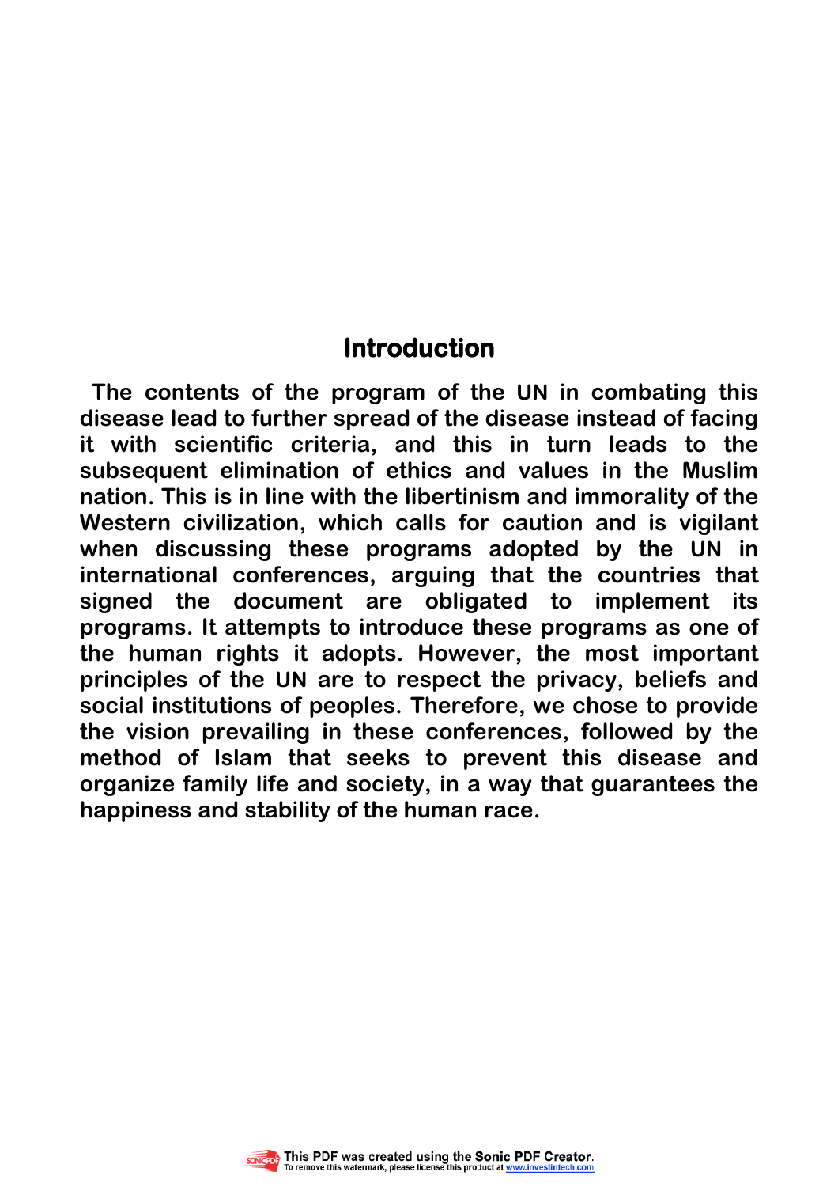## Introduction

The contents of the program of the UN in combating this disease lead to further spread of the disease instead of facing it with scientific criteria, and this in turn leads to the subsequent elimination of ethics and values in the Muslim nation. This is in line with the libertinism and immorality of the Western civilization, which calls for caution and is vigilant when discussing these programs adopted by the UN in international conferences, arguing that the countries that signed the document are obligated to implement its programs. It attempts to introduce these programs as one of the human rights it adopts. However, the most important principles of the UN are to respect the privacy, beliefs and social institutions of peoples. Therefore, we chose to provide the vision prevailing in these conferences, followed by the method of Islam that seeks to prevent this disease and organize family life and society, in a way that guarantees the happiness and stability of the human race.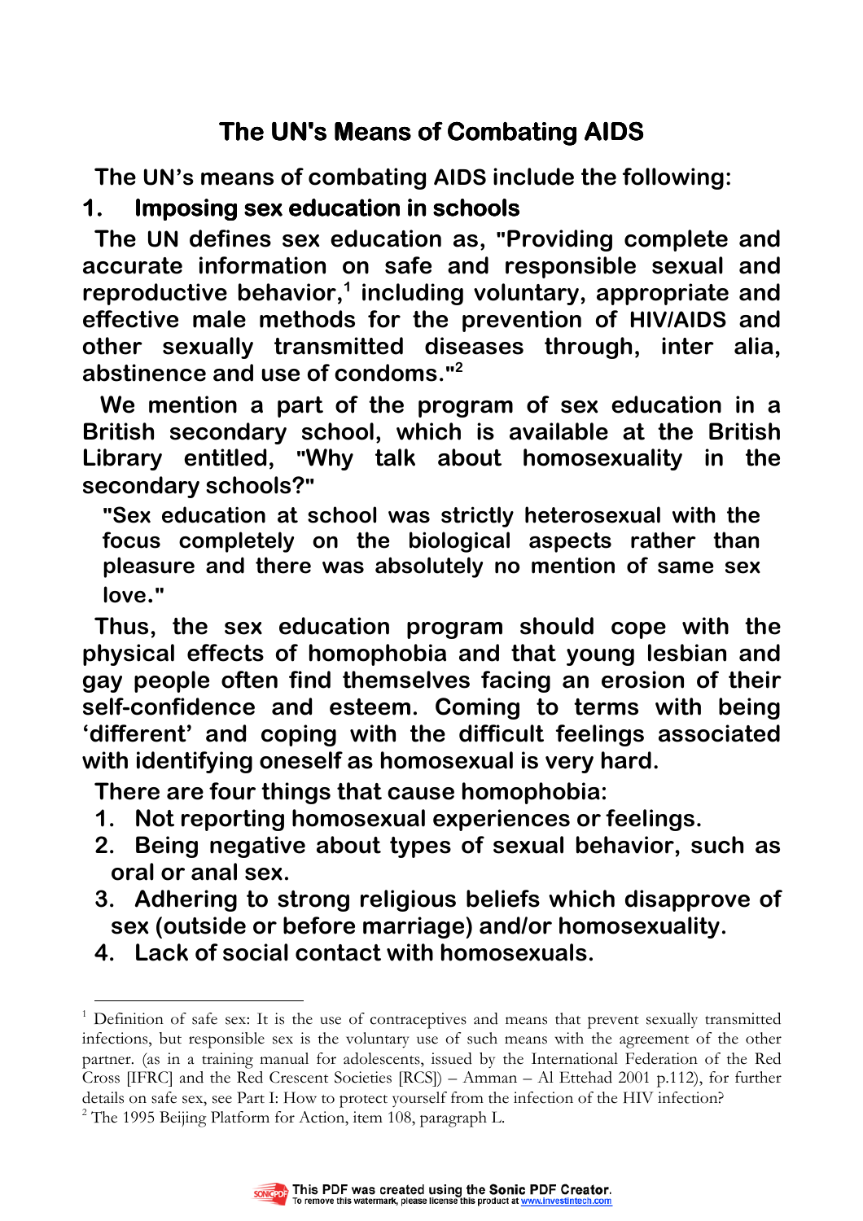# The UN's Means of Combating AIDS

The UN's means of combating AIDS include the following:

## 1. Imposing sex education in schools

The UN defines sex education as, "Providing complete and accurate information on safe and responsible sexual and reproductive behavior,[1] including voluntary, appropriate and effective male methods for the prevention of HIV/AIDS and other sexually transmitted diseases through, inter alia, abstinence and use of condoms."[2]

We mention a part of the program of sex education in a British secondary school, which is available at the British Library entitled, "Why talk about homosexuality in the secondary schools?"

> "Sex education at school was strictly heterosexual with the focus completely on the biological aspects rather than pleasure and there was absolutely no mention of same sex love."

Thus, the sex education program should cope with the physical effects of homophobia and that young lesbian and gay people often find themselves facing an erosion of their self-confidence and esteem. Coming to terms with being 'different' and coping with the difficult feelings associated with identifying oneself as homosexual is very hard.

There are four things that cause homophobia:

1. Not reporting homosexual experiences or feelings.
2. Being negative about types of sexual behavior, such as oral or anal sex.
3. Adhering to strong religious beliefs which disapprove of sex (outside or before marriage) and/or homosexuality.
4. Lack of social contact with homosexuals.

---

[1] Definition of safe sex: It is the use of contraceptives and means that prevent sexually transmitted infections, but responsible sex is the voluntary use of such means with the agreement of the other partner. (as in a training manual for adolescents, issued by the International Federation of the Red Cross [IFRC] and the Red Crescent Societies [RCS]) – Amman – Al Ettehad 2001 p.112), for further details on safe sex, see Part I: How to protect yourself from the infection of the HIV infection?

[2] The 1995 Beijing Platform for Action, item 108, paragraph L.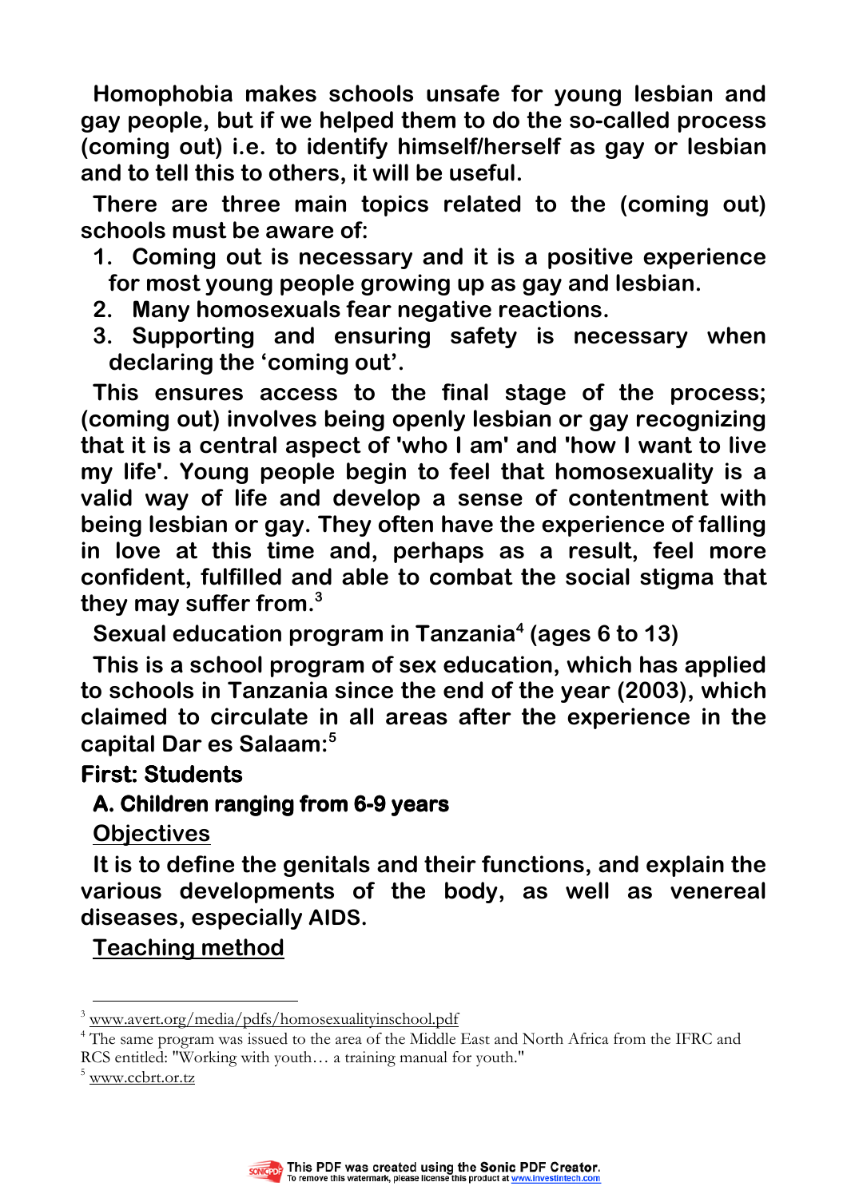Homophobia makes schools unsafe for young lesbian and gay people, but if we helped them to do the so-called process (coming out) i.e. to identify himself/herself as gay or lesbian and to tell this to others, it will be useful.

There are three main topics related to the (coming out) schools must be aware of:

1. Coming out is necessary and it is a positive experience for most young people growing up as gay and lesbian.
2. Many homosexuals fear negative reactions.
3. Supporting and ensuring safety is necessary when declaring the 'coming out'.

This ensures access to the final stage of the process; (coming out) involves being openly lesbian or gay recognizing that it is a central aspect of 'who I am' and 'how I want to live my life'. Young people begin to feel that homosexuality is a valid way of life and develop a sense of contentment with being lesbian or gay. They often have the experience of falling in love at this time and, perhaps as a result, feel more confident, fulfilled and able to combat the social stigma that they may suffer from.[3]

**Sexual education program in Tanzania[4] (ages 6 to 13)**

This is a school program of sex education, which has applied to schools in Tanzania since the end of the year (2003), which claimed to circulate in all areas after the experience in the capital Dar es Salaam:[5]

## First: Students

### A. Children ranging from 6-9 years

**Objectives**

It is to define the genitals and their functions, and explain the various developments of the body, as well as venereal diseases, especially AIDS.

**Teaching method**

---

[3] www.avert.org/media/pdfs/homosexualityinschool.pdf

[4] The same program was issued to the area of the Middle East and North Africa from the IFRC and RCS entitled: "Working with youth… a training manual for youth."

[5] www.ccbrt.or.tz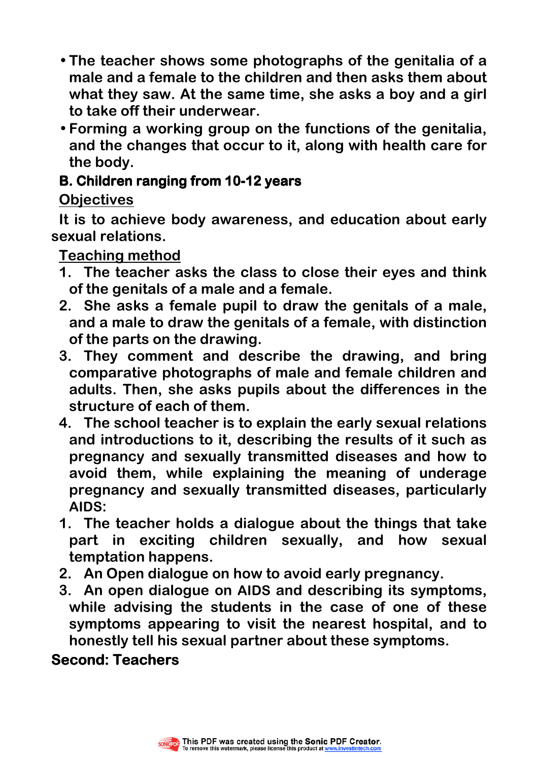- The teacher shows some photographs of the genitalia of a male and a female to the children and then asks them about what they saw. At the same time, she asks a boy and a girl to take off their underwear.
- Forming a working group on the functions of the genitalia, and the changes that occur to it, along with health care for the body.

**B. Children ranging from 10-12 years**

Objectives

It is to achieve body awareness, and education about early sexual relations.

Teaching method

1. The teacher asks the class to close their eyes and think of the genitals of a male and a female.
2. She asks a female pupil to draw the genitals of a male, and a male to draw the genitals of a female, with distinction of the parts on the drawing.
3. They comment and describe the drawing, and bring comparative photographs of male and female children and adults. Then, she asks pupils about the differences in the structure of each of them.
4. The school teacher is to explain the early sexual relations and introductions to it, describing the results of it such as pregnancy and sexually transmitted diseases and how to avoid them, while explaining the meaning of underage pregnancy and sexually transmitted diseases, particularly AIDS:

1. The teacher holds a dialogue about the things that take part in exciting children sexually, and how sexual temptation happens.
2. An Open dialogue on how to avoid early pregnancy.
3. An open dialogue on AIDS and describing its symptoms, while advising the students in the case of one of these symptoms appearing to visit the nearest hospital, and to honestly tell his sexual partner about these symptoms.

**Second: Teachers**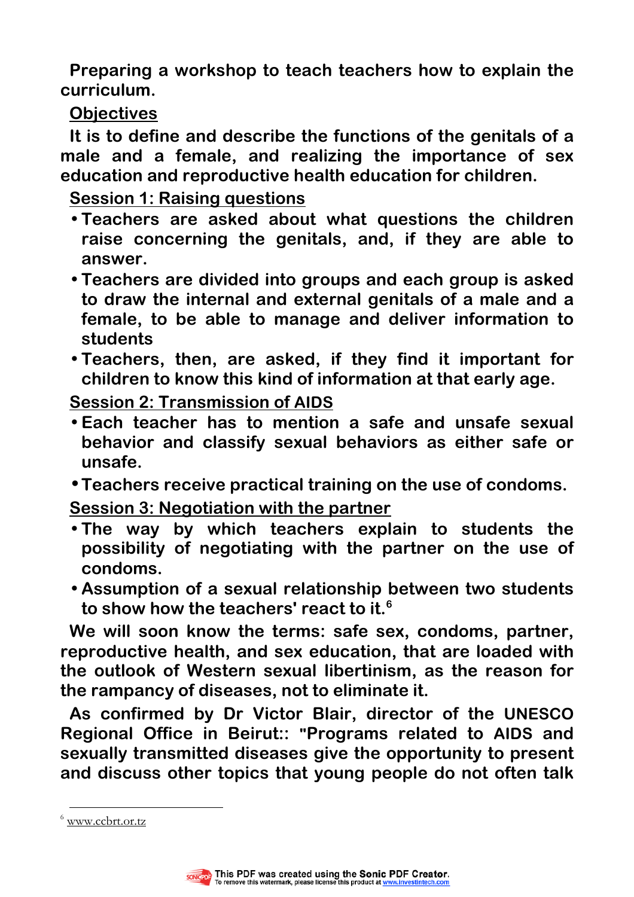**Preparing a workshop to teach teachers how to explain the curriculum.**

**Objectives**

**It is to define and describe the functions of the genitals of a male and a female, and realizing the importance of sex education and reproductive health education for children.**

**Session 1: Raising questions**

- **Teachers are asked about what questions the children raise concerning the genitals, and, if they are able to answer.**
- **Teachers are divided into groups and each group is asked to draw the internal and external genitals of a male and a female, to be able to manage and deliver information to students**
- **Teachers, then, are asked, if they find it important for children to know this kind of information at that early age.**

**Session 2: Transmission of AIDS**

- **Each teacher has to mention a safe and unsafe sexual behavior and classify sexual behaviors as either safe or unsafe.**
- **Teachers receive practical training on the use of condoms.**

**Session 3: Negotiation with the partner**

- **The way by which teachers explain to students the possibility of negotiating with the partner on the use of condoms.**
- **Assumption of a sexual relationship between two students to show how the teachers' react to it.[6]**

**We will soon know the terms: safe sex, condoms, partner, reproductive health, and sex education, that are loaded with the outlook of Western sexual libertinism, as the reason for the rampancy of diseases, not to eliminate it.**

**As confirmed by Dr Victor Blair, director of the UNESCO Regional Office in Beirut:: "Programs related to AIDS and sexually transmitted diseases give the opportunity to present and discuss other topics that young people do not often talk**

---

[6] www.ccbrt.or.tz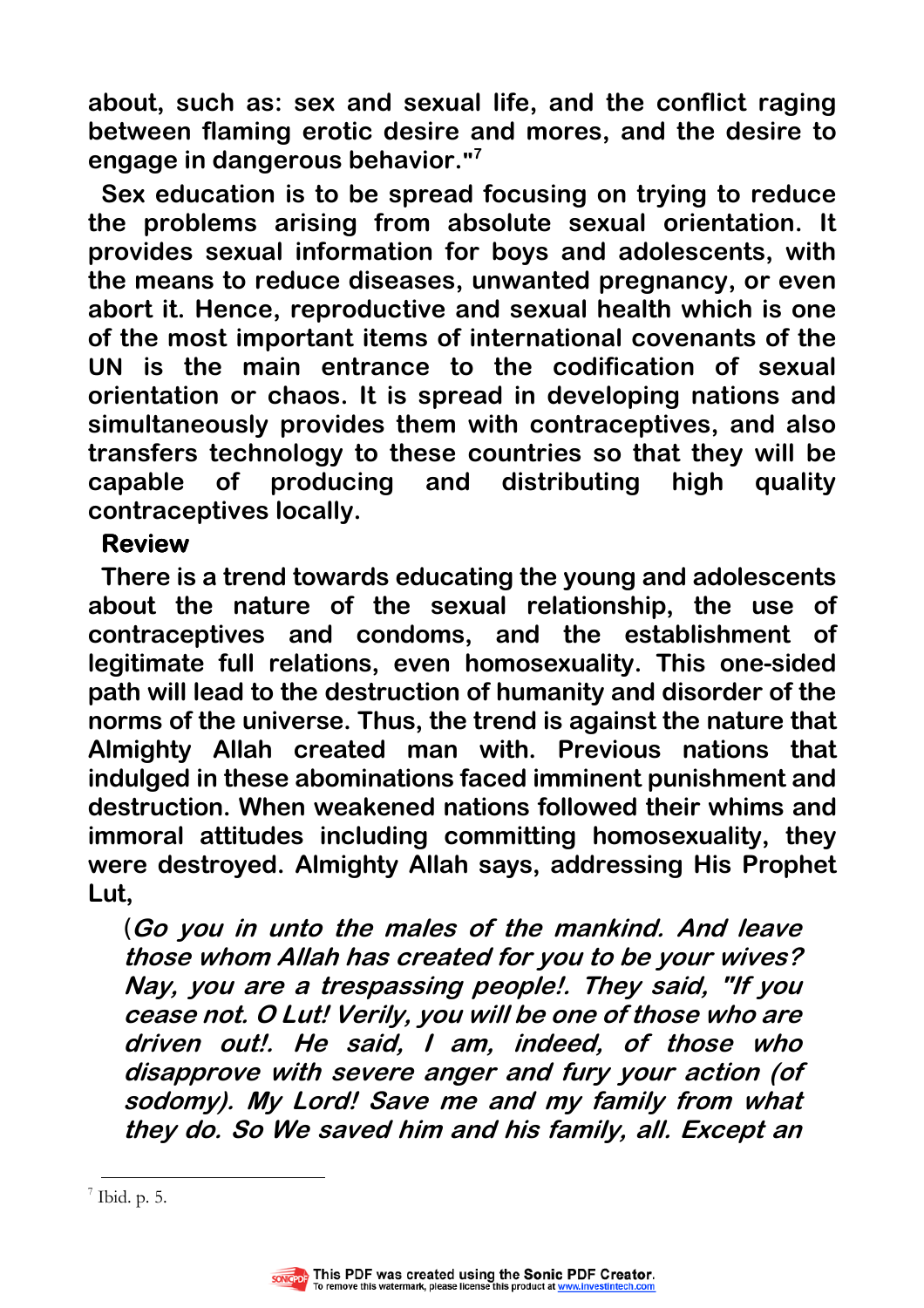**about, such as: sex and sexual life, and the conflict raging between flaming erotic desire and mores, and the desire to engage in dangerous behavior."[7]**

**Sex education is to be spread focusing on trying to reduce the problems arising from absolute sexual orientation. It provides sexual information for boys and adolescents, with the means to reduce diseases, unwanted pregnancy, or even abort it. Hence, reproductive and sexual health which is one of the most important items of international covenants of the UN is the main entrance to the codification of sexual orientation or chaos. It is spread in developing nations and simultaneously provides them with contraceptives, and also transfers technology to these countries so that they will be capable of producing and distributing high quality contraceptives locally.**

## Review

**There is a trend towards educating the young and adolescents about the nature of the sexual relationship, the use of contraceptives and condoms, and the establishment of legitimate full relations, even homosexuality. This one-sided path will lead to the destruction of humanity and disorder of the norms of the universe. Thus, the trend is against the nature that Almighty Allah created man with. Previous nations that indulged in these abominations faced imminent punishment and destruction. When weakened nations followed their whims and immoral attitudes including committing homosexuality, they were destroyed. Almighty Allah says, addressing His Prophet Lut,**

> ***(Go you in unto the males of the mankind. And leave those whom Allah has created for you to be your wives? Nay, you are a trespassing people!. They said, "If you cease not. O Lut! Verily, you will be one of those who are driven out!. He said, I am, indeed, of those who disapprove with severe anger and fury your action (of sodomy). My Lord! Save me and my family from what they do. So We saved him and his family, all. Except an***

---

[7] Ibid. p. 5.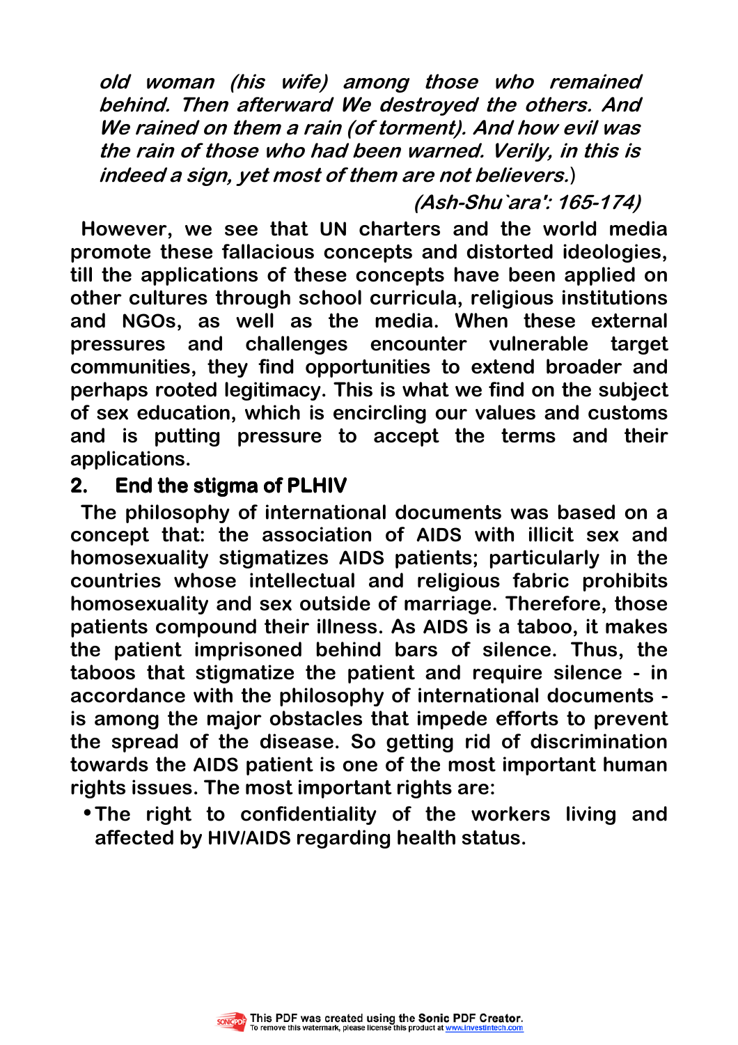***old woman (his wife) among those who remained behind. Then afterward We destroyed the others. And We rained on them a rain (of torment). And how evil was the rain of those who had been warned. Verily, in this is indeed a sign, yet most of them are not believers.***)

***(Ash-Shu`ara': 165-174)***

**However, we see that UN charters and the world media promote these fallacious concepts and distorted ideologies, till the applications of these concepts have been applied on other cultures through school curricula, religious institutions and NGOs, as well as the media. When these external pressures and challenges encounter vulnerable target communities, they find opportunities to extend broader and perhaps rooted legitimacy. This is what we find on the subject of sex education, which is encircling our values and customs and is putting pressure to accept the terms and their applications.**

## 2. End the stigma of PLHIV

**The philosophy of international documents was based on a concept that: the association of AIDS with illicit sex and homosexuality stigmatizes AIDS patients; particularly in the countries whose intellectual and religious fabric prohibits homosexuality and sex outside of marriage. Therefore, those patients compound their illness. As AIDS is a taboo, it makes the patient imprisoned behind bars of silence. Thus, the taboos that stigmatize the patient and require silence - in accordance with the philosophy of international documents - is among the major obstacles that impede efforts to prevent the spread of the disease. So getting rid of discrimination towards the AIDS patient is one of the most important human rights issues. The most important rights are:**

- **The right to confidentiality of the workers living and affected by HIV/AIDS regarding health status.**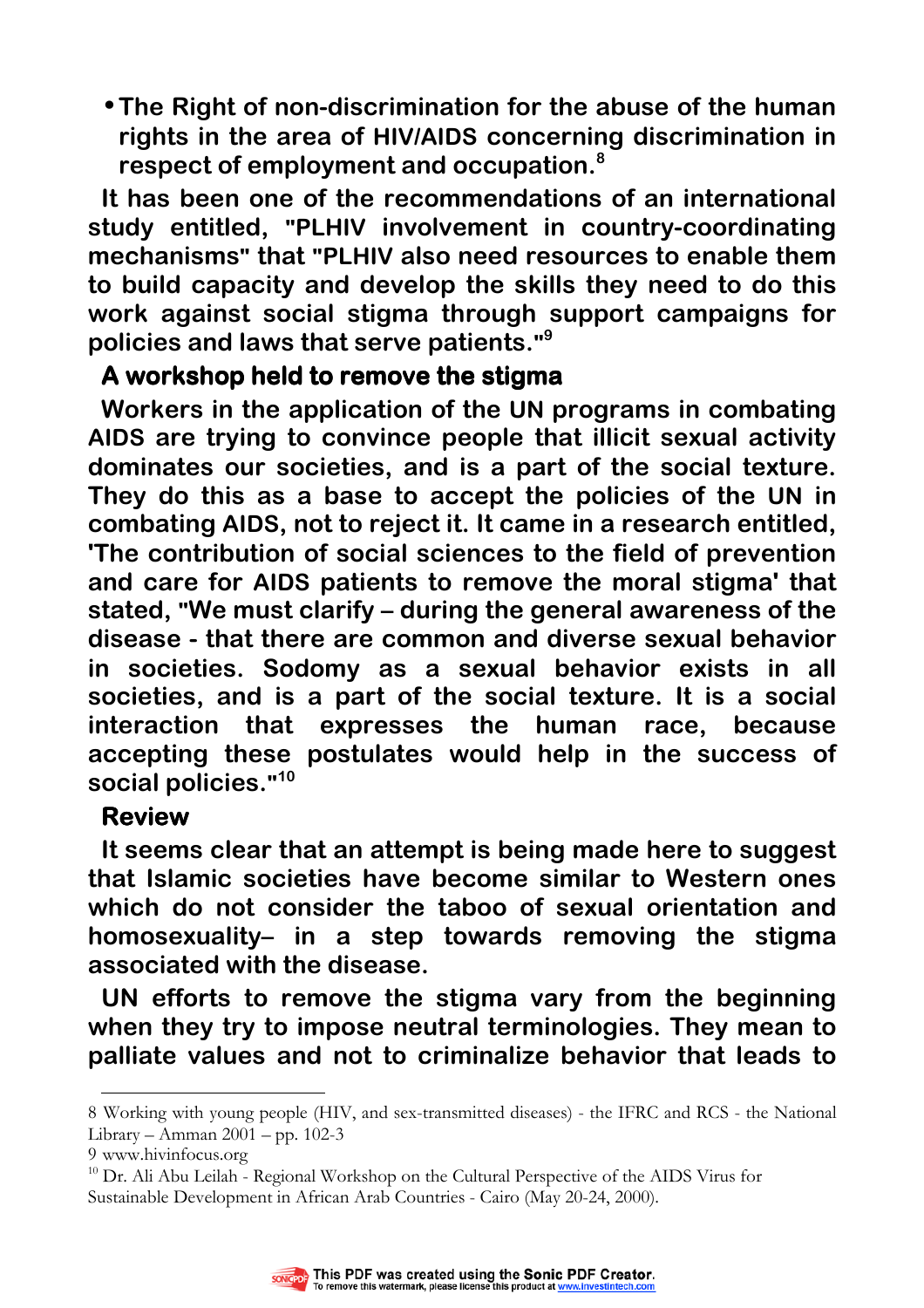- **The Right of non-discrimination for the abuse of the human rights in the area of HIV/AIDS concerning discrimination in respect of employment and occupation.[8]**

**It has been one of the recommendations of an international study entitled, "PLHIV involvement in country-coordinating mechanisms" that "PLHIV also need resources to enable them to build capacity and develop the skills they need to do this work against social stigma through support campaigns for policies and laws that serve patients."[9]**

## A workshop held to remove the stigma

**Workers in the application of the UN programs in combating AIDS are trying to convince people that illicit sexual activity dominates our societies, and is a part of the social texture. They do this as a base to accept the policies of the UN in combating AIDS, not to reject it. It came in a research entitled, 'The contribution of social sciences to the field of prevention and care for AIDS patients to remove the moral stigma' that stated, "We must clarify – during the general awareness of the disease - that there are common and diverse sexual behavior in societies. Sodomy as a sexual behavior exists in all societies, and is a part of the social texture. It is a social interaction that expresses the human race, because accepting these postulates would help in the success of social policies."[10]**

## Review

**It seems clear that an attempt is being made here to suggest that Islamic societies have become similar to Western ones which do not consider the taboo of sexual orientation and homosexuality– in a step towards removing the stigma associated with the disease.**

**UN efforts to remove the stigma vary from the beginning when they try to impose neutral terminologies. They mean to palliate values and not to criminalize behavior that leads to**

---

8 Working with young people (HIV, and sex-transmitted diseases) - the IFRC and RCS - the National Library – Amman 2001 – pp. 102-3

9 www.hivinfocus.org

10 Dr. Ali Abu Leilah - Regional Workshop on the Cultural Perspective of the AIDS Virus for Sustainable Development in African Arab Countries - Cairo (May 20-24, 2000).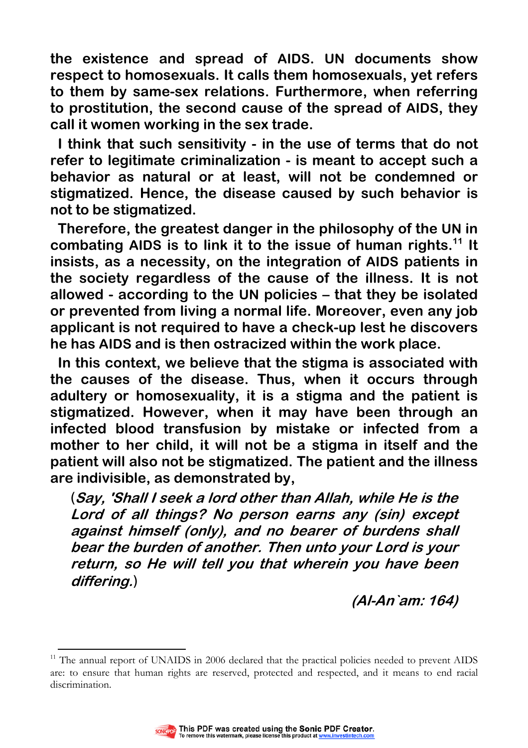**the existence and spread of AIDS. UN documents show respect to homosexuals. It calls them homosexuals, yet refers to them by same-sex relations. Furthermore, when referring to prostitution, the second cause of the spread of AIDS, they call it women working in the sex trade.**

**I think that such sensitivity - in the use of terms that do not refer to legitimate criminalization - is meant to accept such a behavior as natural or at least, will not be condemned or stigmatized. Hence, the disease caused by such behavior is not to be stigmatized.**

**Therefore, the greatest danger in the philosophy of the UN in combating AIDS is to link it to the issue of human rights.[11] It insists, as a necessity, on the integration of AIDS patients in the society regardless of the cause of the illness. It is not allowed - according to the UN policies – that they be isolated or prevented from living a normal life. Moreover, even any job applicant is not required to have a check-up lest he discovers he has AIDS and is then ostracized within the work place.**

**In this context, we believe that the stigma is associated with the causes of the disease. Thus, when it occurs through adultery or homosexuality, it is a stigma and the patient is stigmatized. However, when it may have been through an infected blood transfusion by mistake or infected from a mother to her child, it will not be a stigma in itself and the patient will also not be stigmatized. The patient and the illness are indivisible, as demonstrated by,**

> (***Say, 'Shall I seek a lord other than Allah, while He is the Lord of all things? No person earns any (sin) except against himself (only), and no bearer of burdens shall bear the burden of another. Then unto your Lord is your return, so He will tell you that wherein you have been differing.***)
>
> ***(Al-An`am: 164)***

---

[11] The annual report of UNAIDS in 2006 declared that the practical policies needed to prevent AIDS are: to ensure that human rights are reserved, protected and respected, and it means to end racial discrimination.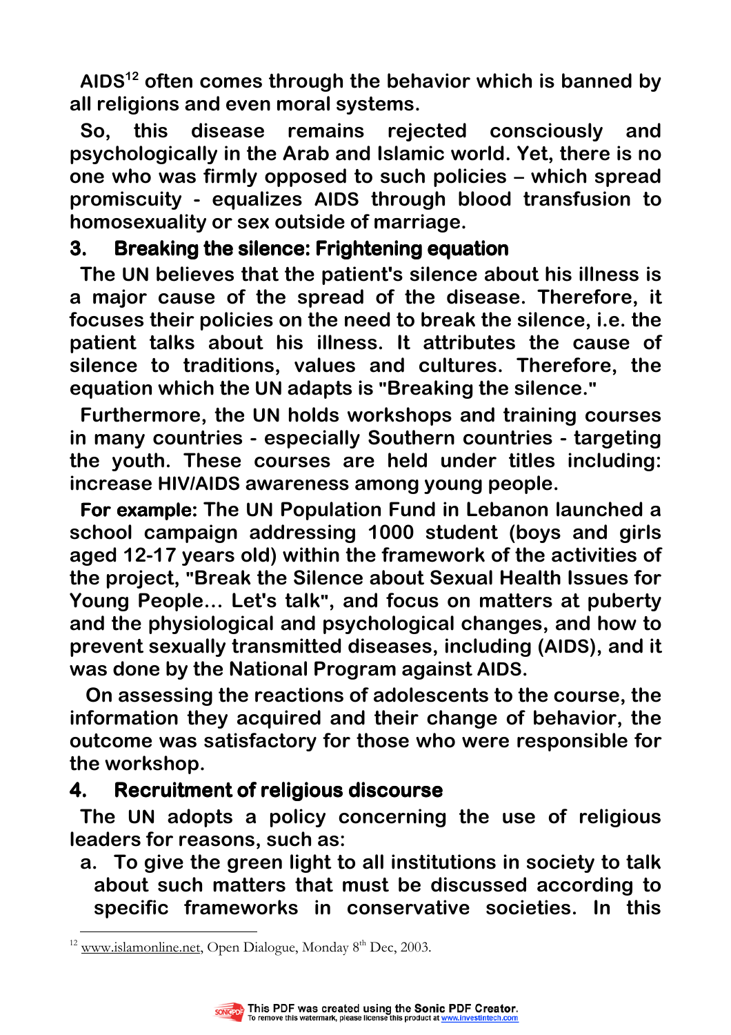AIDS[12] often comes through the behavior which is banned by all religions and even moral systems.

So, this disease remains rejected consciously and psychologically in the Arab and Islamic world. Yet, there is no one who was firmly opposed to such policies – which spread promiscuity - equalizes AIDS through blood transfusion to homosexuality or sex outside of marriage.

### 3. Breaking the silence: Frightening equation

The UN believes that the patient's silence about his illness is a major cause of the spread of the disease. Therefore, it focuses their policies on the need to break the silence, i.e. the patient talks about his illness. It attributes the cause of silence to traditions, values and cultures. Therefore, the equation which the UN adapts is "Breaking the silence."

Furthermore, the UN holds workshops and training courses in many countries - especially Southern countries - targeting the youth. These courses are held under titles including: increase HIV/AIDS awareness among young people.

**For example:** The UN Population Fund in Lebanon launched a school campaign addressing 1000 student (boys and girls aged 12-17 years old) within the framework of the activities of the project, "Break the Silence about Sexual Health Issues for Young People… Let's talk", and focus on matters at puberty and the physiological and psychological changes, and how to prevent sexually transmitted diseases, including (AIDS), and it was done by the National Program against AIDS.

On assessing the reactions of adolescents to the course, the information they acquired and their change of behavior, the outcome was satisfactory for those who were responsible for the workshop.

### 4. Recruitment of religious discourse

The UN adopts a policy concerning the use of religious leaders for reasons, such as:

a. To give the green light to all institutions in society to talk about such matters that must be discussed according to specific frameworks in conservative societies. In this

---

[12] www.islamonline.net, Open Dialogue, Monday 8th Dec, 2003.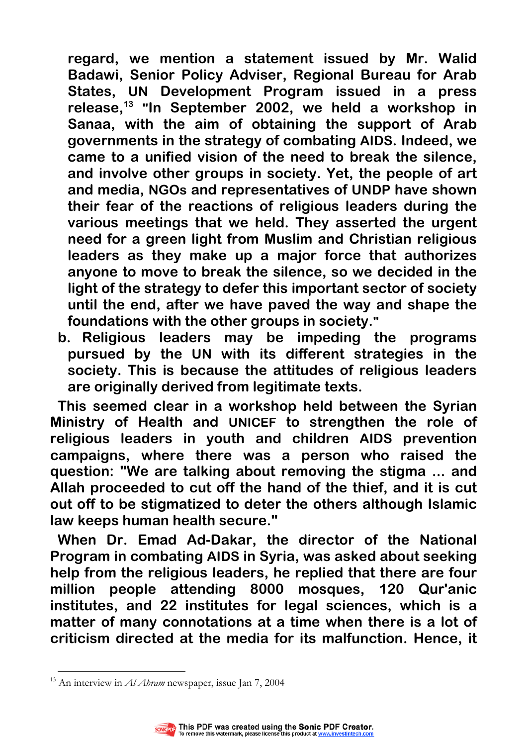**regard, we mention a statement issued by Mr. Walid Badawi, Senior Policy Adviser, Regional Bureau for Arab States, UN Development Program issued in a press release,[13] "In September 2002, we held a workshop in Sanaa, with the aim of obtaining the support of Arab governments in the strategy of combating AIDS. Indeed, we came to a unified vision of the need to break the silence, and involve other groups in society. Yet, the people of art and media, NGOs and representatives of UNDP have shown their fear of the reactions of religious leaders during the various meetings that we held. They asserted the urgent need for a green light from Muslim and Christian religious leaders as they make up a major force that authorizes anyone to move to break the silence, so we decided in the light of the strategy to defer this important sector of society until the end, after we have paved the way and shape the foundations with the other groups in society."**

**b. Religious leaders may be impeding the programs pursued by the UN with its different strategies in the society. This is because the attitudes of religious leaders are originally derived from legitimate texts.**

**This seemed clear in a workshop held between the Syrian Ministry of Health and UNICEF to strengthen the role of religious leaders in youth and children AIDS prevention campaigns, where there was a person who raised the question: "We are talking about removing the stigma ... and Allah proceeded to cut off the hand of the thief, and it is cut out off to be stigmatized to deter the others although Islamic law keeps human health secure."**

**When Dr. Emad Ad-Dakar, the director of the National Program in combating AIDS in Syria, was asked about seeking help from the religious leaders, he replied that there are four million people attending 8000 mosques, 120 Qur'anic institutes, and 22 institutes for legal sciences, which is a matter of many connotations at a time when there is a lot of criticism directed at the media for its malfunction. Hence, it**

---

[13] An interview in *Al Ahram* newspaper, issue Jan 7, 2004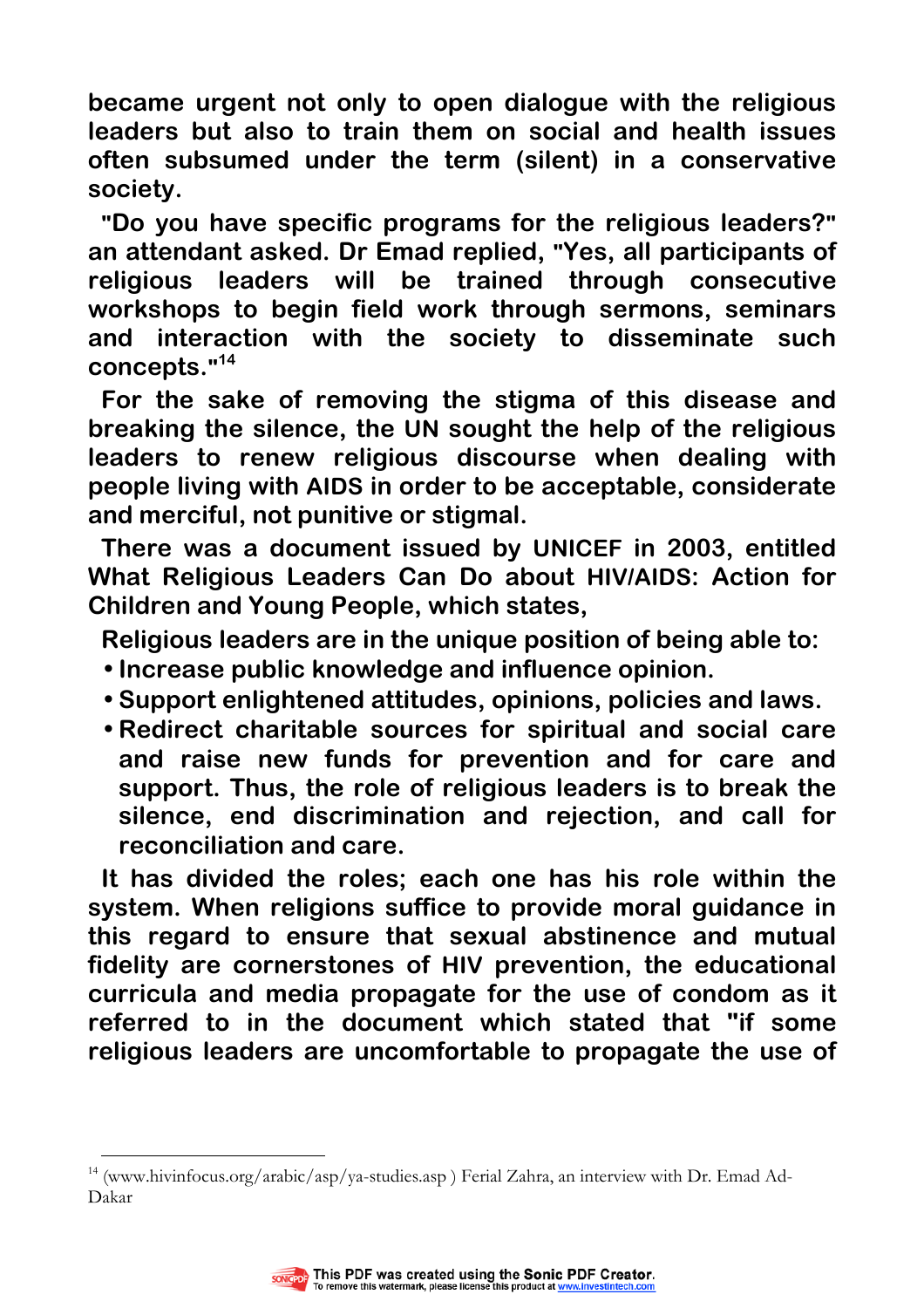became urgent not only to open dialogue with the religious leaders but also to train them on social and health issues often subsumed under the term (silent) in a conservative society.

"Do you have specific programs for the religious leaders?" an attendant asked. Dr Emad replied, "Yes, all participants of religious leaders will be trained through consecutive workshops to begin field work through sermons, seminars and interaction with the society to disseminate such concepts."[14]

For the sake of removing the stigma of this disease and breaking the silence, the UN sought the help of the religious leaders to renew religious discourse when dealing with people living with AIDS in order to be acceptable, considerate and merciful, not punitive or stigmal.

There was a document issued by UNICEF in 2003, entitled What Religious Leaders Can Do about HIV/AIDS: Action for Children and Young People, which states,

Religious leaders are in the unique position of being able to:

- Increase public knowledge and influence opinion.
- Support enlightened attitudes, opinions, policies and laws.
- Redirect charitable sources for spiritual and social care and raise new funds for prevention and for care and support. Thus, the role of religious leaders is to break the silence, end discrimination and rejection, and call for reconciliation and care.

It has divided the roles; each one has his role within the system. When religions suffice to provide moral guidance in this regard to ensure that sexual abstinence and mutual fidelity are cornerstones of HIV prevention, the educational curricula and media propagate for the use of condom as it referred to in the document which stated that "if some religious leaders are uncomfortable to propagate the use of

---

[14] (www.hivinfocus.org/arabic/asp/ya-studies.asp ) Ferial Zahra, an interview with Dr. Emad Ad-Dakar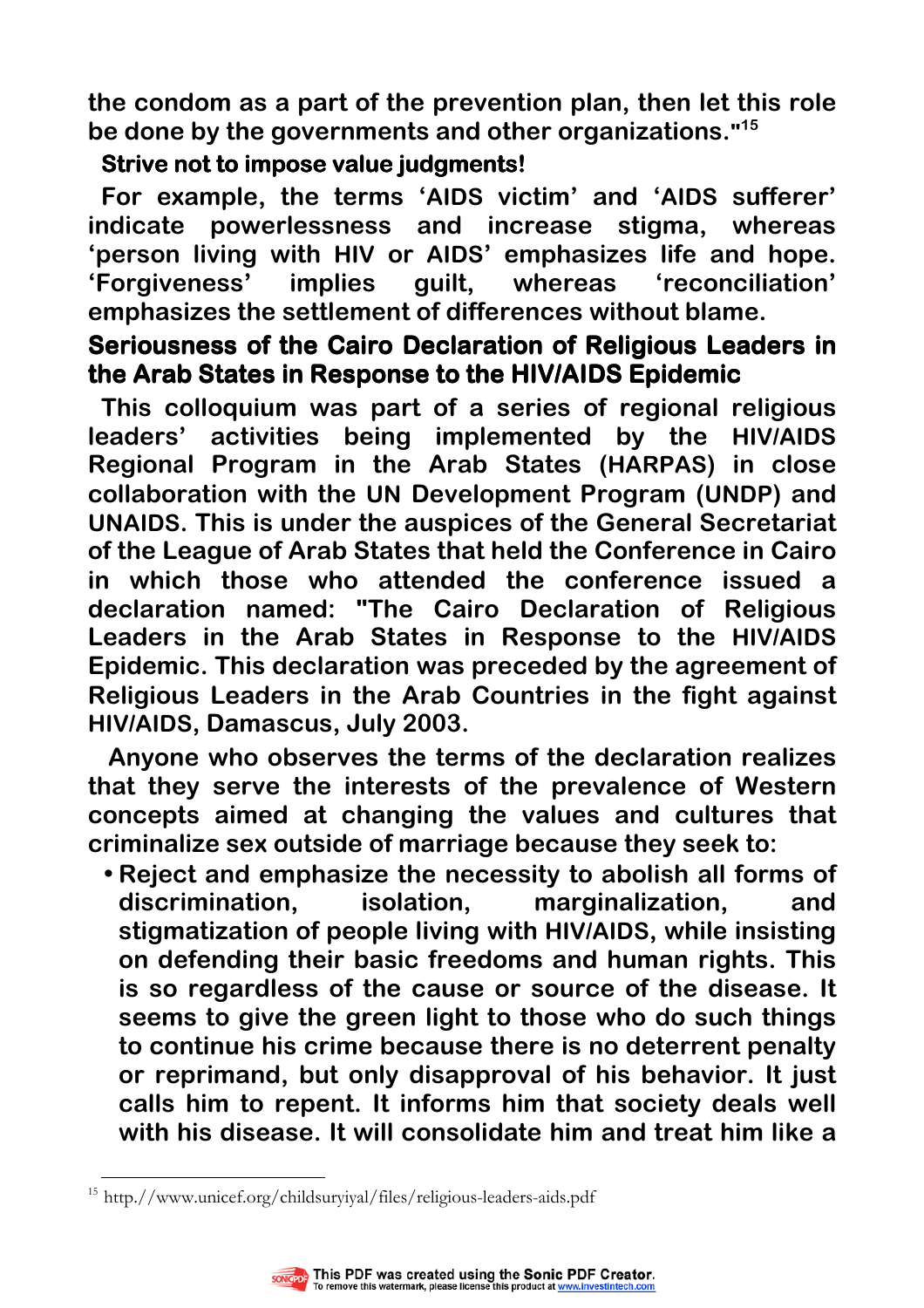**the condom as a part of the prevention plan, then let this role be done by the governments and other organizations."[15]**

**Strive not to impose value judgments!**

**For example, the terms 'AIDS victim' and 'AIDS sufferer' indicate powerlessness and increase stigma, whereas 'person living with HIV or AIDS' emphasizes life and hope. 'Forgiveness' implies guilt, whereas 'reconciliation' emphasizes the settlement of differences without blame.**

## Seriousness of the Cairo Declaration of Religious Leaders in the Arab States in Response to the HIV/AIDS Epidemic

**This colloquium was part of a series of regional religious leaders' activities being implemented by the HIV/AIDS Regional Program in the Arab States (HARPAS) in close collaboration with the UN Development Program (UNDP) and UNAIDS. This is under the auspices of the General Secretariat of the League of Arab States that held the Conference in Cairo in which those who attended the conference issued a declaration named: "The Cairo Declaration of Religious Leaders in the Arab States in Response to the HIV/AIDS Epidemic. This declaration was preceded by the agreement of Religious Leaders in the Arab Countries in the fight against HIV/AIDS, Damascus, July 2003.**

**Anyone who observes the terms of the declaration realizes that they serve the interests of the prevalence of Western concepts aimed at changing the values and cultures that criminalize sex outside of marriage because they seek to:**

- **Reject and emphasize the necessity to abolish all forms of discrimination, isolation, marginalization, and stigmatization of people living with HIV/AIDS, while insisting on defending their basic freedoms and human rights. This is so regardless of the cause or source of the disease. It seems to give the green light to those who do such things to continue his crime because there is no deterrent penalty or reprimand, but only disapproval of his behavior. It just calls him to repent. It informs him that society deals well with his disease. It will consolidate him and treat him like a**

---

[15] http://www.unicef.org/childsuryiyal/files/religious-leaders-aids.pdf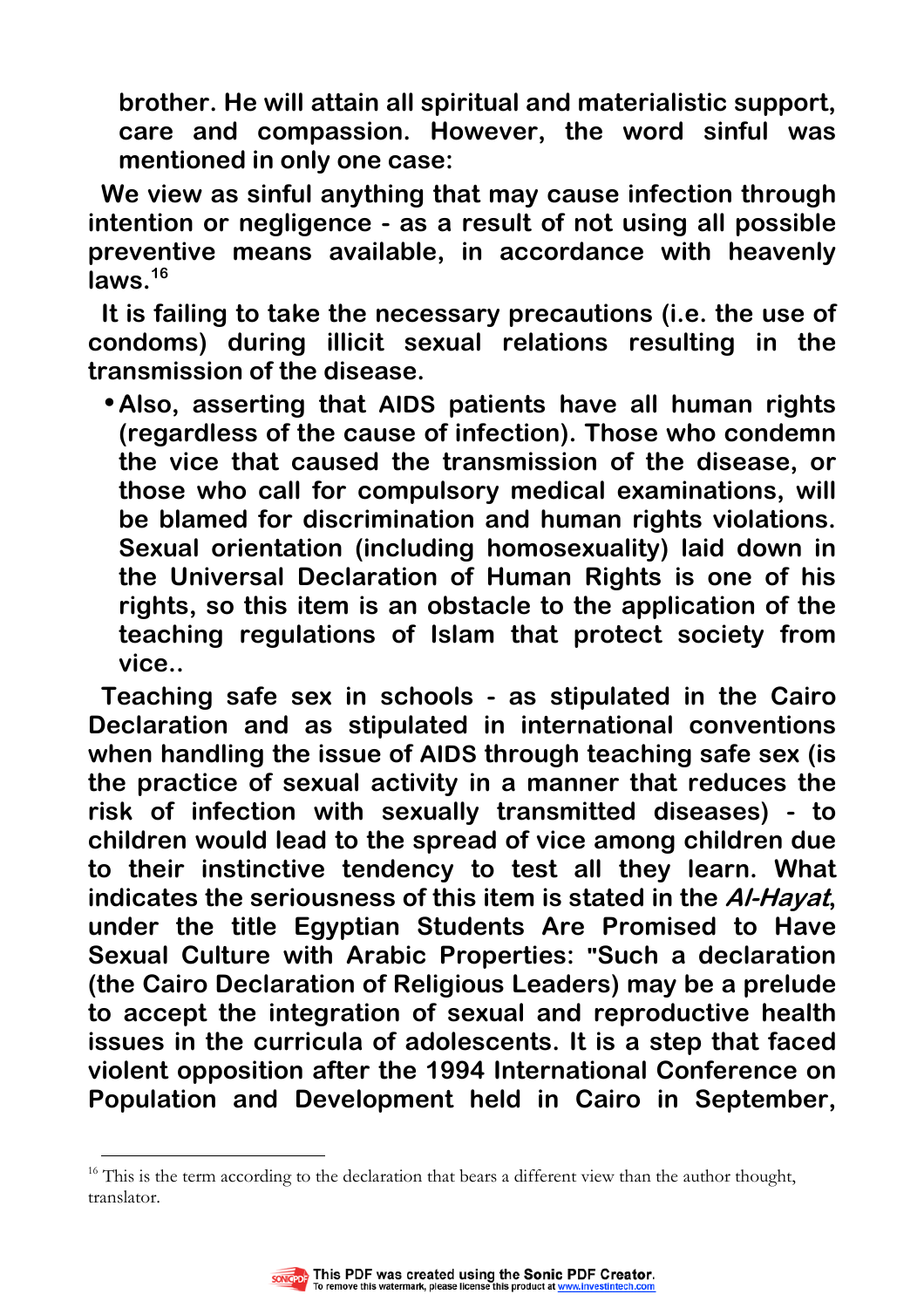brother. He will attain all spiritual and materialistic support, care and compassion. However, the word sinful was mentioned in only one case:

**We view as sinful anything that may cause infection through intention or negligence - as a result of not using all possible preventive means available, in accordance with heavenly laws.[16]**

**It is failing to take the necessary precautions (i.e. the use of condoms) during illicit sexual relations resulting in the transmission of the disease.**

- **Also, asserting that AIDS patients have all human rights (regardless of the cause of infection). Those who condemn the vice that caused the transmission of the disease, or those who call for compulsory medical examinations, will be blamed for discrimination and human rights violations. Sexual orientation (including homosexuality) laid down in the Universal Declaration of Human Rights is one of his rights, so this item is an obstacle to the application of the teaching regulations of Islam that protect society from vice..**

**Teaching safe sex in schools - as stipulated in the Cairo Declaration and as stipulated in international conventions when handling the issue of AIDS through teaching safe sex (is the practice of sexual activity in a manner that reduces the risk of infection with sexually transmitted diseases) - to children would lead to the spread of vice among children due to their instinctive tendency to test all they learn. What indicates the seriousness of this item is stated in the *Al-Hayat*, under the title Egyptian Students Are Promised to Have Sexual Culture with Arabic Properties: "Such a declaration (the Cairo Declaration of Religious Leaders) may be a prelude to accept the integration of sexual and reproductive health issues in the curricula of adolescents. It is a step that faced violent opposition after the 1994 International Conference on Population and Development held in Cairo in September,**

---

[16] This is the term according to the declaration that bears a different view than the author thought, translator.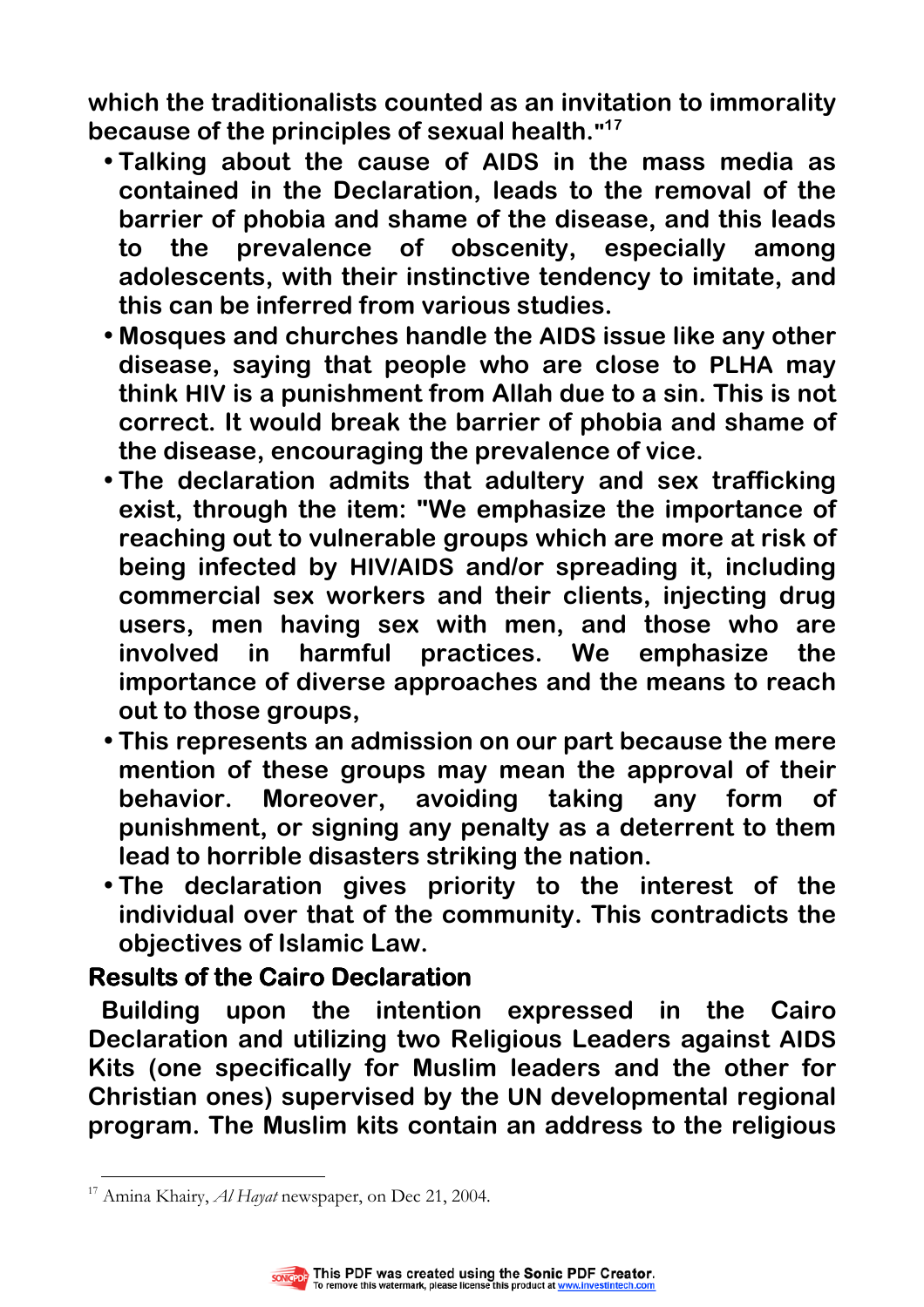**which the traditionalists counted as an invitation to immorality because of the principles of sexual health."[17]**

- **Talking about the cause of AIDS in the mass media as contained in the Declaration, leads to the removal of the barrier of phobia and shame of the disease, and this leads to the prevalence of obscenity, especially among adolescents, with their instinctive tendency to imitate, and this can be inferred from various studies.**
- **Mosques and churches handle the AIDS issue like any other disease, saying that people who are close to PLHA may think HIV is a punishment from Allah due to a sin. This is not correct. It would break the barrier of phobia and shame of the disease, encouraging the prevalence of vice.**
- **The declaration admits that adultery and sex trafficking exist, through the item: "We emphasize the importance of reaching out to vulnerable groups which are more at risk of being infected by HIV/AIDS and/or spreading it, including commercial sex workers and their clients, injecting drug users, men having sex with men, and those who are involved in harmful practices. We emphasize the importance of diverse approaches and the means to reach out to those groups,**
- **This represents an admission on our part because the mere mention of these groups may mean the approval of their behavior. Moreover, avoiding taking any form of punishment, or signing any penalty as a deterrent to them lead to horrible disasters striking the nation.**
- **The declaration gives priority to the interest of the individual over that of the community. This contradicts the objectives of Islamic Law.**

## Results of the Cairo Declaration

**Building upon the intention expressed in the Cairo Declaration and utilizing two Religious Leaders against AIDS Kits (one specifically for Muslim leaders and the other for Christian ones) supervised by the UN developmental regional program. The Muslim kits contain an address to the religious**

---

[17] Amina Khairy, *Al Hayat* newspaper, on Dec 21, 2004.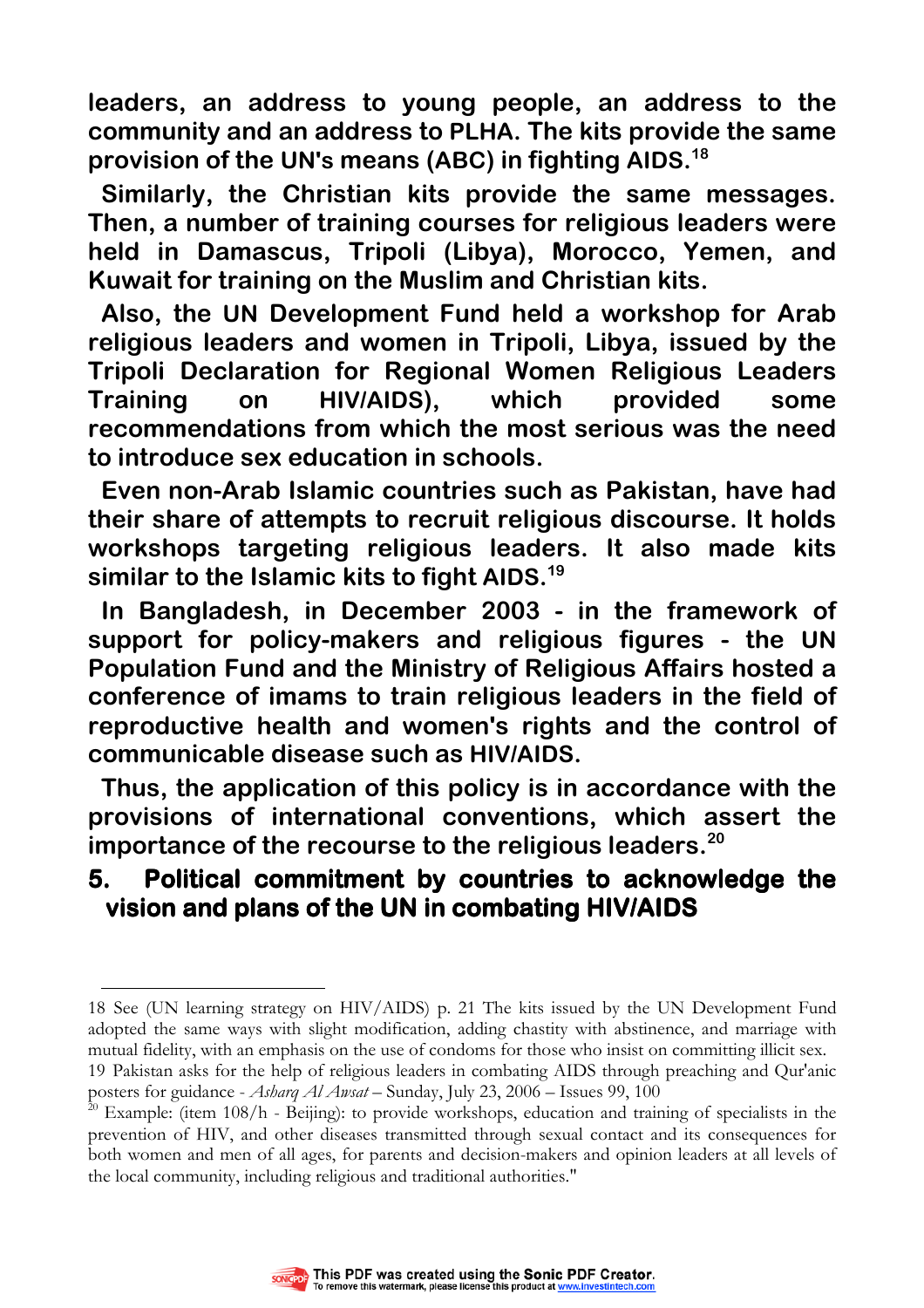**leaders, an address to young people, an address to the community and an address to PLHA. The kits provide the same provision of the UN's means (ABC) in fighting AIDS.[18]**

**Similarly, the Christian kits provide the same messages. Then, a number of training courses for religious leaders were held in Damascus, Tripoli (Libya), Morocco, Yemen, and Kuwait for training on the Muslim and Christian kits.**

**Also, the UN Development Fund held a workshop for Arab religious leaders and women in Tripoli, Libya, issued by the Tripoli Declaration for Regional Women Religious Leaders Training on HIV/AIDS), which provided some recommendations from which the most serious was the need to introduce sex education in schools.**

**Even non-Arab Islamic countries such as Pakistan, have had their share of attempts to recruit religious discourse. It holds workshops targeting religious leaders. It also made kits similar to the Islamic kits to fight AIDS.[19]**

**In Bangladesh, in December 2003 - in the framework of support for policy-makers and religious figures - the UN Population Fund and the Ministry of Religious Affairs hosted a conference of imams to train religious leaders in the field of reproductive health and women's rights and the control of communicable disease such as HIV/AIDS.**

**Thus, the application of this policy is in accordance with the provisions of international conventions, which assert the importance of the recourse to the religious leaders.[20]**

## 5. Political commitment by countries to acknowledge the vision and plans of the UN in combating HIV/AIDS

---

18 See (UN learning strategy on HIV/AIDS) p. 21 The kits issued by the UN Development Fund adopted the same ways with slight modification, adding chastity with abstinence, and marriage with mutual fidelity, with an emphasis on the use of condoms for those who insist on committing illicit sex.

19 Pakistan asks for the help of religious leaders in combating AIDS through preaching and Qur'anic posters for guidance - *Asharq Al Awsat* – Sunday, July 23, 2006 – Issues 99, 100

20 Example: (item 108/h - Beijing): to provide workshops, education and training of specialists in the prevention of HIV, and other diseases transmitted through sexual contact and its consequences for both women and men of all ages, for parents and decision-makers and opinion leaders at all levels of the local community, including religious and traditional authorities."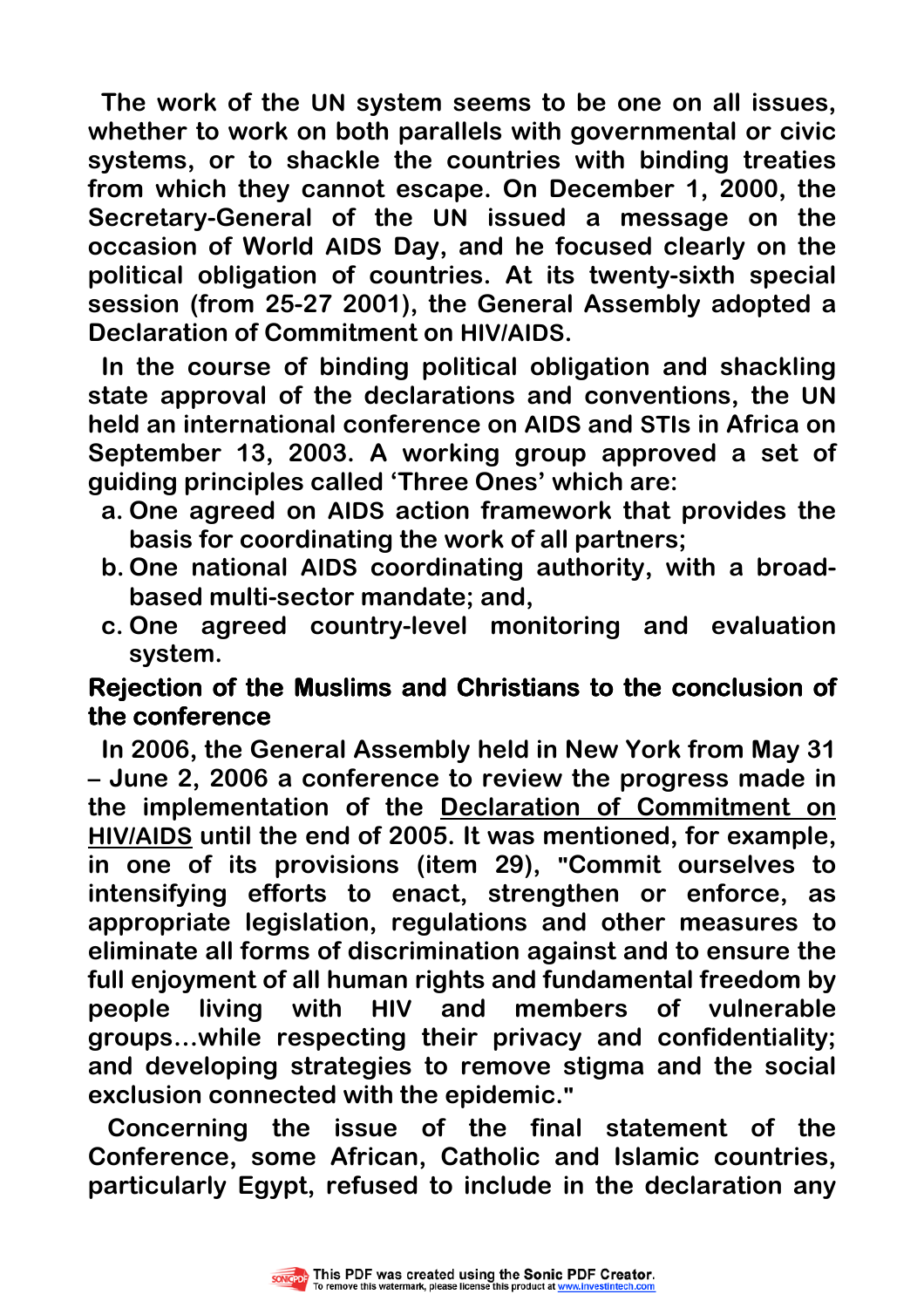The work of the UN system seems to be one on all issues, whether to work on both parallels with governmental or civic systems, or to shackle the countries with binding treaties from which they cannot escape. On December 1, 2000, the Secretary-General of the UN issued a message on the occasion of World AIDS Day, and he focused clearly on the political obligation of countries. At its twenty-sixth special session (from 25-27 2001), the General Assembly adopted a Declaration of Commitment on HIV/AIDS.

In the course of binding political obligation and shackling state approval of the declarations and conventions, the UN held an international conference on AIDS and STIs in Africa on September 13, 2003. A working group approved a set of guiding principles called 'Three Ones' which are:

a. One agreed on AIDS action framework that provides the basis for coordinating the work of all partners;
b. One national AIDS coordinating authority, with a broad-based multi-sector mandate; and,
c. One agreed country-level monitoring and evaluation system.

## Rejection of the Muslims and Christians to the conclusion of the conference

In 2006, the General Assembly held in New York from May 31 – June 2, 2006 a conference to review the progress made in the implementation of the Declaration of Commitment on HIV/AIDS until the end of 2005. It was mentioned, for example, in one of its provisions (item 29), "Commit ourselves to intensifying efforts to enact, strengthen or enforce, as appropriate legislation, regulations and other measures to eliminate all forms of discrimination against and to ensure the full enjoyment of all human rights and fundamental freedom by people living with HIV and members of vulnerable groups…while respecting their privacy and confidentiality; and developing strategies to remove stigma and the social exclusion connected with the epidemic."

Concerning the issue of the final statement of the Conference, some African, Catholic and Islamic countries, particularly Egypt, refused to include in the declaration any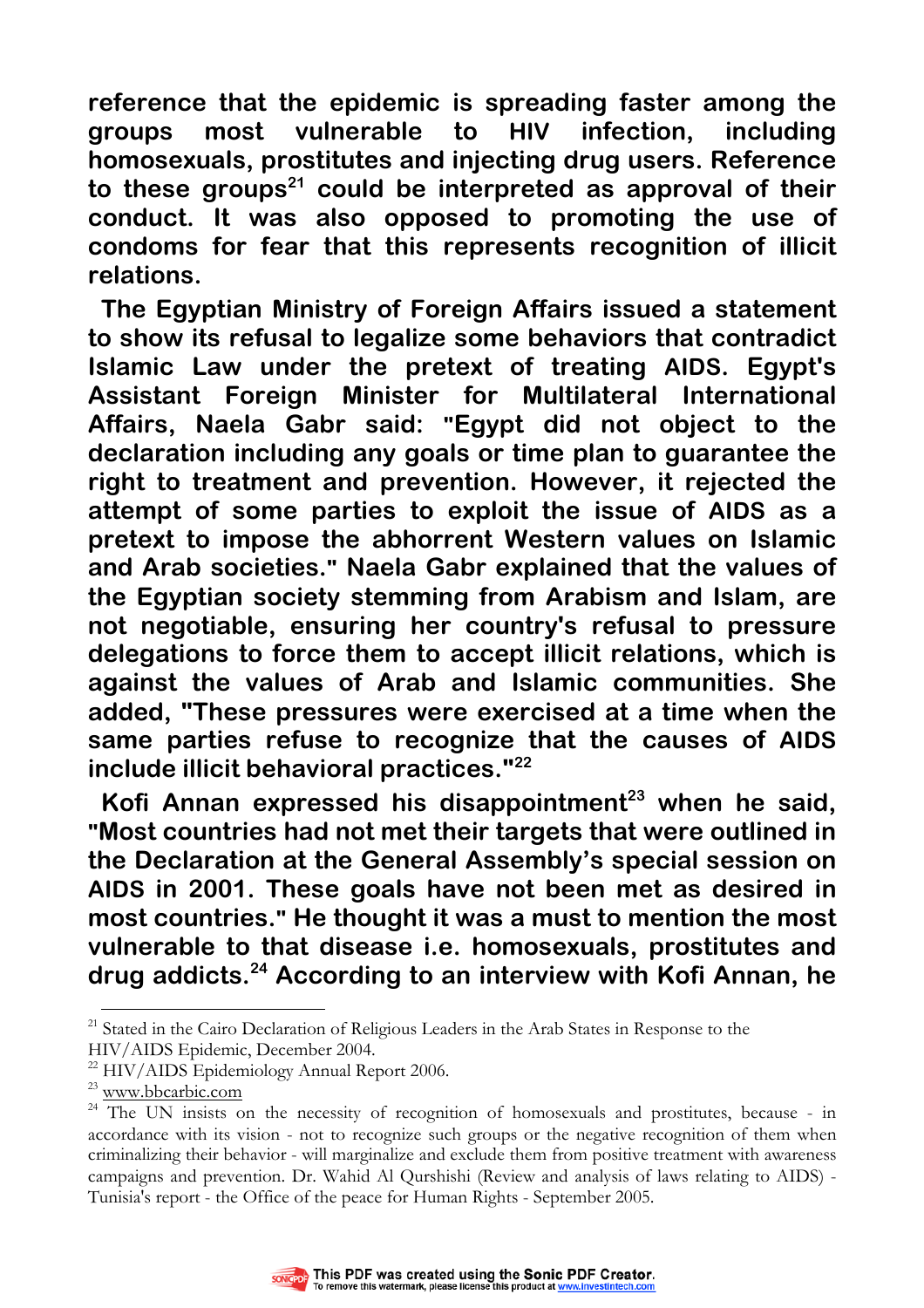**reference that the epidemic is spreading faster among the groups most vulnerable to HIV infection, including homosexuals, prostitutes and injecting drug users. Reference to these groups[21] could be interpreted as approval of their conduct. It was also opposed to promoting the use of condoms for fear that this represents recognition of illicit relations.**

**The Egyptian Ministry of Foreign Affairs issued a statement to show its refusal to legalize some behaviors that contradict Islamic Law under the pretext of treating AIDS. Egypt's Assistant Foreign Minister for Multilateral International Affairs, Naela Gabr said: "Egypt did not object to the declaration including any goals or time plan to guarantee the right to treatment and prevention. However, it rejected the attempt of some parties to exploit the issue of AIDS as a pretext to impose the abhorrent Western values on Islamic and Arab societies." Naela Gabr explained that the values of the Egyptian society stemming from Arabism and Islam, are not negotiable, ensuring her country's refusal to pressure delegations to force them to accept illicit relations, which is against the values of Arab and Islamic communities. She added, "These pressures were exercised at a time when the same parties refuse to recognize that the causes of AIDS include illicit behavioral practices."[22]**

**Kofi Annan expressed his disappointment[23] when he said, "Most countries had not met their targets that were outlined in the Declaration at the General Assembly's special session on AIDS in 2001. These goals have not been met as desired in most countries." He thought it was a must to mention the most vulnerable to that disease i.e. homosexuals, prostitutes and drug addicts.[24] According to an interview with Kofi Annan, he**

---

[21] Stated in the Cairo Declaration of Religious Leaders in the Arab States in Response to the HIV/AIDS Epidemic, December 2004.

[22] HIV/AIDS Epidemiology Annual Report 2006.

[23] www.bbcarbic.com

[24] The UN insists on the necessity of recognition of homosexuals and prostitutes, because - in accordance with its vision - not to recognize such groups or the negative recognition of them when criminalizing their behavior - will marginalize and exclude them from positive treatment with awareness campaigns and prevention. Dr. Wahid Al Qurshishi (Review and analysis of laws relating to AIDS) - Tunisia's report - the Office of the peace for Human Rights - September 2005.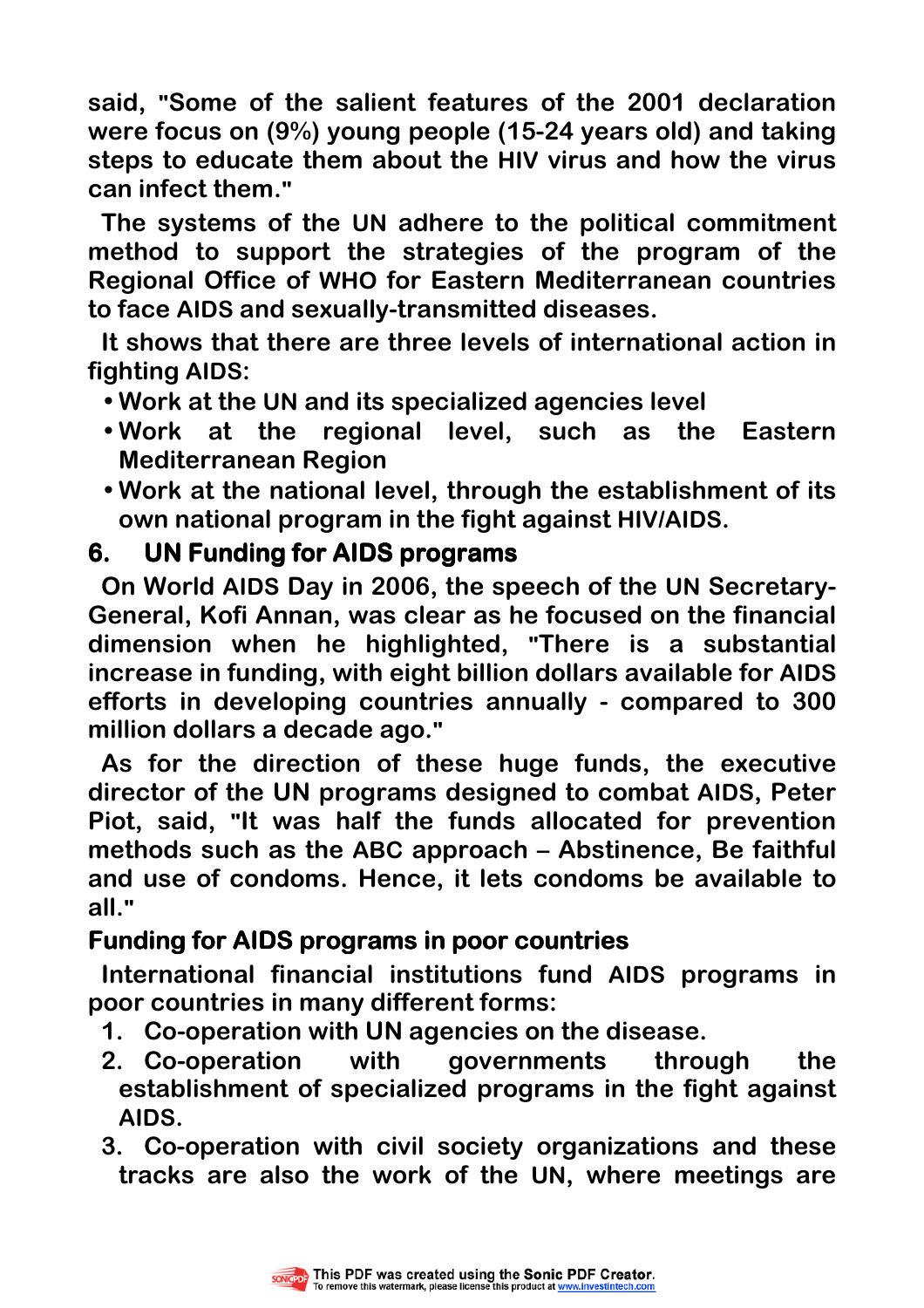said, "Some of the salient features of the 2001 declaration were focus on (9%) young people (15-24 years old) and taking steps to educate them about the HIV virus and how the virus can infect them."

The systems of the UN adhere to the political commitment method to support the strategies of the program of the Regional Office of WHO for Eastern Mediterranean countries to face AIDS and sexually-transmitted diseases.

It shows that there are three levels of international action in fighting AIDS:

- Work at the UN and its specialized agencies level
- Work at the regional level, such as the Eastern Mediterranean Region
- Work at the national level, through the establishment of its own national program in the fight against HIV/AIDS.

## 6. UN Funding for AIDS programs

On World AIDS Day in 2006, the speech of the UN Secretary-General, Kofi Annan, was clear as he focused on the financial dimension when he highlighted, "There is a substantial increase in funding, with eight billion dollars available for AIDS efforts in developing countries annually - compared to 300 million dollars a decade ago."

As for the direction of these huge funds, the executive director of the UN programs designed to combat AIDS, Peter Piot, said, "It was half the funds allocated for prevention methods such as the ABC approach – Abstinence, Be faithful and use of condoms. Hence, it lets condoms be available to all."

### Funding for AIDS programs in poor countries

International financial institutions fund AIDS programs in poor countries in many different forms:

1. Co-operation with UN agencies on the disease.
2. Co-operation with governments through the establishment of specialized programs in the fight against AIDS.
3. Co-operation with civil society organizations and these tracks are also the work of the UN, where meetings are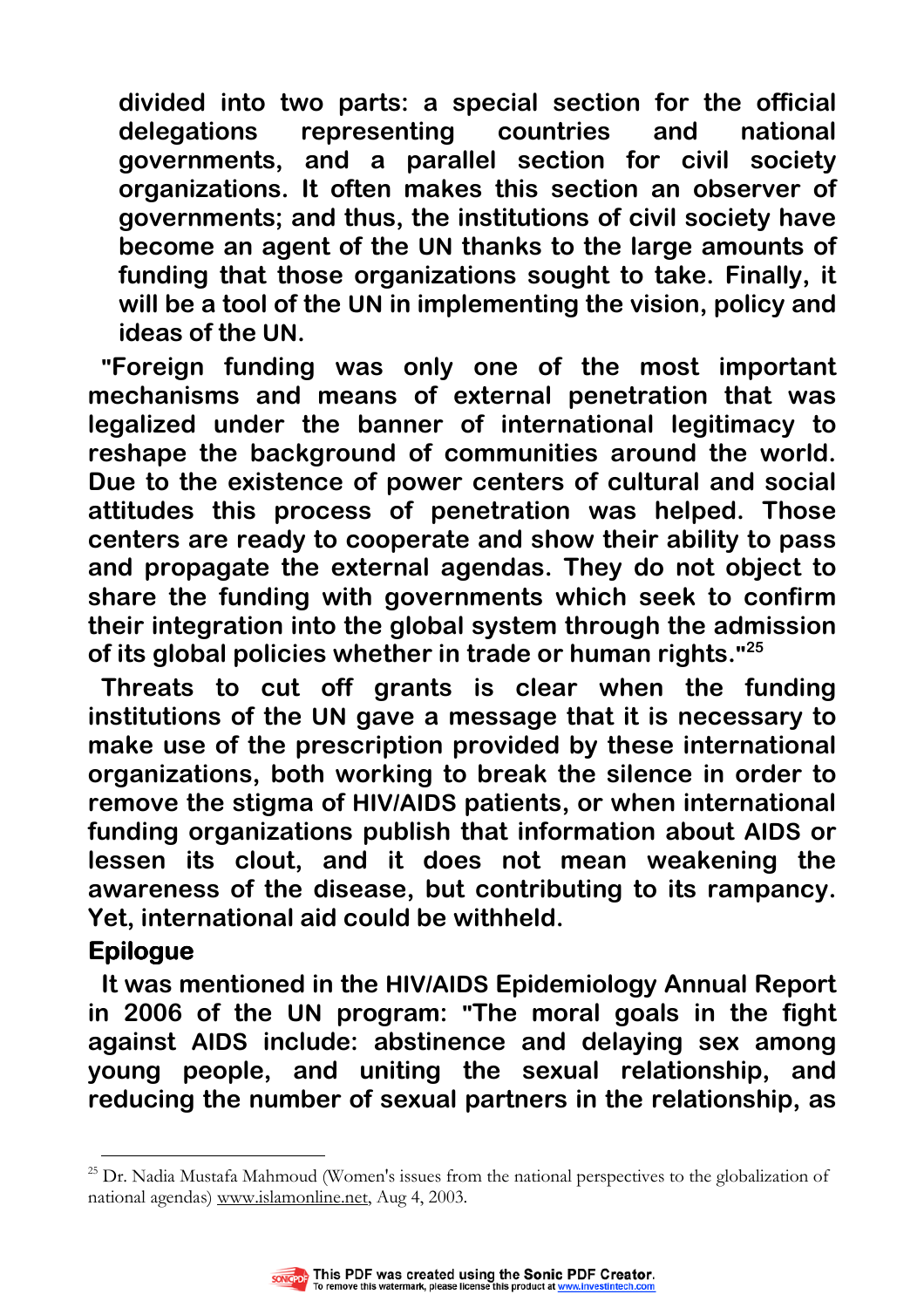divided into two parts: a special section for the official delegations representing countries and national governments, and a parallel section for civil society organizations. It often makes this section an observer of governments; and thus, the institutions of civil society have become an agent of the UN thanks to the large amounts of funding that those organizations sought to take. Finally, it will be a tool of the UN in implementing the vision, policy and ideas of the UN.

"Foreign funding was only one of the most important mechanisms and means of external penetration that was legalized under the banner of international legitimacy to reshape the background of communities around the world. Due to the existence of power centers of cultural and social attitudes this process of penetration was helped. Those centers are ready to cooperate and show their ability to pass and propagate the external agendas. They do not object to share the funding with governments which seek to confirm their integration into the global system through the admission of its global policies whether in trade or human rights."[25]

Threats to cut off grants is clear when the funding institutions of the UN gave a message that it is necessary to make use of the prescription provided by these international organizations, both working to break the silence in order to remove the stigma of HIV/AIDS patients, or when international funding organizations publish that information about AIDS or lessen its clout, and it does not mean weakening the awareness of the disease, but contributing to its rampancy. Yet, international aid could be withheld.

## Epilogue

It was mentioned in the HIV/AIDS Epidemiology Annual Report in 2006 of the UN program: "The moral goals in the fight against AIDS include: abstinence and delaying sex among young people, and uniting the sexual relationship, and reducing the number of sexual partners in the relationship, as

---

[25] Dr. Nadia Mustafa Mahmoud (Women's issues from the national perspectives to the globalization of national agendas) www.islamonline.net, Aug 4, 2003.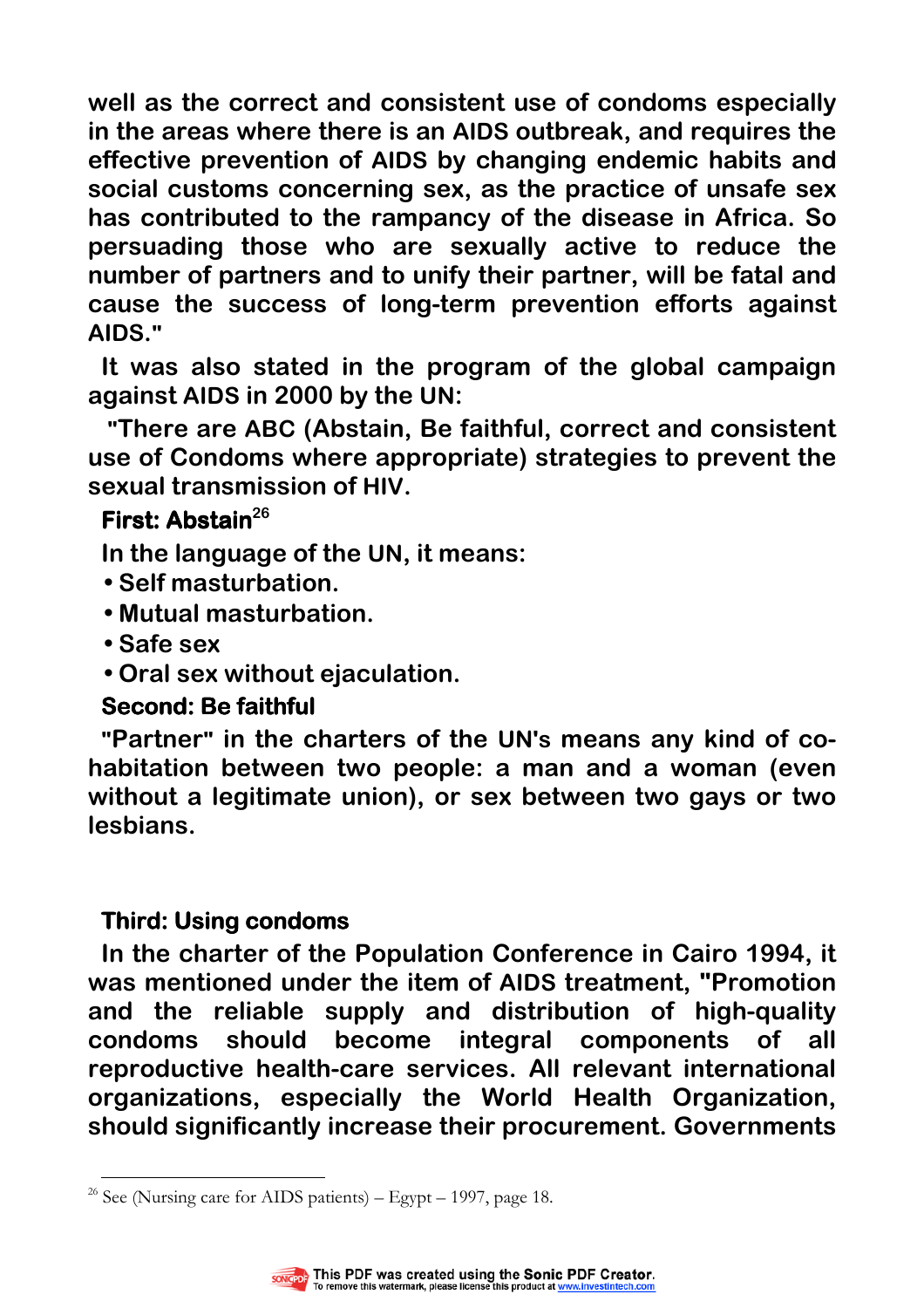well as the correct and consistent use of condoms especially in the areas where there is an AIDS outbreak, and requires the effective prevention of AIDS by changing endemic habits and social customs concerning sex, as the practice of unsafe sex has contributed to the rampancy of the disease in Africa. So persuading those who are sexually active to reduce the number of partners and to unify their partner, will be fatal and cause the success of long-term prevention efforts against AIDS."

It was also stated in the program of the global campaign against AIDS in 2000 by the UN:

"There are ABC (Abstain, Be faithful, correct and consistent use of Condoms where appropriate) strategies to prevent the sexual transmission of HIV.

**First: Abstain**[26]

In the language of the UN, it means:

- Self masturbation.
- Mutual masturbation.
- Safe sex
- Oral sex without ejaculation.

**Second: Be faithful**

"Partner" in the charters of the UN's means any kind of co-habitation between two people: a man and a woman (even without a legitimate union), or sex between two gays or two lesbians.

**Third: Using condoms**

In the charter of the Population Conference in Cairo 1994, it was mentioned under the item of AIDS treatment, "Promotion and the reliable supply and distribution of high-quality condoms should become integral components of all reproductive health-care services. All relevant international organizations, especially the World Health Organization, should significantly increase their procurement. Governments

---

[26] See (Nursing care for AIDS patients) – Egypt – 1997, page 18.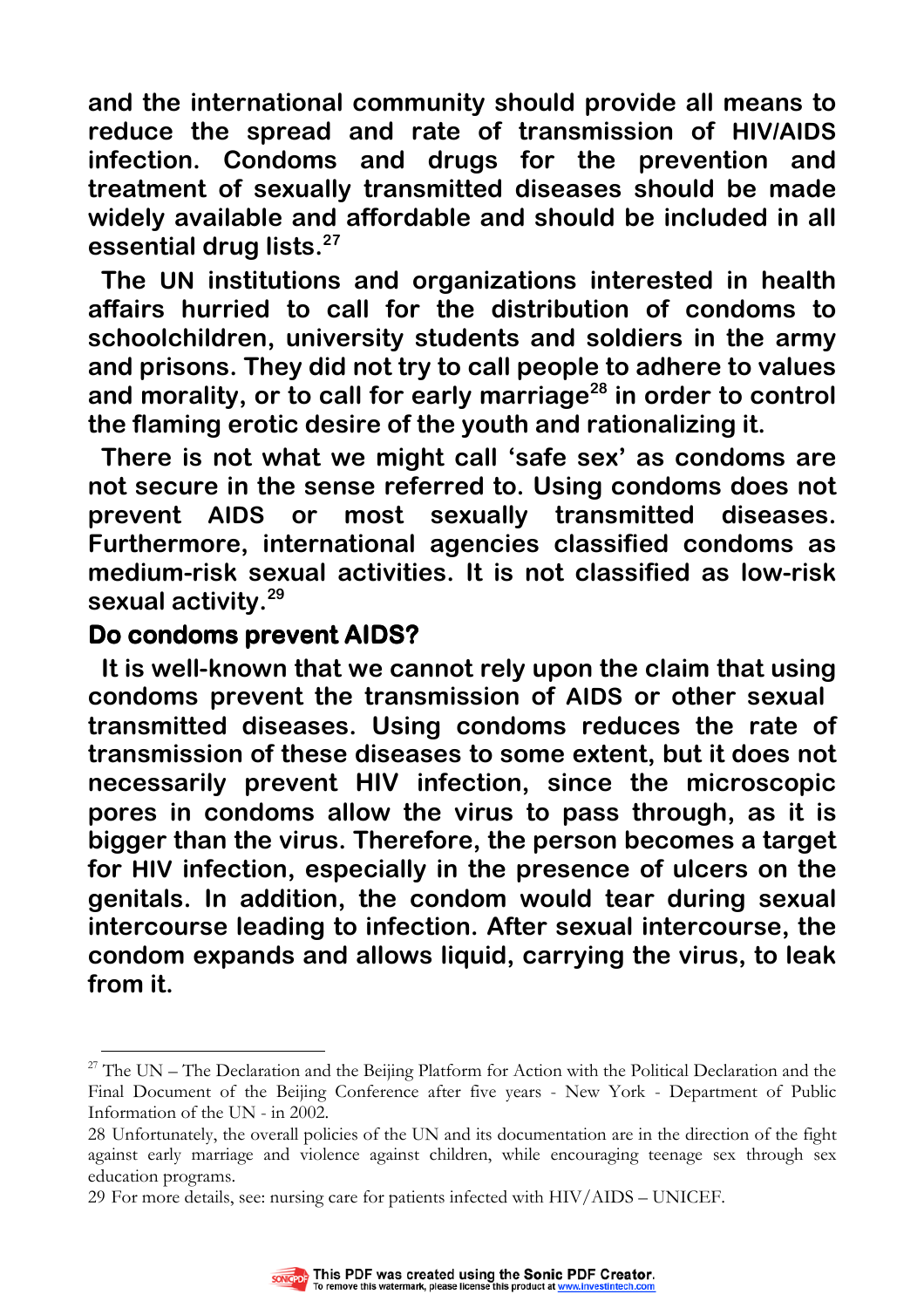**and the international community should provide all means to reduce the spread and rate of transmission of HIV/AIDS infection. Condoms and drugs for the prevention and treatment of sexually transmitted diseases should be made widely available and affordable and should be included in all essential drug lists.[27]**

**The UN institutions and organizations interested in health affairs hurried to call for the distribution of condoms to schoolchildren, university students and soldiers in the army and prisons. They did not try to call people to adhere to values and morality, or to call for early marriage[28] in order to control the flaming erotic desire of the youth and rationalizing it.**

**There is not what we might call 'safe sex' as condoms are not secure in the sense referred to. Using condoms does not prevent AIDS or most sexually transmitted diseases. Furthermore, international agencies classified condoms as medium-risk sexual activities. It is not classified as low-risk sexual activity.[29]**

## Do condoms prevent AIDS?

**It is well-known that we cannot rely upon the claim that using condoms prevent the transmission of AIDS or other sexual transmitted diseases. Using condoms reduces the rate of transmission of these diseases to some extent, but it does not necessarily prevent HIV infection, since the microscopic pores in condoms allow the virus to pass through, as it is bigger than the virus. Therefore, the person becomes a target for HIV infection, especially in the presence of ulcers on the genitals. In addition, the condom would tear during sexual intercourse leading to infection. After sexual intercourse, the condom expands and allows liquid, carrying the virus, to leak from it.**

---

[27] The UN – The Declaration and the Beijing Platform for Action with the Political Declaration and the Final Document of the Beijing Conference after five years - New York - Department of Public Information of the UN - in 2002.

28 Unfortunately, the overall policies of the UN and its documentation are in the direction of the fight against early marriage and violence against children, while encouraging teenage sex through sex education programs.

29 For more details, see: nursing care for patients infected with HIV/AIDS – UNICEF.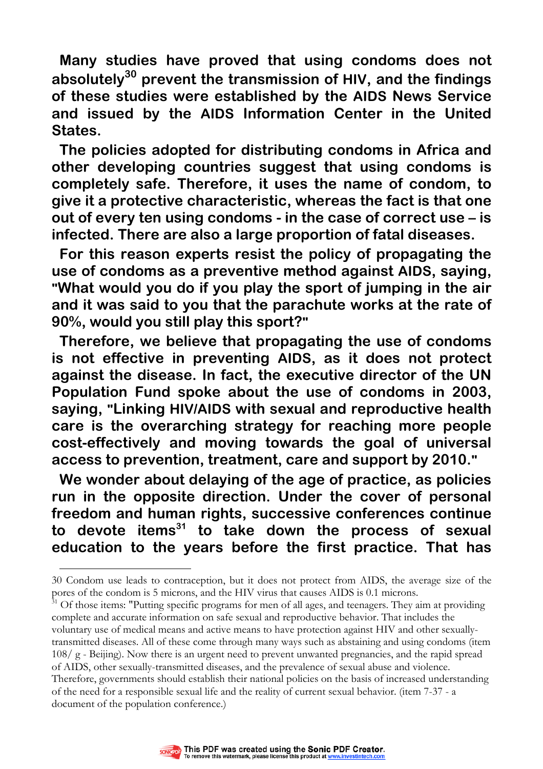**Many studies have proved that using condoms does not absolutely[30] prevent the transmission of HIV, and the findings of these studies were established by the AIDS News Service and issued by the AIDS Information Center in the United States.**

**The policies adopted for distributing condoms in Africa and other developing countries suggest that using condoms is completely safe. Therefore, it uses the name of condom, to give it a protective characteristic, whereas the fact is that one out of every ten using condoms - in the case of correct use – is infected. There are also a large proportion of fatal diseases.**

**For this reason experts resist the policy of propagating the use of condoms as a preventive method against AIDS, saying, "What would you do if you play the sport of jumping in the air and it was said to you that the parachute works at the rate of 90%, would you still play this sport?"**

**Therefore, we believe that propagating the use of condoms is not effective in preventing AIDS, as it does not protect against the disease. In fact, the executive director of the UN Population Fund spoke about the use of condoms in 2003, saying, "Linking HIV/AIDS with sexual and reproductive health care is the overarching strategy for reaching more people cost-effectively and moving towards the goal of universal access to prevention, treatment, care and support by 2010."**

**We wonder about delaying of the age of practice, as policies run in the opposite direction. Under the cover of personal freedom and human rights, successive conferences continue to devote items[31] to take down the process of sexual education to the years before the first practice. That has**

---

30 Condom use leads to contraception, but it does not protect from AIDS, the average size of the pores of the condom is 5 microns, and the HIV virus that causes AIDS is 0.1 microns.

31 Of those items: "Putting specific programs for men of all ages, and teenagers. They aim at providing complete and accurate information on safe sexual and reproductive behavior. That includes the voluntary use of medical means and active means to have protection against HIV and other sexually-transmitted diseases. All of these come through many ways such as abstaining and using condoms (item 108/ g - Beijing). Now there is an urgent need to prevent unwanted pregnancies, and the rapid spread of AIDS, other sexually-transmitted diseases, and the prevalence of sexual abuse and violence. Therefore, governments should establish their national policies on the basis of increased understanding of the need for a responsible sexual life and the reality of current sexual behavior. (item 7-37 - a document of the population conference.)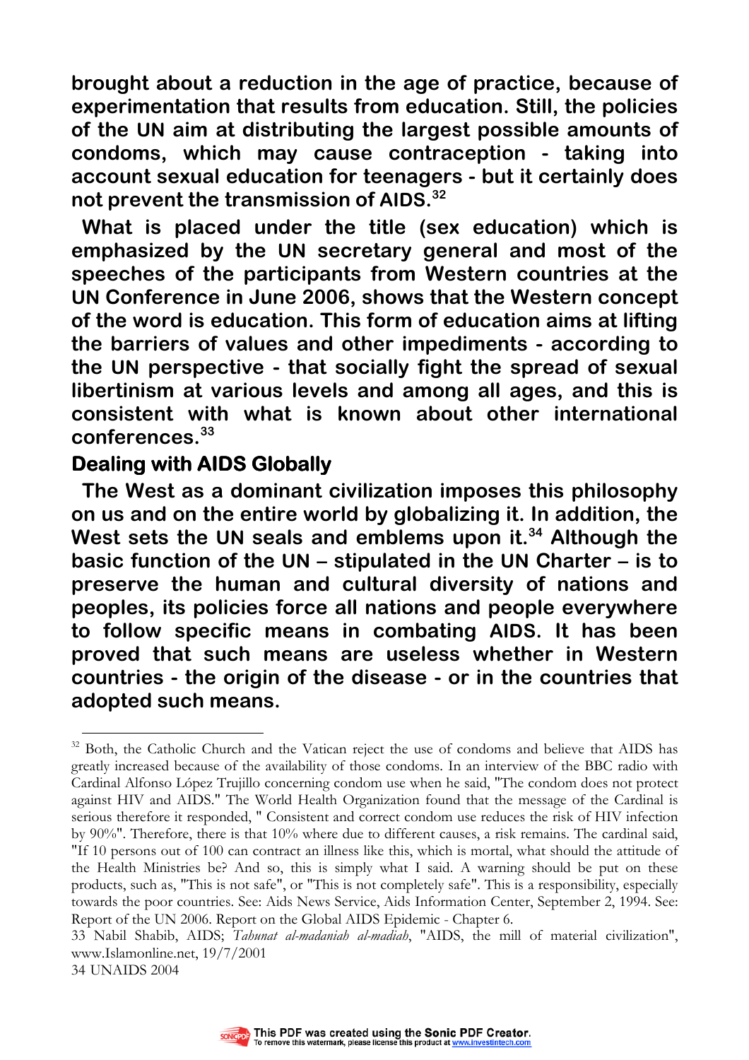**brought about a reduction in the age of practice, because of experimentation that results from education. Still, the policies of the UN aim at distributing the largest possible amounts of condoms, which may cause contraception - taking into account sexual education for teenagers - but it certainly does not prevent the transmission of AIDS.[32]**

**What is placed under the title (sex education) which is emphasized by the UN secretary general and most of the speeches of the participants from Western countries at the UN Conference in June 2006, shows that the Western concept of the word is education. This form of education aims at lifting the barriers of values and other impediments - according to the UN perspective - that socially fight the spread of sexual libertinism at various levels and among all ages, and this is consistent with what is known about other international conferences.[33]**

## Dealing with AIDS Globally

**The West as a dominant civilization imposes this philosophy on us and on the entire world by globalizing it. In addition, the West sets the UN seals and emblems upon it.[34] Although the basic function of the UN – stipulated in the UN Charter – is to preserve the human and cultural diversity of nations and peoples, its policies force all nations and people everywhere to follow specific means in combating AIDS. It has been proved that such means are useless whether in Western countries - the origin of the disease - or in the countries that adopted such means.**

---

[32] Both, the Catholic Church and the Vatican reject the use of condoms and believe that AIDS has greatly increased because of the availability of those condoms. In an interview of the BBC radio with Cardinal Alfonso López Trujillo concerning condom use when he said, "The condom does not protect against HIV and AIDS." The World Health Organization found that the message of the Cardinal is serious therefore it responded, " Consistent and correct condom use reduces the risk of HIV infection by 90%". Therefore, there is that 10% where due to different causes, a risk remains. The cardinal said, "If 10 persons out of 100 can contract an illness like this, which is mortal, what should the attitude of the Health Ministries be? And so, this is simply what I said. A warning should be put on these products, such as, "This is not safe", or "This is not completely safe". This is a responsibility, especially towards the poor countries. See: Aids News Service, Aids Information Center, September 2, 1994. See: Report of the UN 2006. Report on the Global AIDS Epidemic - Chapter 6.

33 Nabil Shabib, AIDS; *Tahunat al-madaniah al-madiah*, "AIDS, the mill of material civilization", www.Islamonline.net, 19/7/2001

34 UNAIDS 2004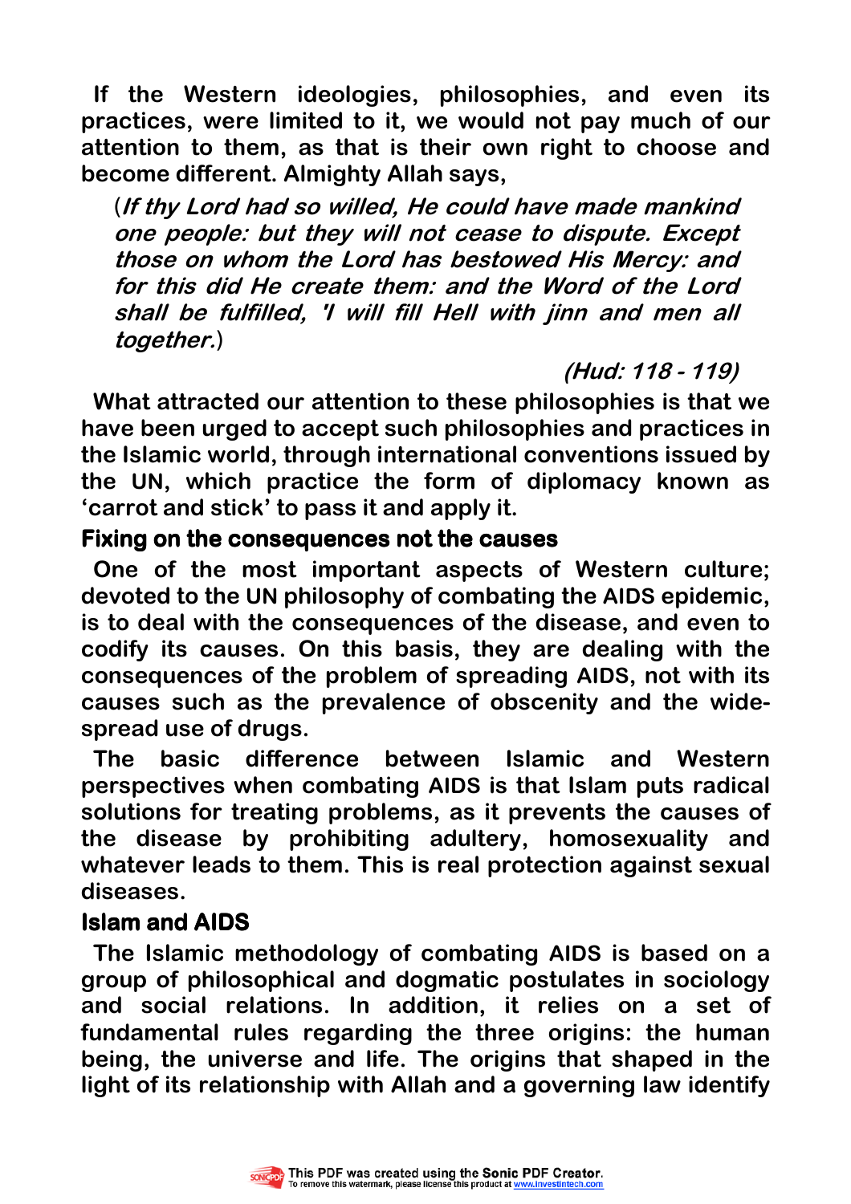**If the Western ideologies, philosophies, and even its practices, were limited to it, we would not pay much of our attention to them, as that is their own right to choose and become different. Almighty Allah says,**

> (***If thy Lord had so willed, He could have made mankind one people: but they will not cease to dispute. Except those on whom the Lord has bestowed His Mercy: and for this did He create them: and the Word of the Lord shall be fulfilled, 'I will fill Hell with jinn and men all together.***)
>
> ***(Hud: 118 - 119)***

**What attracted our attention to these philosophies is that we have been urged to accept such philosophies and practices in the Islamic world, through international conventions issued by the UN, which practice the form of diplomacy known as 'carrot and stick' to pass it and apply it.**

## Fixing on the consequences not the causes

**One of the most important aspects of Western culture; devoted to the UN philosophy of combating the AIDS epidemic, is to deal with the consequences of the disease, and even to codify its causes. On this basis, they are dealing with the consequences of the problem of spreading AIDS, not with its causes such as the prevalence of obscenity and the wide-spread use of drugs.**

**The basic difference between Islamic and Western perspectives when combating AIDS is that Islam puts radical solutions for treating problems, as it prevents the causes of the disease by prohibiting adultery, homosexuality and whatever leads to them. This is real protection against sexual diseases.**

## Islam and AIDS

**The Islamic methodology of combating AIDS is based on a group of philosophical and dogmatic postulates in sociology and social relations. In addition, it relies on a set of fundamental rules regarding the three origins: the human being, the universe and life. The origins that shaped in the light of its relationship with Allah and a governing law identify**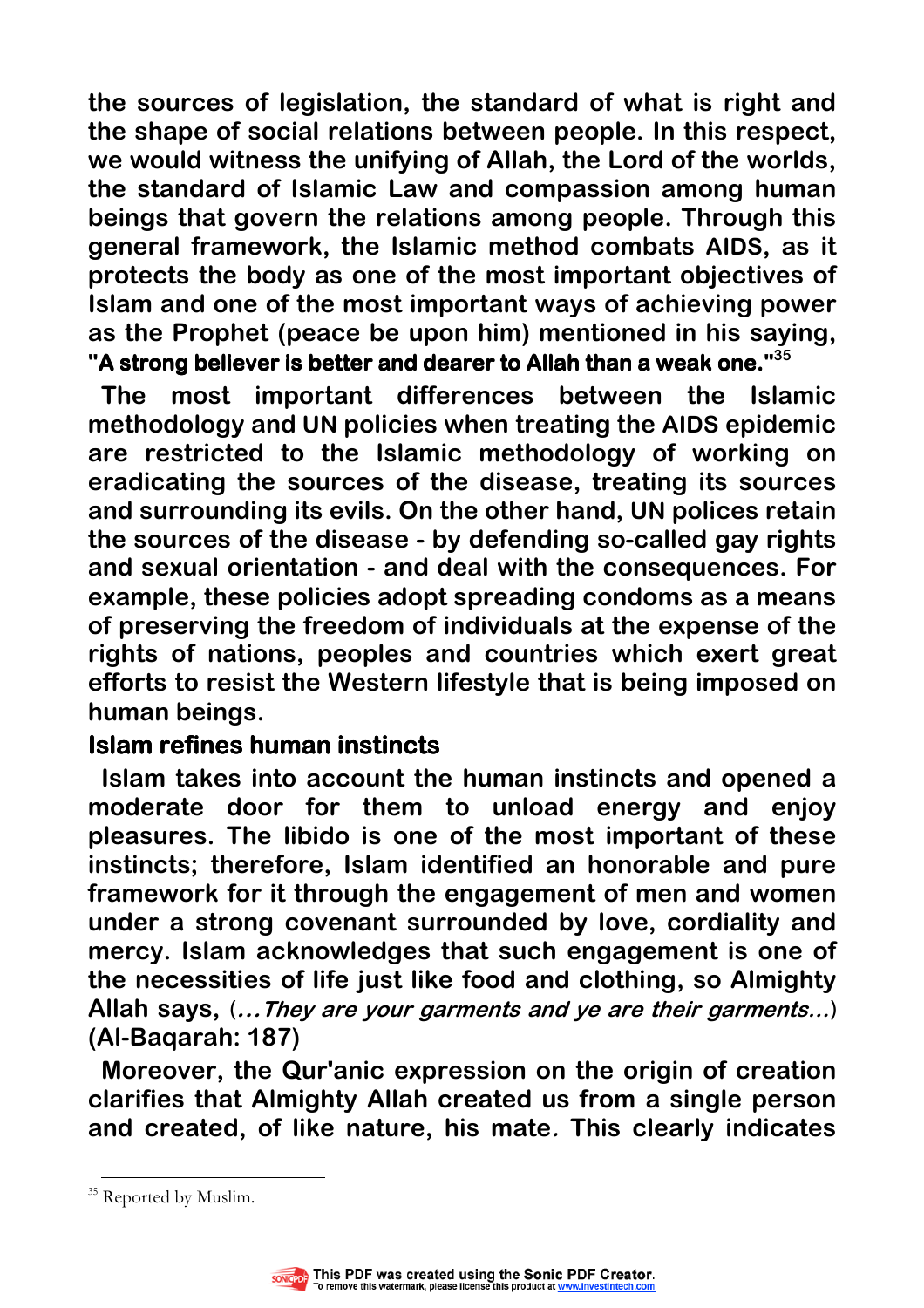the sources of legislation, the standard of what is right and the shape of social relations between people. In this respect, we would witness the unifying of Allah, the Lord of the worlds, the standard of Islamic Law and compassion among human beings that govern the relations among people. Through this general framework, the Islamic method combats AIDS, as it protects the body as one of the most important objectives of Islam and one of the most important ways of achieving power as the Prophet (peace be upon him) mentioned in his saying, **"A strong believer is better and dearer to Allah than a weak one."**[35]

The most important differences between the Islamic methodology and UN policies when treating the AIDS epidemic are restricted to the Islamic methodology of working on eradicating the sources of the disease, treating its sources and surrounding its evils. On the other hand, UN polices retain the sources of the disease - by defending so-called gay rights and sexual orientation - and deal with the consequences. For example, these policies adopt spreading condoms as a means of preserving the freedom of individuals at the expense of the rights of nations, peoples and countries which exert great efforts to resist the Western lifestyle that is being imposed on human beings.

### Islam refines human instincts

Islam takes into account the human instincts and opened a moderate door for them to unload energy and enjoy pleasures. The libido is one of the most important of these instincts; therefore, Islam identified an honorable and pure framework for it through the engagement of men and women under a strong covenant surrounded by love, cordiality and mercy. Islam acknowledges that such engagement is one of the necessities of life just like food and clothing, so Almighty Allah says, (*...They are your garments and ye are their garments...*) (Al-Baqarah: 187)

Moreover, the Qur'anic expression on the origin of creation clarifies that Almighty Allah created us from a single person and created, of like nature, his mate*.* This clearly indicates

---

[35] Reported by Muslim.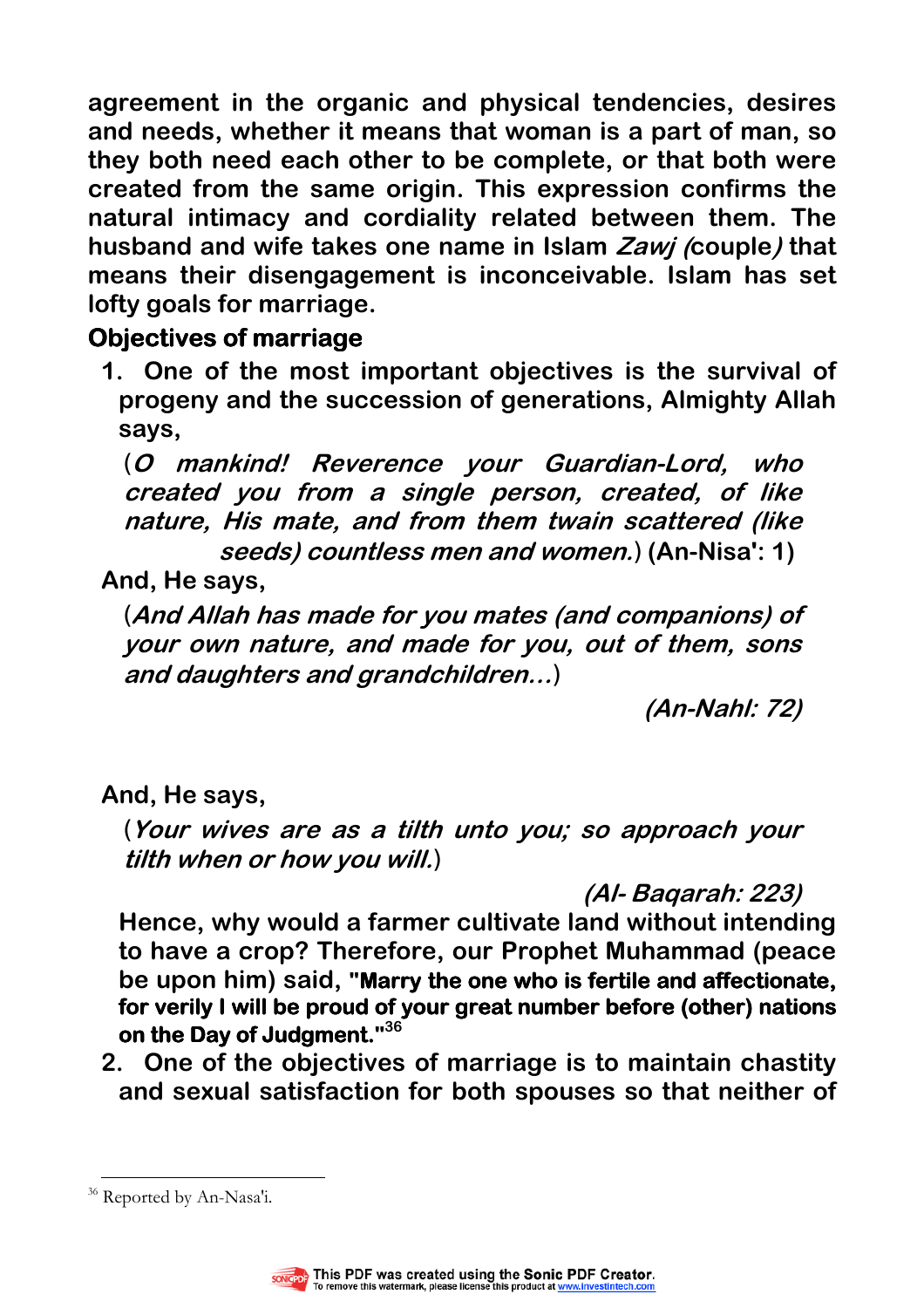agreement in the organic and physical tendencies, desires and needs, whether it means that woman is a part of man, so they both need each other to be complete, or that both were created from the same origin. This expression confirms the natural intimacy and cordiality related between them. The husband and wife takes one name in Islam *Zawj (*couple*)* that means their disengagement is inconceivable. Islam has set lofty goals for marriage.

## Objectives of marriage

1. One of the most important objectives is the survival of progeny and the succession of generations, Almighty Allah says,

   (*O mankind! Reverence your Guardian-Lord, who created you from a single person, created, of like nature, His mate, and from them twain scattered (like seeds) countless men and women.*) **(An-Nisa': 1)**

   And, He says,

   (*And Allah has made for you mates (and companions) of your own nature, and made for you, out of them, sons and daughters and grandchildren…*)

   ***(An-Nahl: 72)***

   And, He says,

   (*Your wives are as a tilth unto you; so approach your tilth when or how you will.*)

   ***(Al- Baqarah: 223)***

   Hence, why would a farmer cultivate land without intending to have a crop? Therefore, our Prophet Muhammad (peace be upon him) said, **"Marry the one who is fertile and affectionate, for verily I will be proud of your great number before (other) nations on the Day of Judgment."**[36]

2. One of the objectives of marriage is to maintain chastity and sexual satisfaction for both spouses so that neither of

---

[36] Reported by An-Nasa'i.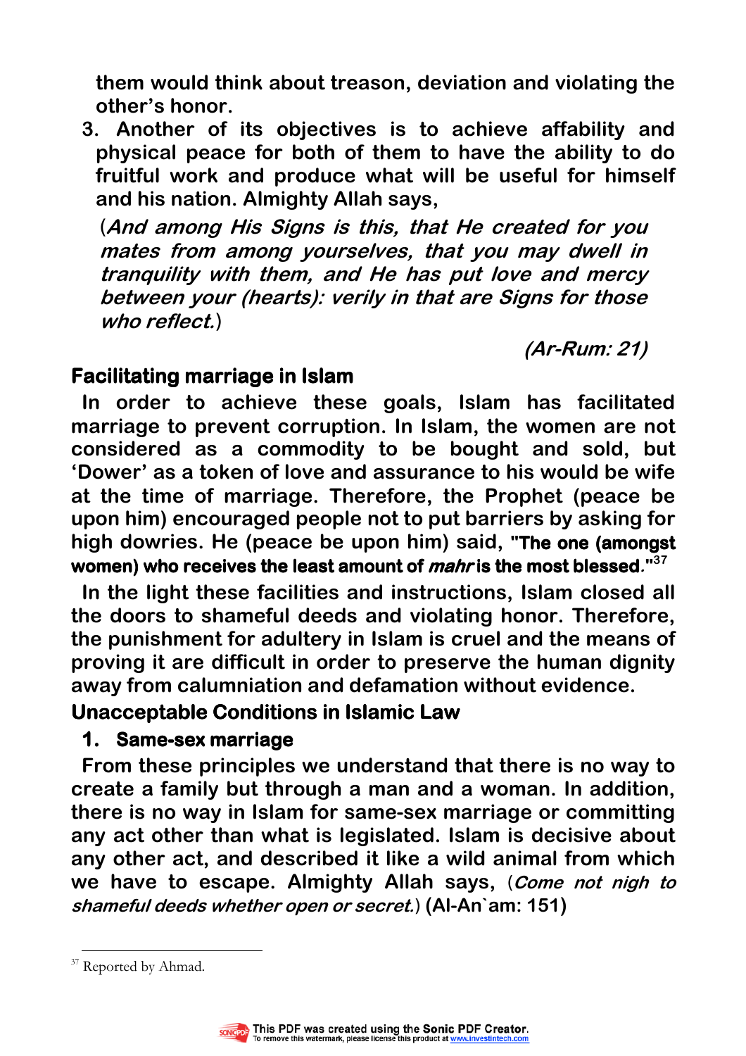**them would think about treason, deviation and violating the other's honor.**

3. **Another of its objectives is to achieve affability and physical peace for both of them to have the ability to do fruitful work and produce what will be useful for himself and his nation. Almighty Allah says,**

   (***And among His Signs is this, that He created for you mates from among yourselves, that you may dwell in tranquility with them, and He has put love and mercy between your (hearts): verily in that are Signs for those who reflect.***)

   ***(Ar-Rum: 21)***

## Facilitating marriage in Islam

**In order to achieve these goals, Islam has facilitated marriage to prevent corruption. In Islam, the women are not considered as a commodity to be bought and sold, but 'Dower' as a token of love and assurance to his would be wife at the time of marriage. Therefore, the Prophet (peace be upon him) encouraged people not to put barriers by asking for high dowries. He (peace be upon him) said, "The one (amongst women) who receives the least amount of *mahr* is the most blessed."[37]**

**In the light these facilities and instructions, Islam closed all the doors to shameful deeds and violating honor. Therefore, the punishment for adultery in Islam is cruel and the means of proving it are difficult in order to preserve the human dignity away from calumniation and defamation without evidence.**

## Unacceptable Conditions in Islamic Law

### 1. Same-sex marriage

**From these principles we understand that there is no way to create a family but through a man and a woman. In addition, there is no way in Islam for same-sex marriage or committing any act other than what is legislated. Islam is decisive about any other act, and described it like a wild animal from which we have to escape. Almighty Allah says, (*Come not nigh to shameful deeds whether open or secret.*) (Al-An`am: 151)**

---

[37] Reported by Ahmad.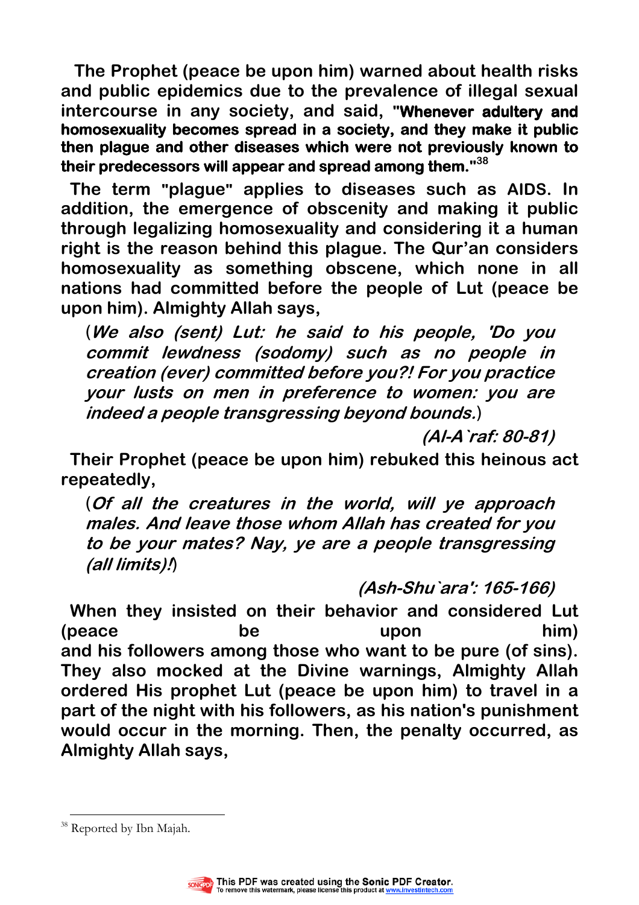**The Prophet (peace be upon him) warned about health risks and public epidemics due to the prevalence of illegal sexual intercourse in any society, and said, "Whenever adultery and homosexuality becomes spread in a society, and they make it public then plague and other diseases which were not previously known to their predecessors will appear and spread among them."[38]**

**The term "plague" applies to diseases such as AIDS. In addition, the emergence of obscenity and making it public through legalizing homosexuality and considering it a human right is the reason behind this plague. The Qur'an considers homosexuality as something obscene, which none in all nations had committed before the people of Lut (peace be upon him). Almighty Allah says,**

> (***We also (sent) Lut: he said to his people, 'Do you commit lewdness (sodomy) such as no people in creation (ever) committed before you?! For you practice your lusts on men in preference to women: you are indeed a people transgressing beyond bounds.***)
>
> ***(Al-A`raf: 80-81)***

**Their Prophet (peace be upon him) rebuked this heinous act repeatedly,**

> (***Of all the creatures in the world, will ye approach males. And leave those whom Allah has created for you to be your mates? Nay, ye are a people transgressing (all limits)!***)
>
> ***(Ash-Shu`ara': 165-166)***

**When they insisted on their behavior and considered Lut (peace be upon him) and his followers among those who want to be pure (of sins). They also mocked at the Divine warnings, Almighty Allah ordered His prophet Lut (peace be upon him) to travel in a part of the night with his followers, as his nation's punishment would occur in the morning. Then, the penalty occurred, as Almighty Allah says,**

---

[38] Reported by Ibn Majah.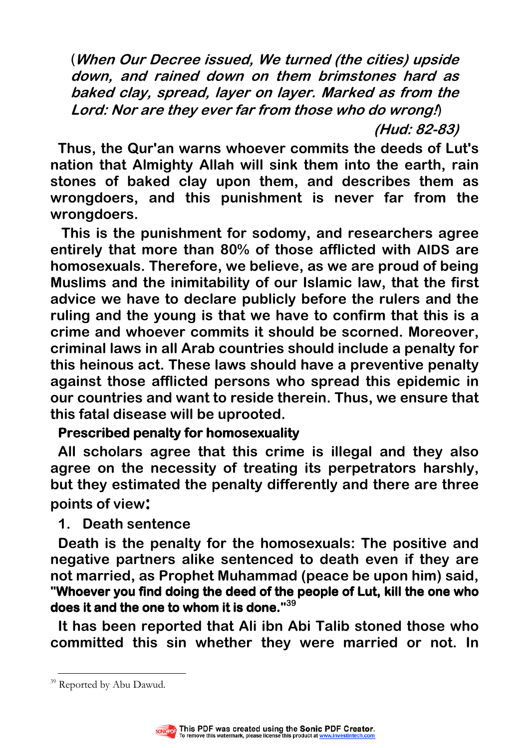(***When Our Decree issued, We turned (the cities) upside down, and rained down on them brimstones hard as baked clay, spread, layer on layer. Marked as from the Lord: Nor are they ever far from those who do wrong!***)

***(Hud: 82-83)***

**Thus, the Qur'an warns whoever commits the deeds of Lut's nation that Almighty Allah will sink them into the earth, rain stones of baked clay upon them, and describes them as wrongdoers, and this punishment is never far from the wrongdoers.**

**This is the punishment for sodomy, and researchers agree entirely that more than 80% of those afflicted with AIDS are homosexuals. Therefore, we believe, as we are proud of being Muslims and the inimitability of our Islamic law, that the first advice we have to declare publicly before the rulers and the ruling and the young is that we have to confirm that this is a crime and whoever commits it should be scorned. Moreover, criminal laws in all Arab countries should include a penalty for this heinous act. These laws should have a preventive penalty against those afflicted persons who spread this epidemic in our countries and want to reside therein. Thus, we ensure that this fatal disease will be uprooted.**

**Prescribed penalty for homosexuality**

**All scholars agree that this crime is illegal and they also agree on the necessity of treating its perpetrators harshly, but they estimated the penalty differently and there are three points of view:**

**1. Death sentence**

**Death is the penalty for the homosexuals: The positive and negative partners alike sentenced to death even if they are not married, as Prophet Muhammad (peace be upon him) said, "Whoever you find doing the deed of the people of Lut, kill the one who does it and the one to whom it is done."[39]**

**It has been reported that Ali ibn Abi Talib stoned those who committed this sin whether they were married or not. In**

[39] Reported by Abu Dawud.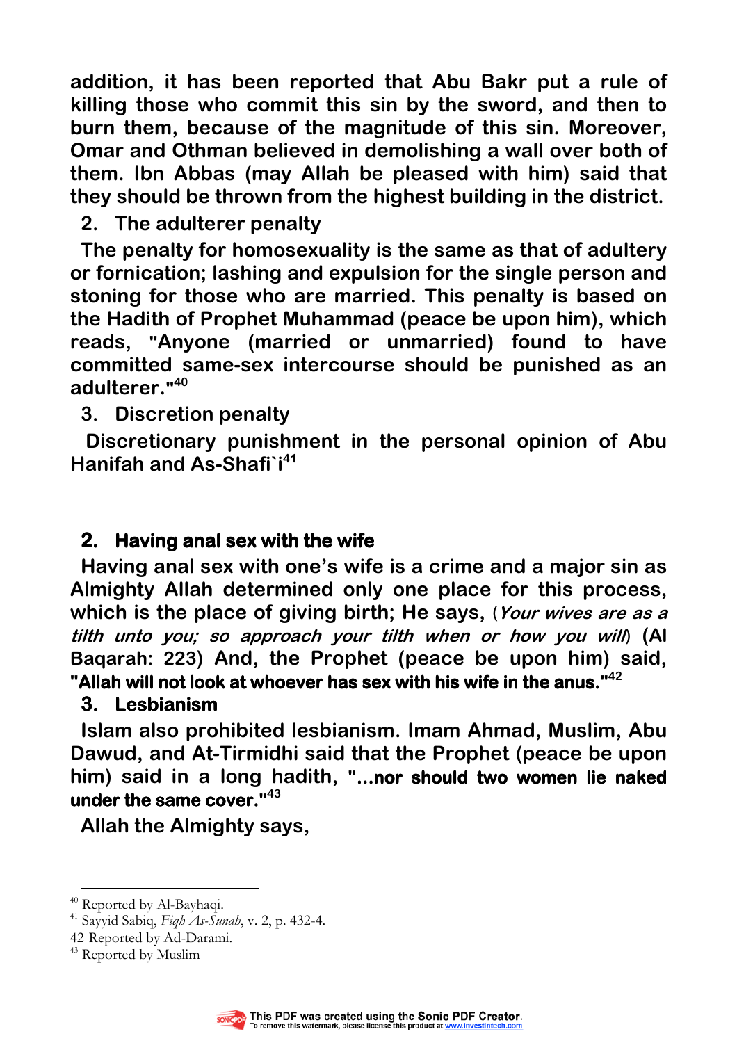addition, it has been reported that Abu Bakr put a rule of killing those who commit this sin by the sword, and then to burn them, because of the magnitude of this sin. Moreover, Omar and Othman believed in demolishing a wall over both of them. Ibn Abbas (may Allah be pleased with him) said that they should be thrown from the highest building in the district.

2. The adulterer penalty

The penalty for homosexuality is the same as that of adultery or fornication; lashing and expulsion for the single person and stoning for those who are married. This penalty is based on the Hadith of Prophet Muhammad (peace be upon him), which reads, "Anyone (married or unmarried) found to have committed same-sex intercourse should be punished as an adulterer."[40]

3. Discretion penalty

Discretionary punishment in the personal opinion of Abu Hanifah and As-Shafi`i[41]

## 2. Having anal sex with the wife

Having anal sex with one's wife is a crime and a major sin as Almighty Allah determined only one place for this process, which is the place of giving birth; He says, (*Your wives are as a tilth unto you; so approach your tilth when or how you will*) (Al Baqarah: 223) And, the Prophet (peace be upon him) said, **"Allah will not look at whoever has sex with his wife in the anus."**[42]

## 3. Lesbianism

Islam also prohibited lesbianism. Imam Ahmad, Muslim, Abu Dawud, and At-Tirmidhi said that the Prophet (peace be upon him) said in a long hadith, **"...nor should two women lie naked under the same cover."**[43]

Allah the Almighty says,

---

[40] Reported by Al-Bayhaqi.

[41] Sayyid Sabiq, *Fiqh As-Sunah*, v. 2, p. 432-4.

[42] Reported by Ad-Darami.

[43] Reported by Muslim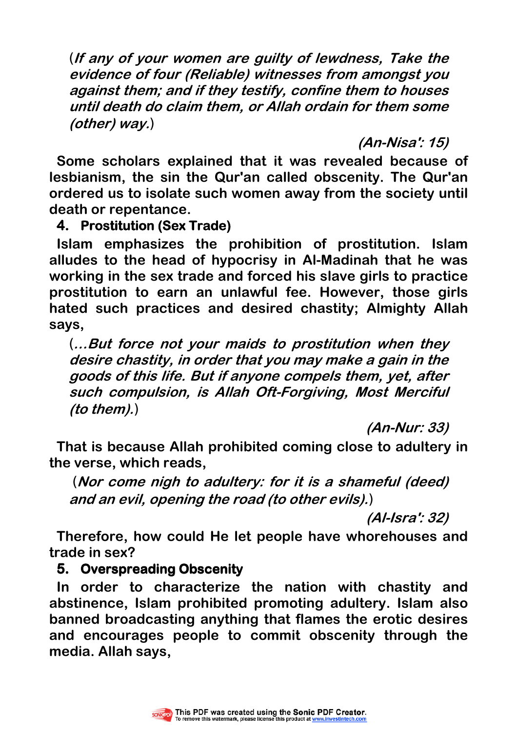(***If any of your women are guilty of lewdness, Take the evidence of four (Reliable) witnesses from amongst you against them; and if they testify, confine them to houses until death do claim them, or Allah ordain for them some (other) way.***)

***(An-Nisa': 15)***

**Some scholars explained that it was revealed because of lesbianism, the sin the Qur'an called obscenity. The Qur'an ordered us to isolate such women away from the society until death or repentance.**

### 4. Prostitution (Sex Trade)

**Islam emphasizes the prohibition of prostitution. Islam alludes to the head of hypocrisy in Al-Madinah that he was working in the sex trade and forced his slave girls to practice prostitution to earn an unlawful fee. However, those girls hated such practices and desired chastity; Almighty Allah says,**

(***...But force not your maids to prostitution when they desire chastity, in order that you may make a gain in the goods of this life. But if anyone compels them, yet, after such compulsion, is Allah Oft-Forgiving, Most Merciful (to them).***)

***(An-Nur: 33)***

**That is because Allah prohibited coming close to adultery in the verse, which reads,**

(***Nor come nigh to adultery: for it is a shameful (deed) and an evil, opening the road (to other evils).***)

***(Al-Isra': 32)***

**Therefore, how could He let people have whorehouses and trade in sex?**

### 5. Overspreading Obscenity

**In order to characterize the nation with chastity and abstinence, Islam prohibited promoting adultery. Islam also banned broadcasting anything that flames the erotic desires and encourages people to commit obscenity through the media. Allah says,**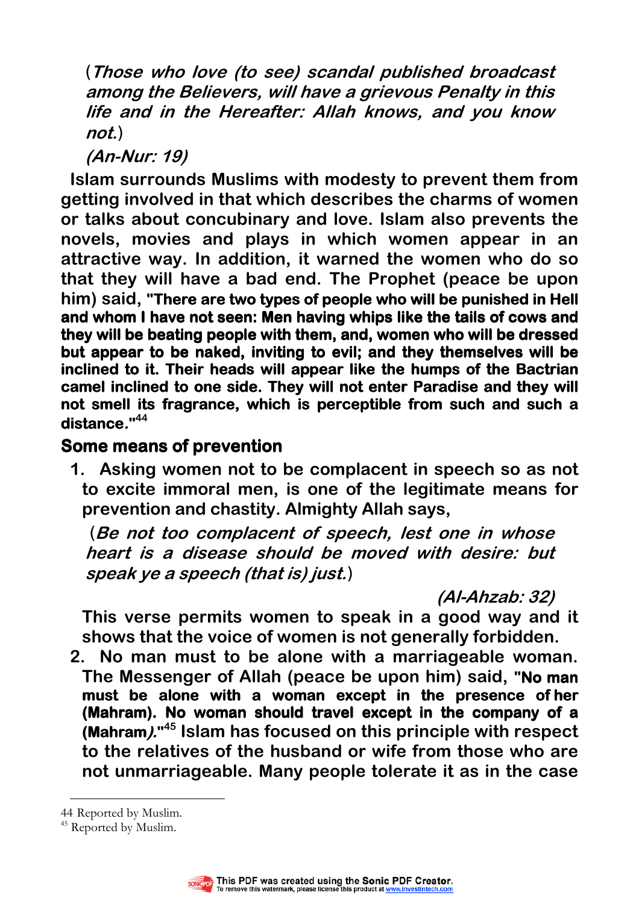(*Those who love (to see) scandal published broadcast among the Believers, will have a grievous Penalty in this life and in the Hereafter: Allah knows, and you know not.*)

***(An-Nur: 19)***

**Islam surrounds Muslims with modesty to prevent them from getting involved in that which describes the charms of women or talks about concubinary and love. Islam also prevents the novels, movies and plays in which women appear in an attractive way. In addition, it warned the women who do so that they will have a bad end. The Prophet (peace be upon him) said, "There are two types of people who will be punished in Hell and whom I have not seen: Men having whips like the tails of cows and they will be beating people with them, and, women who will be dressed but appear to be naked, inviting to evil; and they themselves will be inclined to it. Their heads will appear like the humps of the Bactrian camel inclined to one side. They will not enter Paradise and they will not smell its fragrance, which is perceptible from such and such a distance."[44]**

## Some means of prevention

1. **Asking women not to be complacent in speech so as not to excite immoral men, is one of the legitimate means for prevention and chastity. Almighty Allah says,**

   (*Be not too complacent of speech, lest one in whose heart is a disease should be moved with desire: but speak ye a speech (that is) just.*)

   ***(Al-Ahzab: 32)***

   **This verse permits women to speak in a good way and it shows that the voice of women is not generally forbidden.**

2. **No man must to be alone with a marriageable woman. The Messenger of Allah (peace be upon him) said, "No man must be alone with a woman except in the presence of her (Mahram). No woman should travel except in the company of a (Mahram)."[45] Islam has focused on this principle with respect to the relatives of the husband or wife from those who are not unmarriageable. Many people tolerate it as in the case**

---

44 Reported by Muslim.

45 Reported by Muslim.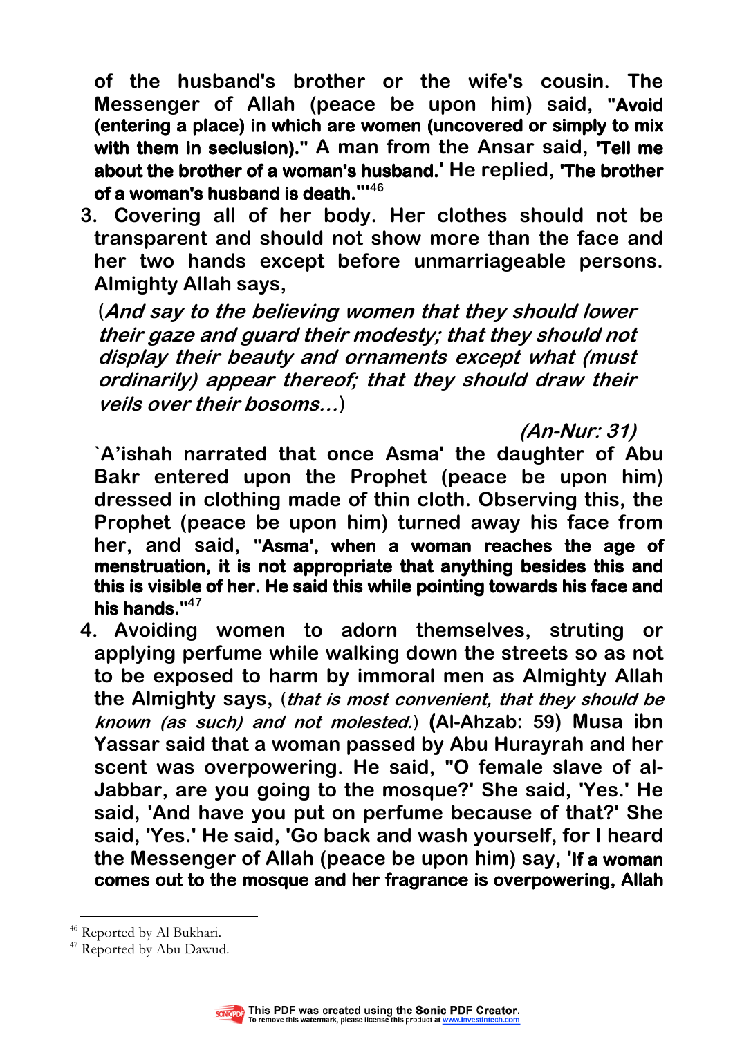of the husband's brother or the wife's cousin. The Messenger of Allah (peace be upon him) said, **"Avoid (entering a place) in which are women (uncovered or simply to mix with them in seclusion)."** A man from the Ansar said, **'Tell me about the brother of a woman's husband.'** He replied, **'The brother of a woman's husband is death.'"**[46]

3. Covering all of her body. Her clothes should not be transparent and should not show more than the face and her two hands except before unmarriageable persons. Almighty Allah says,

   (*And say to the believing women that they should lower their gaze and guard their modesty; that they should not display their beauty and ornaments except what (must ordinarily) appear thereof; that they should draw their veils over their bosoms…*)

   *(An-Nur: 31)*

   `A'ishah narrated that once Asma' the daughter of Abu Bakr entered upon the Prophet (peace be upon him) dressed in clothing made of thin cloth. Observing this, the Prophet (peace be upon him) turned away his face from her, and said, **"Asma', when a woman reaches the age of menstruation, it is not appropriate that anything besides this and this is visible of her. He said this while pointing towards his face and his hands."**[47]

4. Avoiding women to adorn themselves, struting or applying perfume while walking down the streets so as not to be exposed to harm by immoral men as Almighty Allah the Almighty says, (*that is most convenient, that they should be known (as such) and not molested.*) (Al-Ahzab: 59) Musa ibn Yassar said that a woman passed by Abu Hurayrah and her scent was overpowering. He said, "O female slave of al-Jabbar, are you going to the mosque?' She said, 'Yes.' He said, 'And have you put on perfume because of that?' She said, 'Yes.' He said, 'Go back and wash yourself, for I heard the Messenger of Allah (peace be upon him) say, **'If a woman comes out to the mosque and her fragrance is overpowering, Allah**

---

[46] Reported by Al Bukhari.

[47] Reported by Abu Dawud.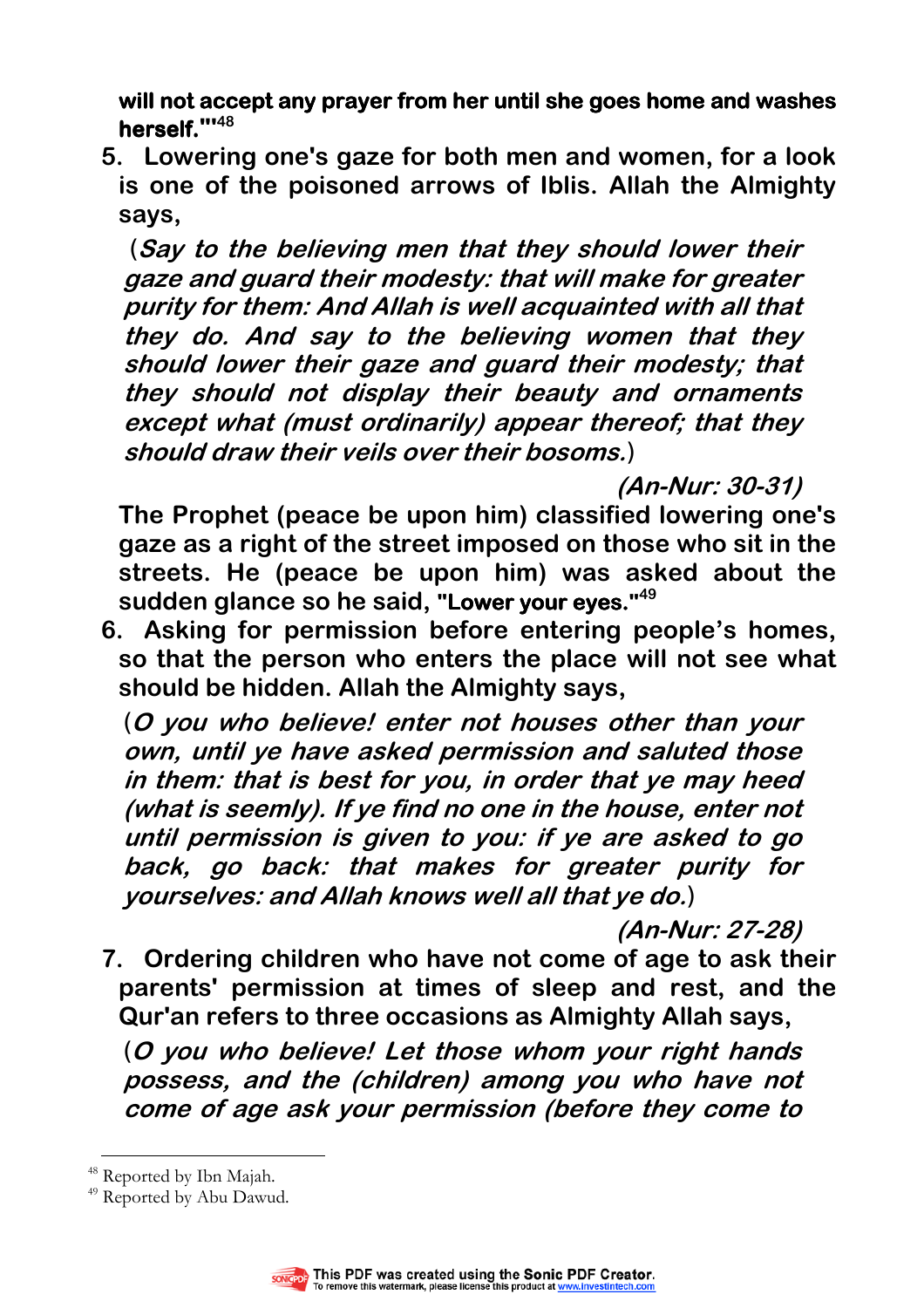**will not accept any prayer from her until she goes home and washes herself."'**[48]

5. Lowering one's gaze for both men and women, for a look is one of the poisoned arrows of Iblis. Allah the Almighty says,

   (***Say to the believing men that they should lower their gaze and guard their modesty: that will make for greater purity for them: And Allah is well acquainted with all that they do. And say to the believing women that they should lower their gaze and guard their modesty; that they should not display their beauty and ornaments except what (must ordinarily) appear thereof; that they should draw their veils over their bosoms.***)

   ***(An-Nur: 30-31)***

   The Prophet (peace be upon him) classified lowering one's gaze as a right of the street imposed on those who sit in the streets. He (peace be upon him) was asked about the sudden glance so he said, **"Lower your eyes."**[49]

6. Asking for permission before entering people's homes, so that the person who enters the place will not see what should be hidden. Allah the Almighty says,

   (***O you who believe! enter not houses other than your own, until ye have asked permission and saluted those in them: that is best for you, in order that ye may heed (what is seemly). If ye find no one in the house, enter not until permission is given to you: if ye are asked to go back, go back: that makes for greater purity for yourselves: and Allah knows well all that ye do.***)

   ***(An-Nur: 27-28)***

7. Ordering children who have not come of age to ask their parents' permission at times of sleep and rest, and the Qur'an refers to three occasions as Almighty Allah says,

   (***O you who believe! Let those whom your right hands possess, and the (children) among you who have not come of age ask your permission (before they come to***

---

[48] Reported by Ibn Majah.

[49] Reported by Abu Dawud.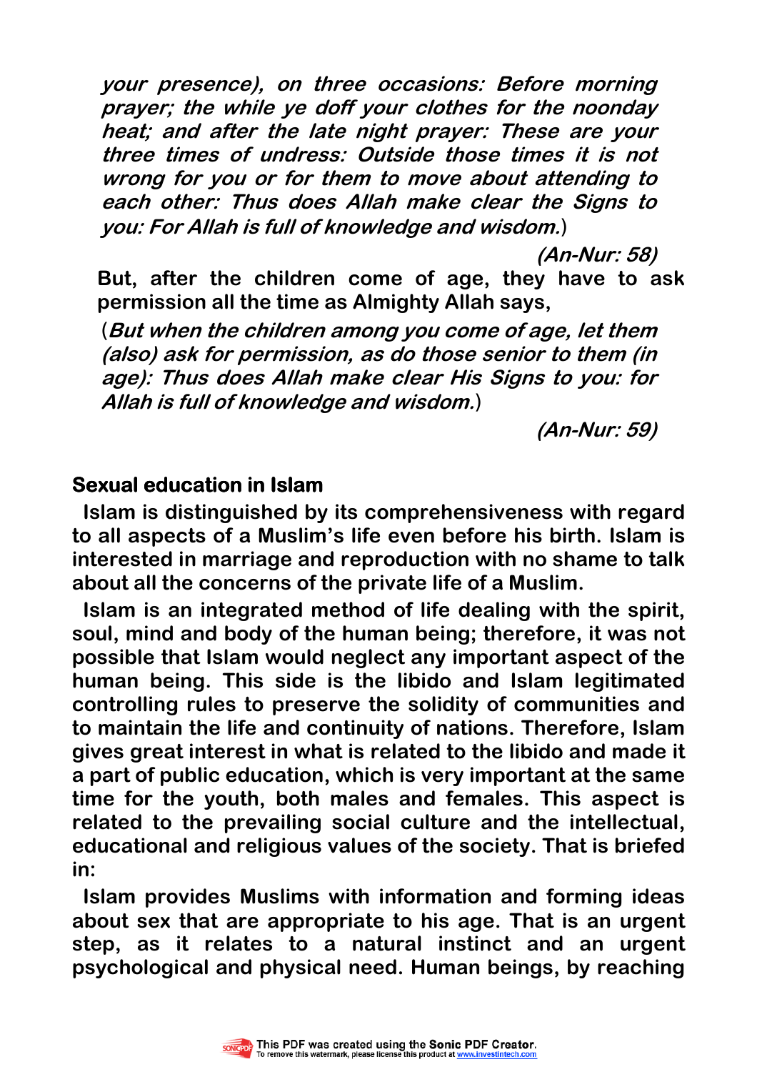***your presence), on three occasions: Before morning prayer; the while ye doff your clothes for the noonday heat; and after the late night prayer: These are your three times of undress: Outside those times it is not wrong for you or for them to move about attending to each other: Thus does Allah make clear the Signs to you: For Allah is full of knowledge and wisdom.***)

***(An-Nur: 58)***

**But, after the children come of age, they have to ask permission all the time as Almighty Allah says,**

(***But when the children among you come of age, let them (also) ask for permission, as do those senior to them (in age): Thus does Allah make clear His Signs to you: for Allah is full of knowledge and wisdom.***)

***(An-Nur: 59)***

## Sexual education in Islam

**Islam is distinguished by its comprehensiveness with regard to all aspects of a Muslim's life even before his birth. Islam is interested in marriage and reproduction with no shame to talk about all the concerns of the private life of a Muslim.**

**Islam is an integrated method of life dealing with the spirit, soul, mind and body of the human being; therefore, it was not possible that Islam would neglect any important aspect of the human being. This side is the libido and Islam legitimated controlling rules to preserve the solidity of communities and to maintain the life and continuity of nations. Therefore, Islam gives great interest in what is related to the libido and made it a part of public education, which is very important at the same time for the youth, both males and females. This aspect is related to the prevailing social culture and the intellectual, educational and religious values of the society. That is briefed in:**

**Islam provides Muslims with information and forming ideas about sex that are appropriate to his age. That is an urgent step, as it relates to a natural instinct and an urgent psychological and physical need. Human beings, by reaching**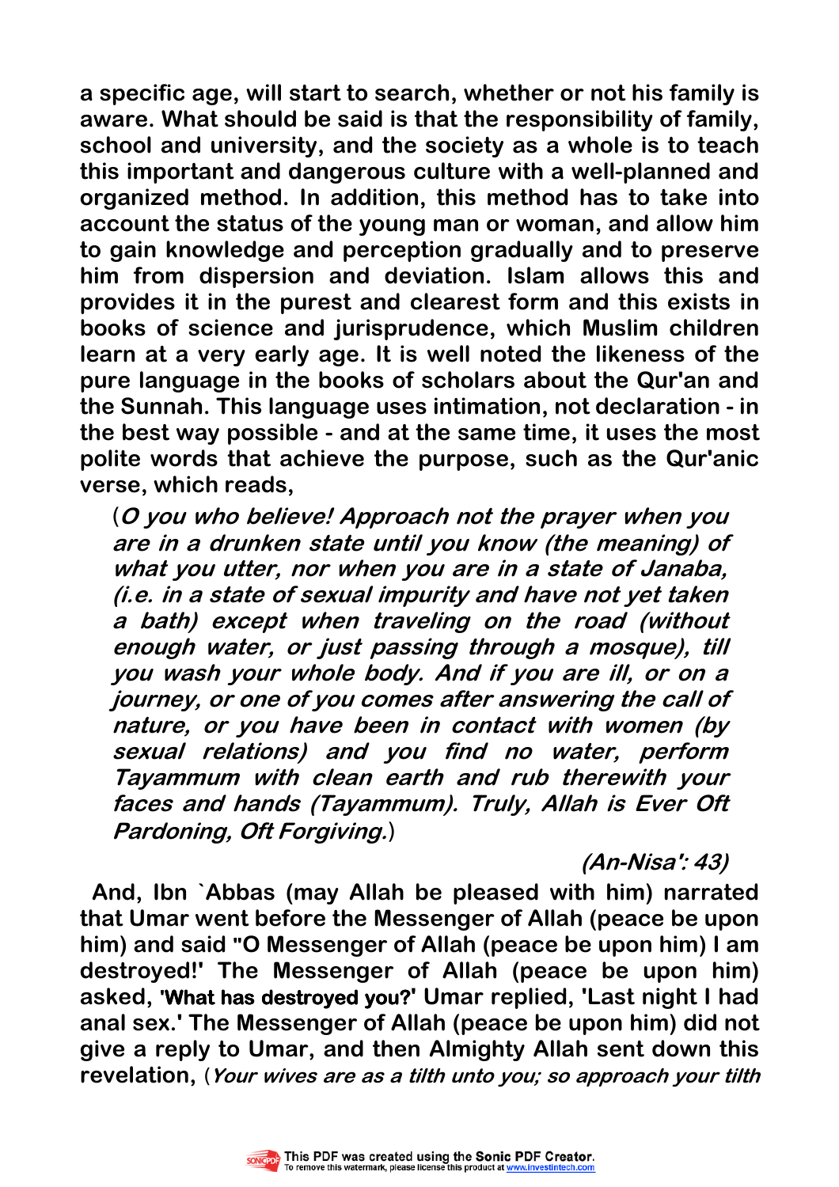**a specific age, will start to search, whether or not his family is aware. What should be said is that the responsibility of family, school and university, and the society as a whole is to teach this important and dangerous culture with a well-planned and organized method. In addition, this method has to take into account the status of the young man or woman, and allow him to gain knowledge and perception gradually and to preserve him from dispersion and deviation. Islam allows this and provides it in the purest and clearest form and this exists in books of science and jurisprudence, which Muslim children learn at a very early age. It is well noted the likeness of the pure language in the books of scholars about the Qur'an and the Sunnah. This language uses intimation, not declaration - in the best way possible - and at the same time, it uses the most polite words that achieve the purpose, such as the Qur'anic verse, which reads,**

> (***O you who believe! Approach not the prayer when you are in a drunken state until you know (the meaning) of what you utter, nor when you are in a state of Janaba, (i.e. in a state of sexual impurity and have not yet taken a bath) except when traveling on the road (without enough water, or just passing through a mosque), till you wash your whole body. And if you are ill, or on a journey, or one of you comes after answering the call of nature, or you have been in contact with women (by sexual relations) and you find no water, perform Tayammum with clean earth and rub therewith your faces and hands (Tayammum). Truly, Allah is Ever Oft Pardoning, Oft Forgiving.***)
>
> ***(An-Nisa': 43)***

**And, Ibn `Abbas (may Allah be pleased with him) narrated that Umar went before the Messenger of Allah (peace be upon him) and said "O Messenger of Allah (peace be upon him) I am destroyed!' The Messenger of Allah (peace be upon him) asked, 'What has destroyed you?' Umar replied, 'Last night I had anal sex.' The Messenger of Allah (peace be upon him) did not give a reply to Umar, and then Almighty Allah sent down this revelation,** (***Your wives are as a tilth unto you; so approach your tilth***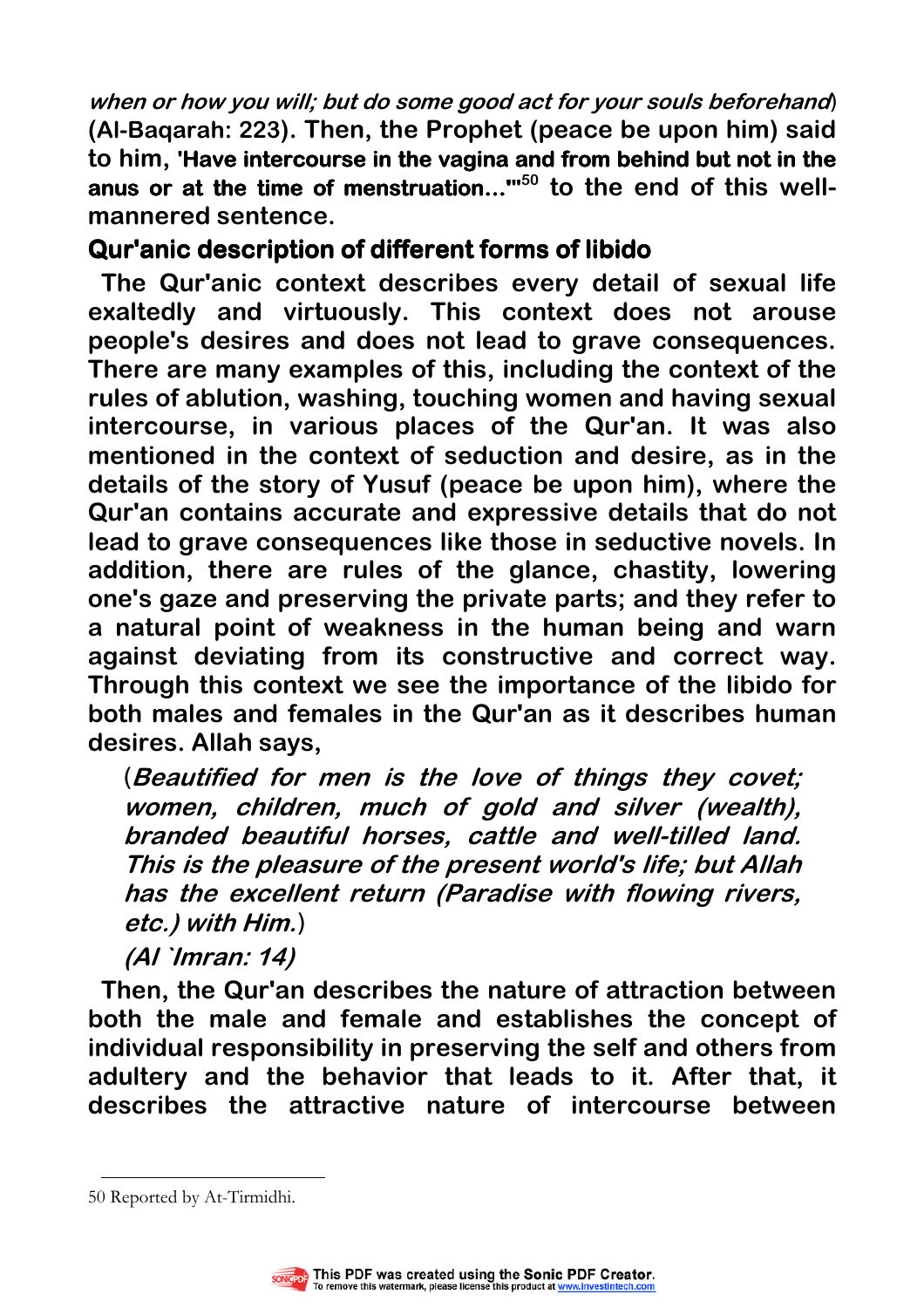*when or how you will; but do some good act for your souls beforehand*) **(Al-Baqarah: 223). Then, the Prophet (peace be upon him) said to him, 'Have intercourse in the vagina and from behind but not in the anus or at the time of menstruation...'"[50] to the end of this well-mannered sentence.**

## Qur'anic description of different forms of libido

**The Qur'anic context describes every detail of sexual life exaltedly and virtuously. This context does not arouse people's desires and does not lead to grave consequences. There are many examples of this, including the context of the rules of ablution, washing, touching women and having sexual intercourse, in various places of the Qur'an. It was also mentioned in the context of seduction and desire, as in the details of the story of Yusuf (peace be upon him), where the Qur'an contains accurate and expressive details that do not lead to grave consequences like those in seductive novels. In addition, there are rules of the glance, chastity, lowering one's gaze and preserving the private parts; and they refer to a natural point of weakness in the human being and warn against deviating from its constructive and correct way. Through this context we see the importance of the libido for both males and females in the Qur'an as it describes human desires. Allah says,**

> (*Beautified for men is the love of things they covet; women, children, much of gold and silver (wealth), branded beautiful horses, cattle and well-tilled land. This is the pleasure of the present world's life; but Allah has the excellent return (Paradise with flowing rivers, etc.) with Him.*)
>
> *(Al `Imran: 14)*

**Then, the Qur'an describes the nature of attraction between both the male and female and establishes the concept of individual responsibility in preserving the self and others from adultery and the behavior that leads to it. After that, it describes the attractive nature of intercourse between**

---

50 Reported by At-Tirmidhi.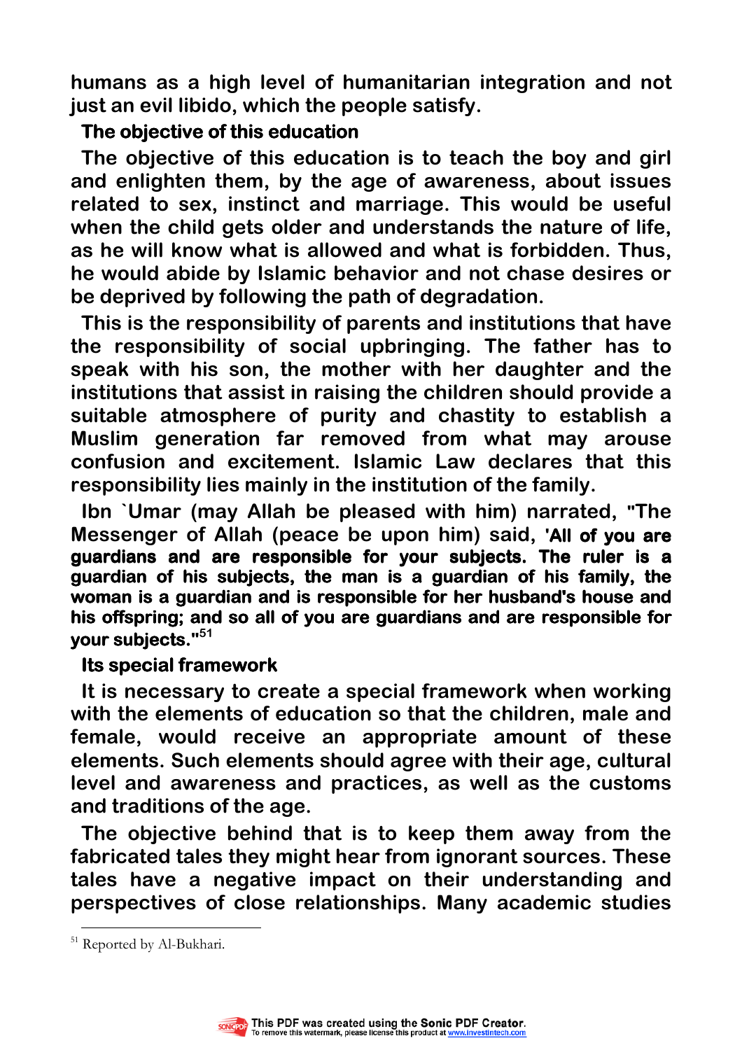humans as a high level of humanitarian integration and not just an evil libido, which the people satisfy.

### The objective of this education

The objective of this education is to teach the boy and girl and enlighten them, by the age of awareness, about issues related to sex, instinct and marriage. This would be useful when the child gets older and understands the nature of life, as he will know what is allowed and what is forbidden. Thus, he would abide by Islamic behavior and not chase desires or be deprived by following the path of degradation.

This is the responsibility of parents and institutions that have the responsibility of social upbringing. The father has to speak with his son, the mother with her daughter and the institutions that assist in raising the children should provide a suitable atmosphere of purity and chastity to establish a Muslim generation far removed from what may arouse confusion and excitement. Islamic Law declares that this responsibility lies mainly in the institution of the family.

Ibn `Umar (may Allah be pleased with him) narrated, "The Messenger of Allah (peace be upon him) said, **'All of you are guardians and are responsible for your subjects. The ruler is a guardian of his subjects, the man is a guardian of his family, the woman is a guardian and is responsible for her husband's house and his offspring; and so all of you are guardians and are responsible for your subjects."**[51]

### Its special framework

It is necessary to create a special framework when working with the elements of education so that the children, male and female, would receive an appropriate amount of these elements. Such elements should agree with their age, cultural level and awareness and practices, as well as the customs and traditions of the age.

The objective behind that is to keep them away from the fabricated tales they might hear from ignorant sources. These tales have a negative impact on their understanding and perspectives of close relationships. Many academic studies

---

[51] Reported by Al-Bukhari.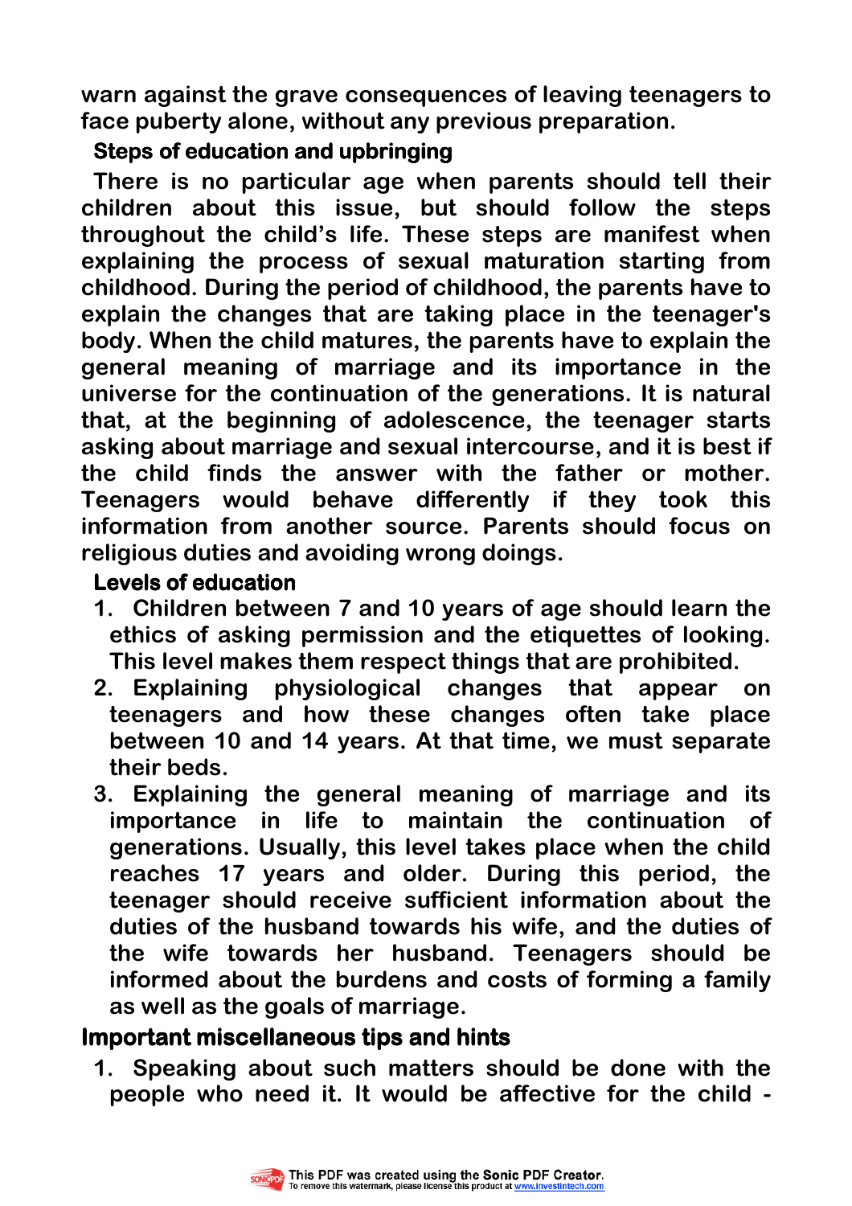warn against the grave consequences of leaving teenagers to face puberty alone, without any previous preparation.

### Steps of education and upbringing

There is no particular age when parents should tell their children about this issue, but should follow the steps throughout the child's life. These steps are manifest when explaining the process of sexual maturation starting from childhood. During the period of childhood, the parents have to explain the changes that are taking place in the teenager's body. When the child matures, the parents have to explain the general meaning of marriage and its importance in the universe for the continuation of the generations. It is natural that, at the beginning of adolescence, the teenager starts asking about marriage and sexual intercourse, and it is best if the child finds the answer with the father or mother. Teenagers would behave differently if they took this information from another source. Parents should focus on religious duties and avoiding wrong doings.

### Levels of education

1. Children between 7 and 10 years of age should learn the ethics of asking permission and the etiquettes of looking. This level makes them respect things that are prohibited.
2. Explaining physiological changes that appear on teenagers and how these changes often take place between 10 and 14 years. At that time, we must separate their beds.
3. Explaining the general meaning of marriage and its importance in life to maintain the continuation of generations. Usually, this level takes place when the child reaches 17 years and older. During this period, the teenager should receive sufficient information about the duties of the husband towards his wife, and the duties of the wife towards her husband. Teenagers should be informed about the burdens and costs of forming a family as well as the goals of marriage.

## Important miscellaneous tips and hints

1. Speaking about such matters should be done with the people who need it. It would be affective for the child -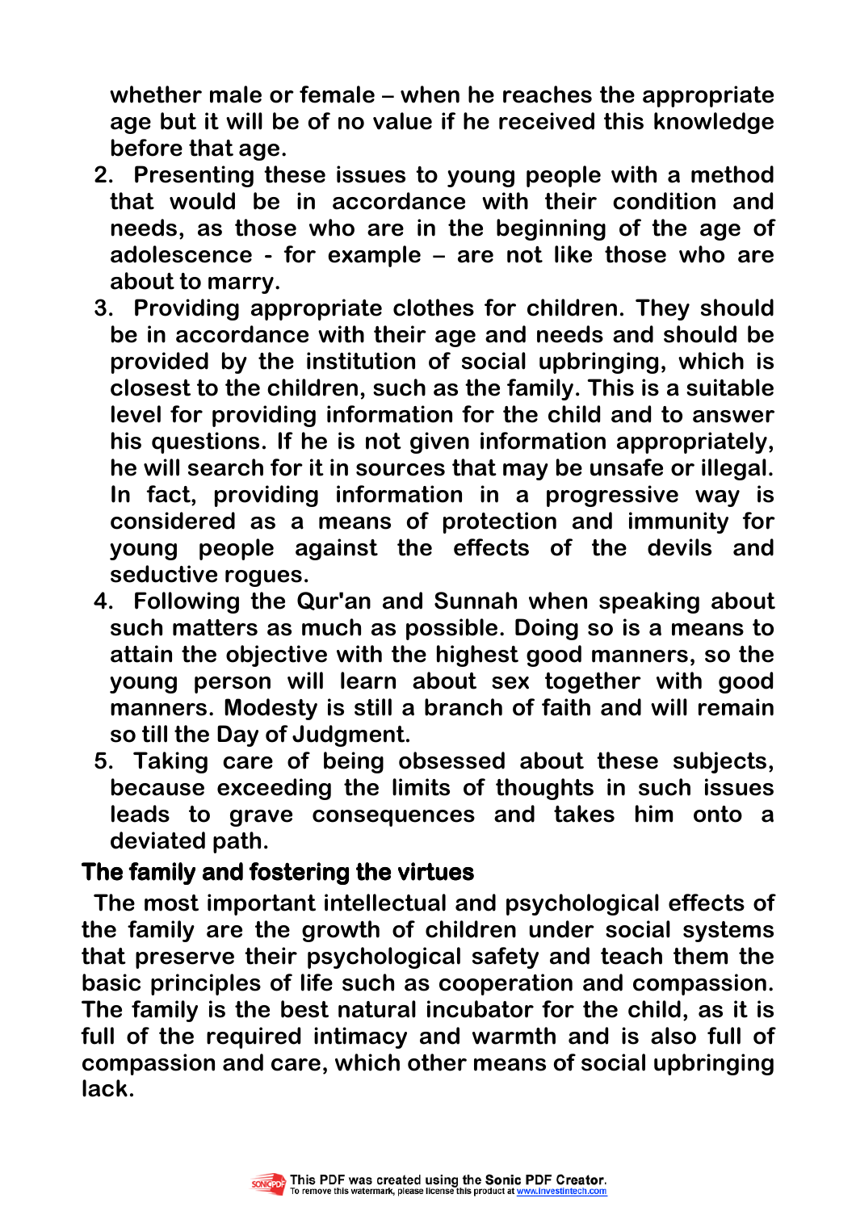whether male or female – when he reaches the appropriate age but it will be of no value if he received this knowledge before that age.

2. Presenting these issues to young people with a method that would be in accordance with their condition and needs, as those who are in the beginning of the age of adolescence - for example – are not like those who are about to marry.
3. Providing appropriate clothes for children. They should be in accordance with their age and needs and should be provided by the institution of social upbringing, which is closest to the children, such as the family. This is a suitable level for providing information for the child and to answer his questions. If he is not given information appropriately, he will search for it in sources that may be unsafe or illegal. In fact, providing information in a progressive way is considered as a means of protection and immunity for young people against the effects of the devils and seductive rogues.
4. Following the Qur'an and Sunnah when speaking about such matters as much as possible. Doing so is a means to attain the objective with the highest good manners, so the young person will learn about sex together with good manners. Modesty is still a branch of faith and will remain so till the Day of Judgment.
5. Taking care of being obsessed about these subjects, because exceeding the limits of thoughts in such issues leads to grave consequences and takes him onto a deviated path.

## The family and fostering the virtues

The most important intellectual and psychological effects of the family are the growth of children under social systems that preserve their psychological safety and teach them the basic principles of life such as cooperation and compassion. The family is the best natural incubator for the child, as it is full of the required intimacy and warmth and is also full of compassion and care, which other means of social upbringing lack.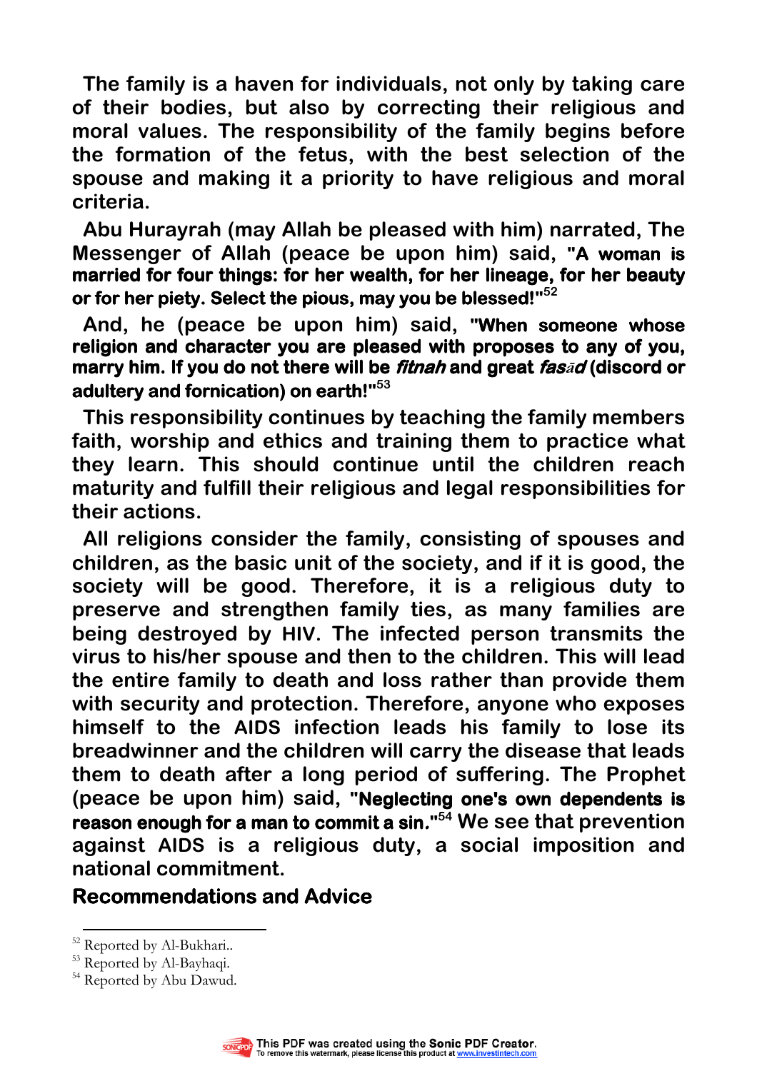The family is a haven for individuals, not only by taking care of their bodies, but also by correcting their religious and moral values. The responsibility of the family begins before the formation of the fetus, with the best selection of the spouse and making it a priority to have religious and moral criteria.

Abu Hurayrah (may Allah be pleased with him) narrated, The Messenger of Allah (peace be upon him) said, **"A woman is married for four things: for her wealth, for her lineage, for her beauty or for her piety. Select the pious, may you be blessed!"**[52]

And, he (peace be upon him) said, **"When someone whose religion and character you are pleased with proposes to any of you, marry him. If you do not there will be *fitnah* and great *fasād* (discord or adultery and fornication) on earth!"**[53]

This responsibility continues by teaching the family members faith, worship and ethics and training them to practice what they learn. This should continue until the children reach maturity and fulfill their religious and legal responsibilities for their actions.

All religions consider the family, consisting of spouses and children, as the basic unit of the society, and if it is good, the society will be good. Therefore, it is a religious duty to preserve and strengthen family ties, as many families are being destroyed by HIV. The infected person transmits the virus to his/her spouse and then to the children. This will lead the entire family to death and loss rather than provide them with security and protection. Therefore, anyone who exposes himself to the AIDS infection leads his family to lose its breadwinner and the children will carry the disease that leads them to death after a long period of suffering. The Prophet (peace be upon him) said, **"Neglecting one's own dependents is reason enough for a man to commit a sin."**[54] We see that prevention against AIDS is a religious duty, a social imposition and national commitment.

## Recommendations and Advice

---

[52] Reported by Al-Bukhari..

[53] Reported by Al-Bayhaqi.

[54] Reported by Abu Dawud.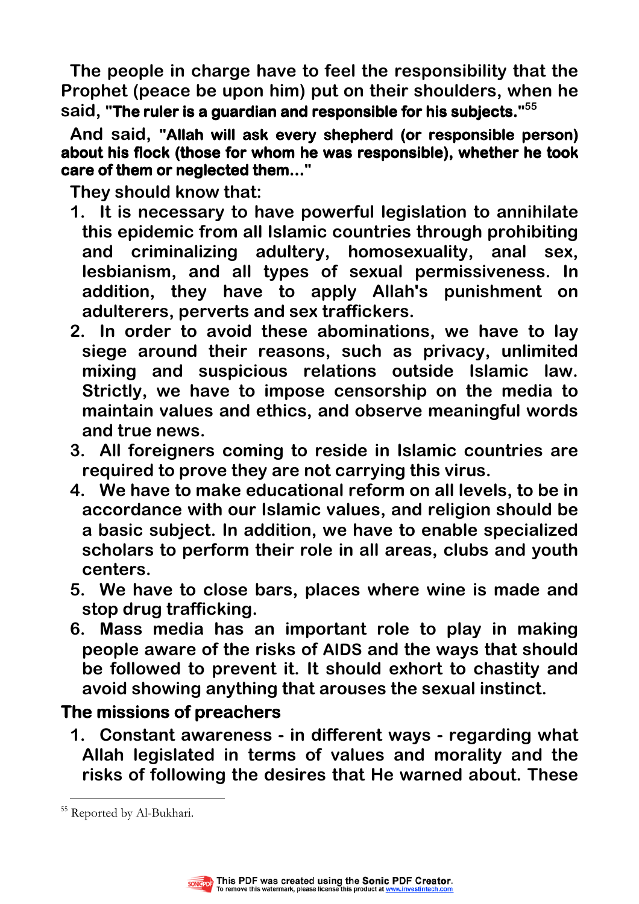The people in charge have to feel the responsibility that the Prophet (peace be upon him) put on their shoulders, when he said, **"The ruler is a guardian and responsible for his subjects."**[55]

And said, **"Allah will ask every shepherd (or responsible person) about his flock (those for whom he was responsible), whether he took care of them or neglected them..."**

They should know that:

1. It is necessary to have powerful legislation to annihilate this epidemic from all Islamic countries through prohibiting and criminalizing adultery, homosexuality, anal sex, lesbianism, and all types of sexual permissiveness. In addition, they have to apply Allah's punishment on adulterers, perverts and sex traffickers.
2. In order to avoid these abominations, we have to lay siege around their reasons, such as privacy, unlimited mixing and suspicious relations outside Islamic law. Strictly, we have to impose censorship on the media to maintain values and ethics, and observe meaningful words and true news.
3. All foreigners coming to reside in Islamic countries are required to prove they are not carrying this virus.
4. We have to make educational reform on all levels, to be in accordance with our Islamic values, and religion should be a basic subject. In addition, we have to enable specialized scholars to perform their role in all areas, clubs and youth centers.
5. We have to close bars, places where wine is made and stop drug trafficking.
6. Mass media has an important role to play in making people aware of the risks of AIDS and the ways that should be followed to prevent it. It should exhort to chastity and avoid showing anything that arouses the sexual instinct.

## The missions of preachers

1. Constant awareness - in different ways - regarding what Allah legislated in terms of values and morality and the risks of following the desires that He warned about. These

---

[55] Reported by Al-Bukhari.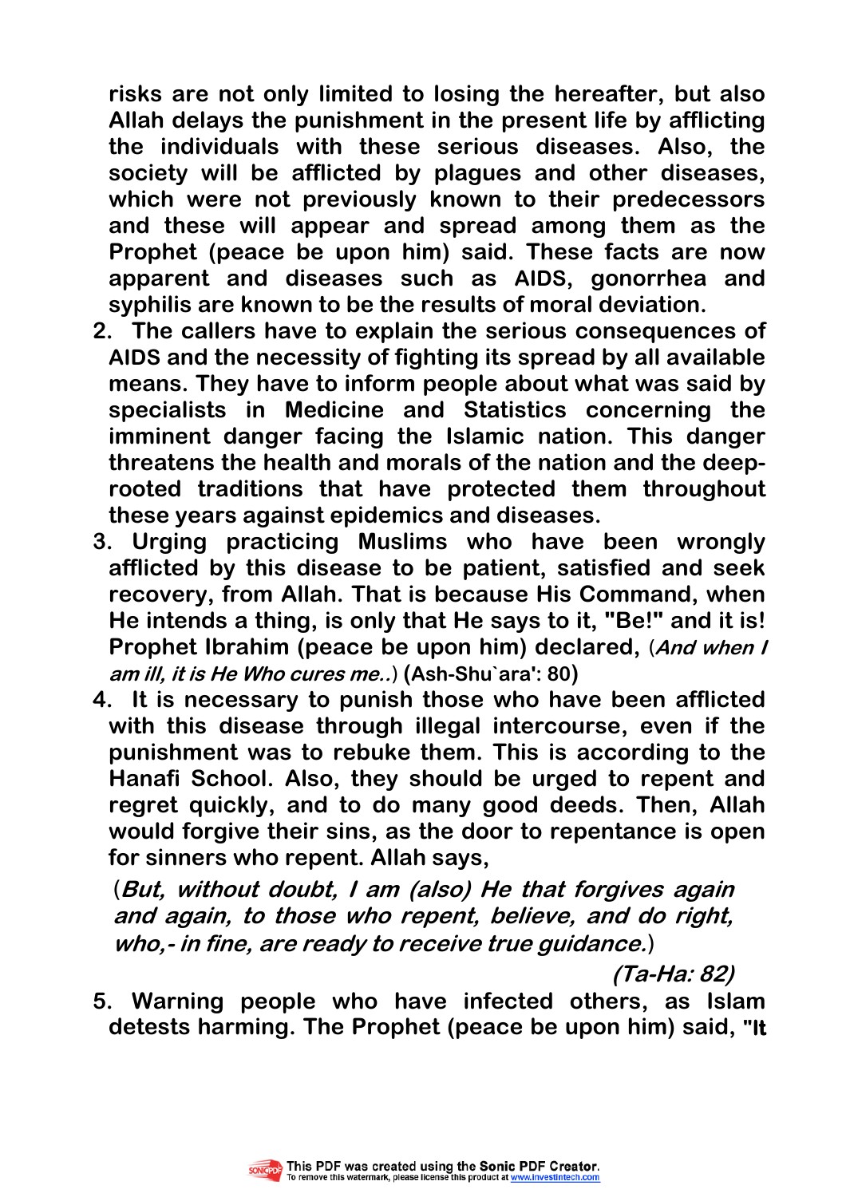**risks are not only limited to losing the hereafter, but also Allah delays the punishment in the present life by afflicting the individuals with these serious diseases. Also, the society will be afflicted by plagues and other diseases, which were not previously known to their predecessors and these will appear and spread among them as the Prophet (peace be upon him) said. These facts are now apparent and diseases such as AIDS, gonorrhea and syphilis are known to be the results of moral deviation.**

2. **The callers have to explain the serious consequences of AIDS and the necessity of fighting its spread by all available means. They have to inform people about what was said by specialists in Medicine and Statistics concerning the imminent danger facing the Islamic nation. This danger threatens the health and morals of the nation and the deep-rooted traditions that have protected them throughout these years against epidemics and diseases.**
3. **Urging practicing Muslims who have been wrongly afflicted by this disease to be patient, satisfied and seek recovery, from Allah. That is because His Command, when He intends a thing, is only that He says to it, "Be!" and it is! Prophet Ibrahim (peace be upon him) declared,** (***And when I am ill, it is He Who cures me..***) **(Ash-Shu`ara': 80)**
4. **It is necessary to punish those who have been afflicted with this disease through illegal intercourse, even if the punishment was to rebuke them. This is according to the Hanafi School. Also, they should be urged to repent and regret quickly, and to do many good deeds. Then, Allah would forgive their sins, as the door to repentance is open for sinners who repent. Allah says,**

   (***But, without doubt, I am (also) He that forgives again and again, to those who repent, believe, and do right, who,- in fine, are ready to receive true guidance.***)

   ***(Ta-Ha: 82)***
5. **Warning people who have infected others, as Islam detests harming. The Prophet (peace be upon him) said, "It**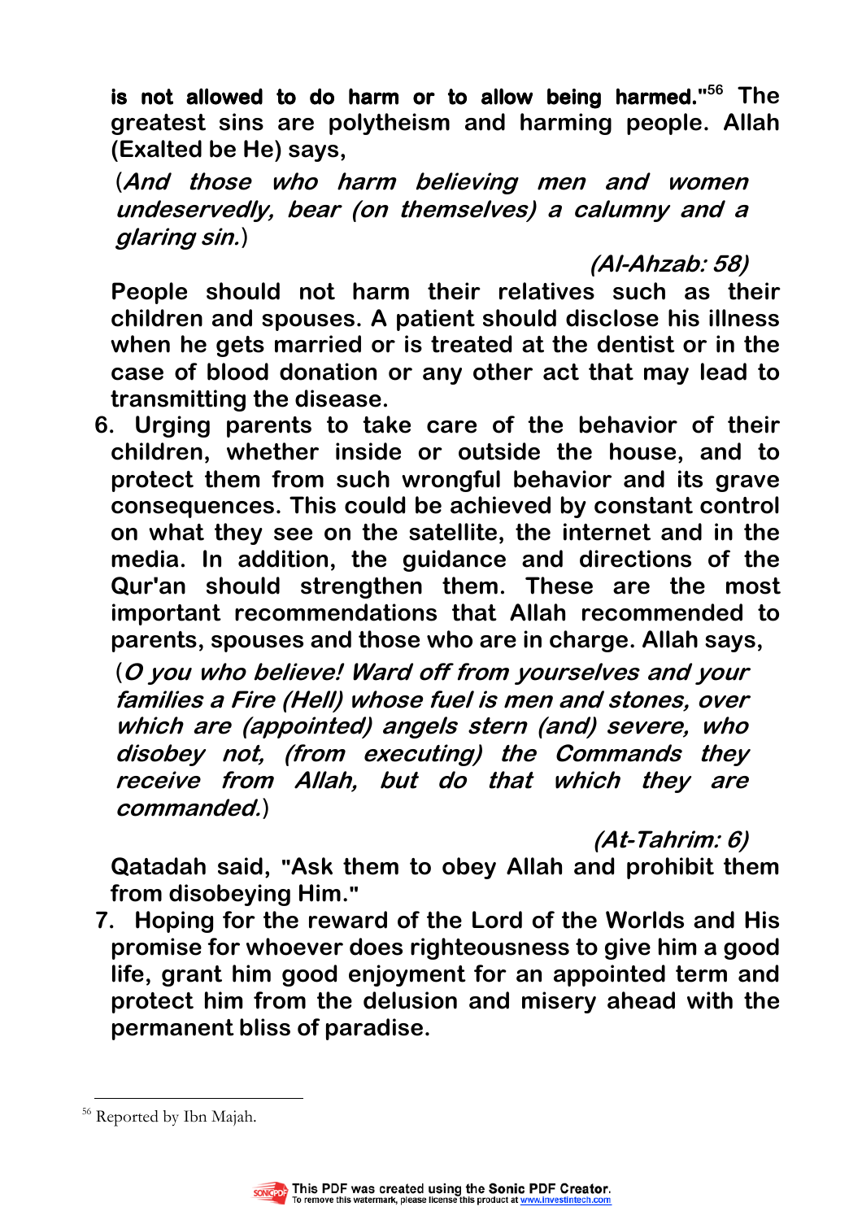**is not allowed to do harm or to allow being harmed."**[56] The greatest sins are polytheism and harming people. Allah (Exalted be He) says,

(*And those who harm believing men and women undeservedly, bear (on themselves) a calumny and a glaring sin.*)

***(Al-Ahzab: 58)***

People should not harm their relatives such as their children and spouses. A patient should disclose his illness when he gets married or is treated at the dentist or in the case of blood donation or any other act that may lead to transmitting the disease.

6. Urging parents to take care of the behavior of their children, whether inside or outside the house, and to protect them from such wrongful behavior and its grave consequences. This could be achieved by constant control on what they see on the satellite, the internet and in the media. In addition, the guidance and directions of the Qur'an should strengthen them. These are the most important recommendations that Allah recommended to parents, spouses and those who are in charge. Allah says,

   (*O you who believe! Ward off from yourselves and your families a Fire (Hell) whose fuel is men and stones, over which are (appointed) angels stern (and) severe, who disobey not, (from executing) the Commands they receive from Allah, but do that which they are commanded.*)

   ***(At-Tahrim: 6)***

   Qatadah said, "Ask them to obey Allah and prohibit them from disobeying Him."

7. Hoping for the reward of the Lord of the Worlds and His promise for whoever does righteousness to give him a good life, grant him good enjoyment for an appointed term and protect him from the delusion and misery ahead with the permanent bliss of paradise.

---

[56] Reported by Ibn Majah.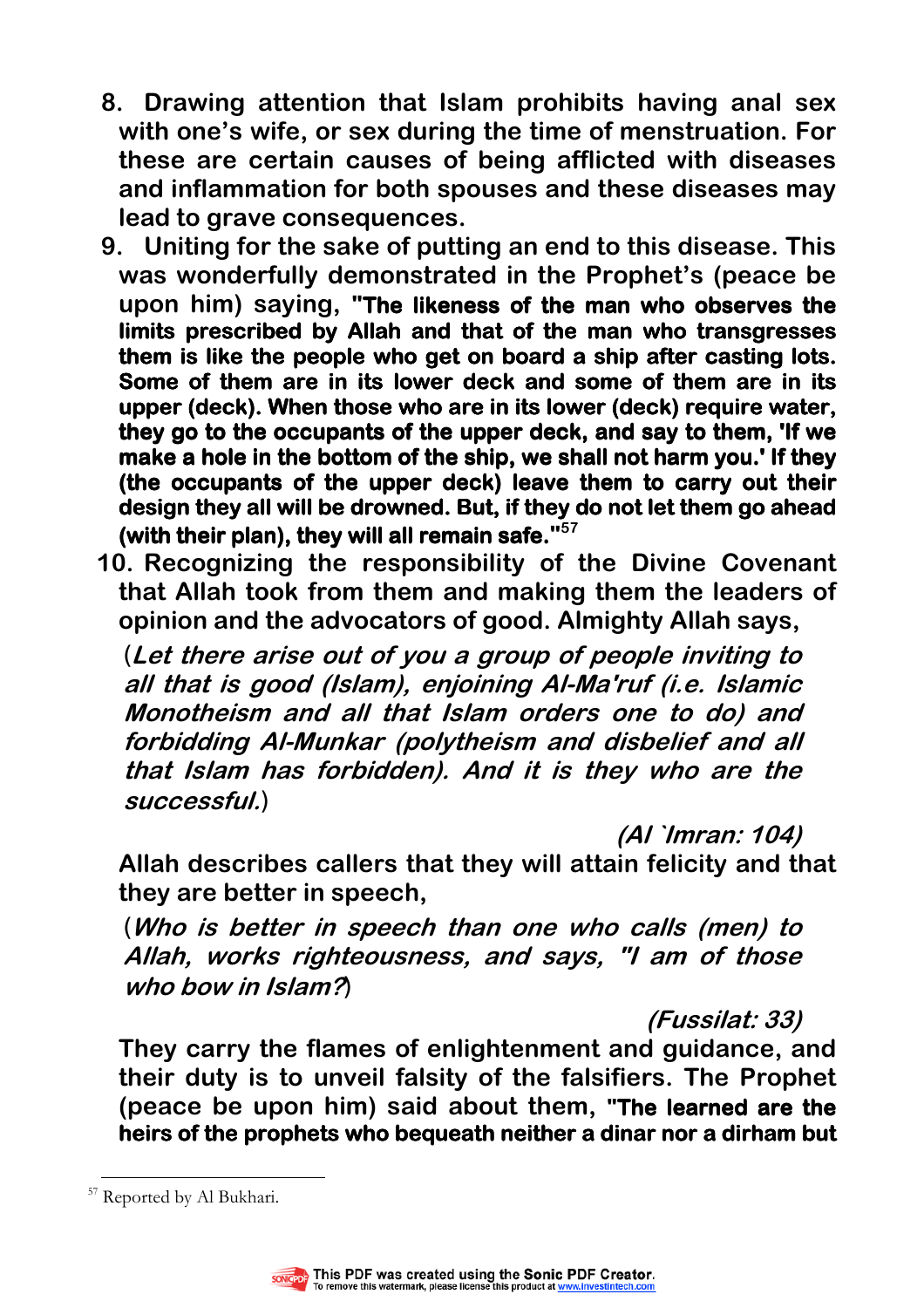8. **Drawing attention that Islam prohibits having anal sex with one's wife, or sex during the time of menstruation. For these are certain causes of being afflicted with diseases and inflammation for both spouses and these diseases may lead to grave consequences.**
9. **Uniting for the sake of putting an end to this disease. This was wonderfully demonstrated in the Prophet's (peace be upon him) saying, "The likeness of the man who observes the limits prescribed by Allah and that of the man who transgresses them is like the people who get on board a ship after casting lots. Some of them are in its lower deck and some of them are in its upper (deck). When those who are in its lower (deck) require water, they go to the occupants of the upper deck, and say to them, 'If we make a hole in the bottom of the ship, we shall not harm you.' If they (the occupants of the upper deck) leave them to carry out their design they all will be drowned. But, if they do not let them go ahead (with their plan), they will all remain safe."**[57]
10. **Recognizing the responsibility of the Divine Covenant that Allah took from them and making them the leaders of opinion and the advocators of good. Almighty Allah says,**

    (***Let there arise out of you a group of people inviting to all that is good (Islam), enjoining Al-Ma'ruf (i.e. Islamic Monotheism and all that Islam orders one to do) and forbidding Al-Munkar (polytheism and disbelief and all that Islam has forbidden). And it is they who are the successful.***)

    ***(Al `Imran: 104)***

    **Allah describes callers that they will attain felicity and that they are better in speech,**

    (***Who is better in speech than one who calls (men) to Allah, works righteousness, and says, "I am of those who bow in Islam?***)

    ***(Fussilat: 33)***

    **They carry the flames of enlightenment and guidance, and their duty is to unveil falsity of the falsifiers. The Prophet (peace be upon him) said about them, "The learned are the heirs of the prophets who bequeath neither a dinar nor a dirham but**

---

[57] Reported by Al Bukhari.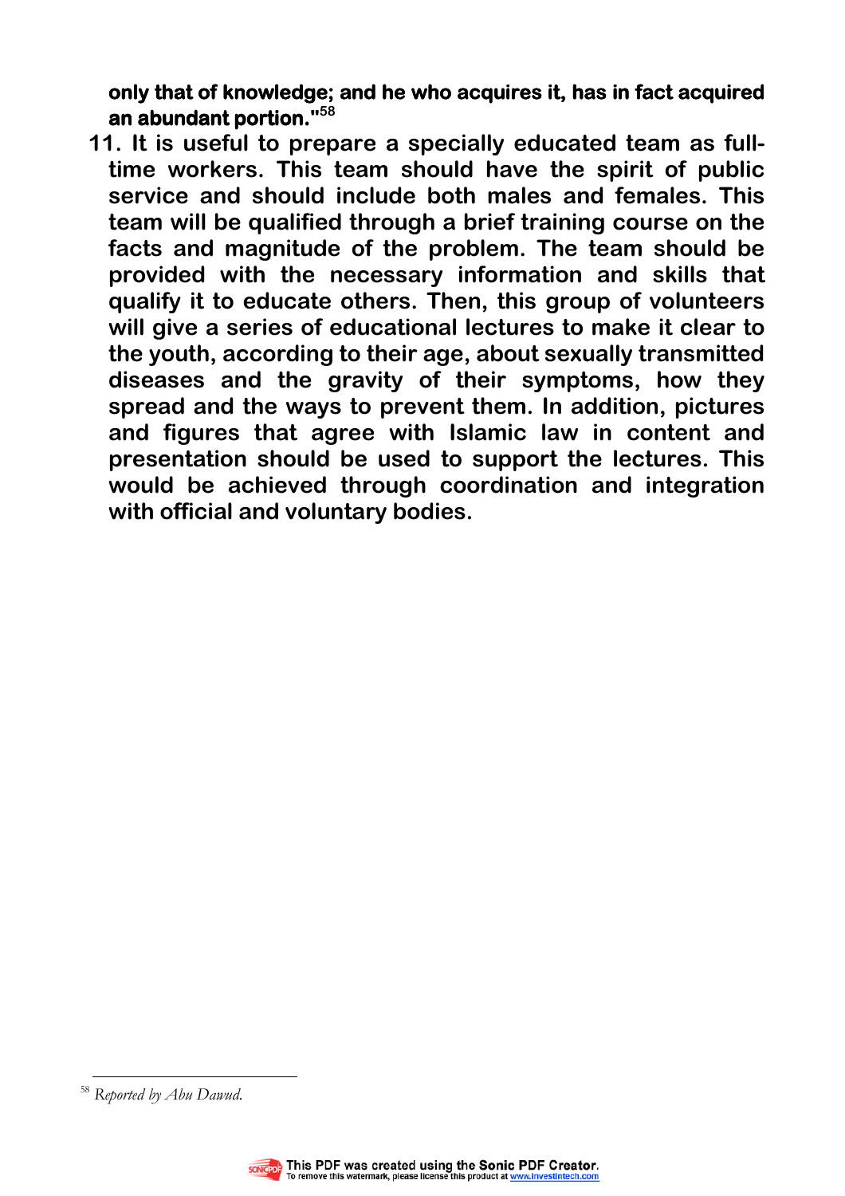**only that of knowledge; and he who acquires it, has in fact acquired an abundant portion."[58]**

11. **It is useful to prepare a specially educated team as full-time workers. This team should have the spirit of public service and should include both males and females. This team will be qualified through a brief training course on the facts and magnitude of the problem. The team should be provided with the necessary information and skills that qualify it to educate others. Then, this group of volunteers will give a series of educational lectures to make it clear to the youth, according to their age, about sexually transmitted diseases and the gravity of their symptoms, how they spread and the ways to prevent them. In addition, pictures and figures that agree with Islamic law in content and presentation should be used to support the lectures. This would be achieved through coordination and integration with official and voluntary bodies.**

---

[58] *Reported by Abu Dawud.*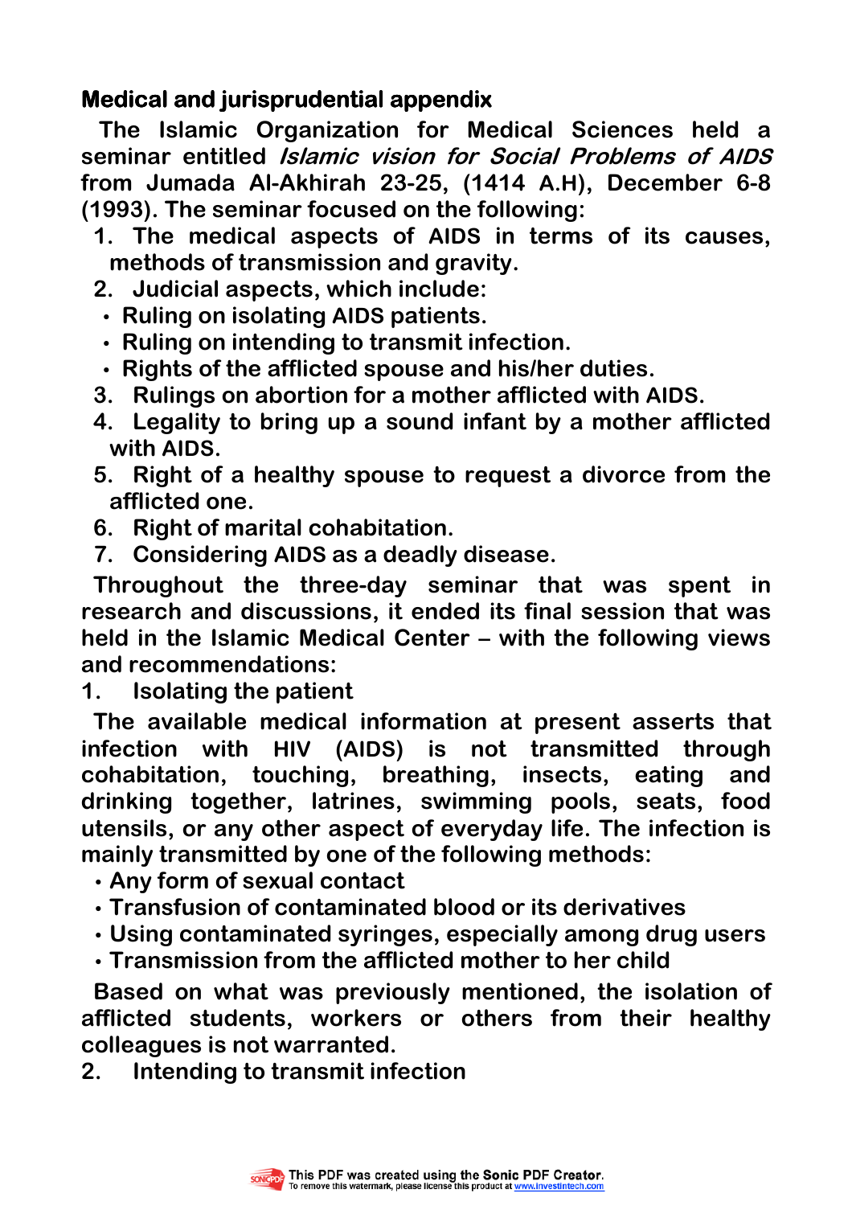## Medical and jurisprudential appendix

The Islamic Organization for Medical Sciences held a seminar entitled *Islamic vision for Social Problems of AIDS* from Jumada Al-Akhirah 23-25, (1414 A.H), December 6-8 (1993). The seminar focused on the following:

1. The medical aspects of AIDS in terms of its causes, methods of transmission and gravity.
2. Judicial aspects, which include:
   - Ruling on isolating AIDS patients.
   - Ruling on intending to transmit infection.
   - Rights of the afflicted spouse and his/her duties.
3. Rulings on abortion for a mother afflicted with AIDS.
4. Legality to bring up a sound infant by a mother afflicted with AIDS.
5. Right of a healthy spouse to request a divorce from the afflicted one.
6. Right of marital cohabitation.
7. Considering AIDS as a deadly disease.

Throughout the three-day seminar that was spent in research and discussions, it ended its final session that was held in the Islamic Medical Center – with the following views and recommendations:

1. Isolating the patient

The available medical information at present asserts that infection with HIV (AIDS) is not transmitted through cohabitation, touching, breathing, insects, eating and drinking together, latrines, swimming pools, seats, food utensils, or any other aspect of everyday life. The infection is mainly transmitted by one of the following methods:

- Any form of sexual contact
- Transfusion of contaminated blood or its derivatives
- Using contaminated syringes, especially among drug users
- Transmission from the afflicted mother to her child

Based on what was previously mentioned, the isolation of afflicted students, workers or others from their healthy colleagues is not warranted.

2. Intending to transmit infection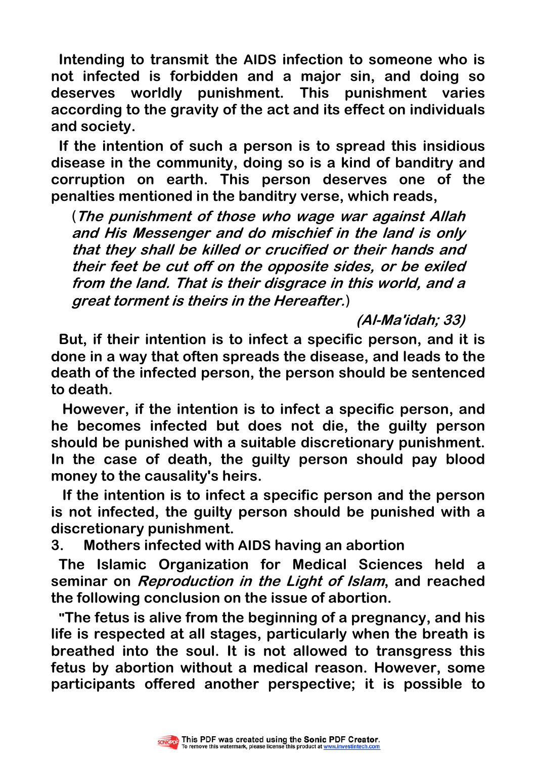Intending to transmit the AIDS infection to someone who is not infected is forbidden and a major sin, and doing so deserves worldly punishment. This punishment varies according to the gravity of the act and its effect on individuals and society.

If the intention of such a person is to spread this insidious disease in the community, doing so is a kind of banditry and corruption on earth. This person deserves one of the penalties mentioned in the banditry verse, which reads,

> (*The punishment of those who wage war against Allah and His Messenger and do mischief in the land is only that they shall be killed or crucified or their hands and their feet be cut off on the opposite sides, or be exiled from the land. That is their disgrace in this world, and a great torment is theirs in the Hereafter.*)
>
> *(Al-Ma'idah; 33)*

But, if their intention is to infect a specific person, and it is done in a way that often spreads the disease, and leads to the death of the infected person, the person should be sentenced to death.

However, if the intention is to infect a specific person, and he becomes infected but does not die, the guilty person should be punished with a suitable discretionary punishment. In the case of death, the guilty person should pay blood money to the causality's heirs.

If the intention is to infect a specific person and the person is not infected, the guilty person should be punished with a discretionary punishment.

3. Mothers infected with AIDS having an abortion

The Islamic Organization for Medical Sciences held a seminar on *Reproduction in the Light of Islam*, and reached the following conclusion on the issue of abortion.

"The fetus is alive from the beginning of a pregnancy, and his life is respected at all stages, particularly when the breath is breathed into the soul. It is not allowed to transgress this fetus by abortion without a medical reason. However, some participants offered another perspective; it is possible to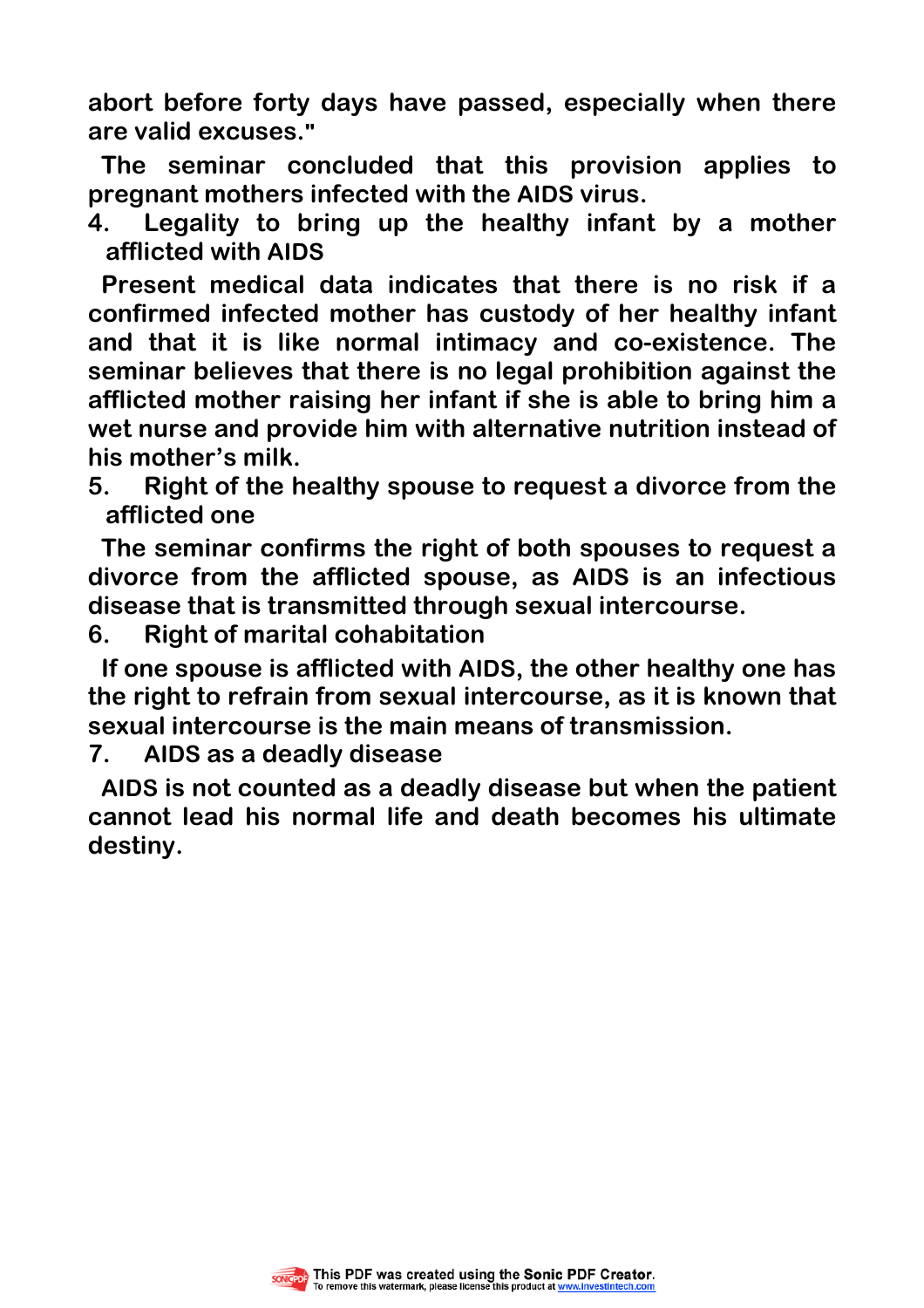abort before forty days have passed, especially when there are valid excuses."

The seminar concluded that this provision applies to pregnant mothers infected with the AIDS virus.

4. Legality to bring up the healthy infant by a mother afflicted with AIDS

Present medical data indicates that there is no risk if a confirmed infected mother has custody of her healthy infant and that it is like normal intimacy and co-existence. The seminar believes that there is no legal prohibition against the afflicted mother raising her infant if she is able to bring him a wet nurse and provide him with alternative nutrition instead of his mother's milk.

5. Right of the healthy spouse to request a divorce from the afflicted one

The seminar confirms the right of both spouses to request a divorce from the afflicted spouse, as AIDS is an infectious disease that is transmitted through sexual intercourse.

6. Right of marital cohabitation

If one spouse is afflicted with AIDS, the other healthy one has the right to refrain from sexual intercourse, as it is known that sexual intercourse is the main means of transmission.

7. AIDS as a deadly disease

AIDS is not counted as a deadly disease but when the patient cannot lead his normal life and death becomes his ultimate destiny.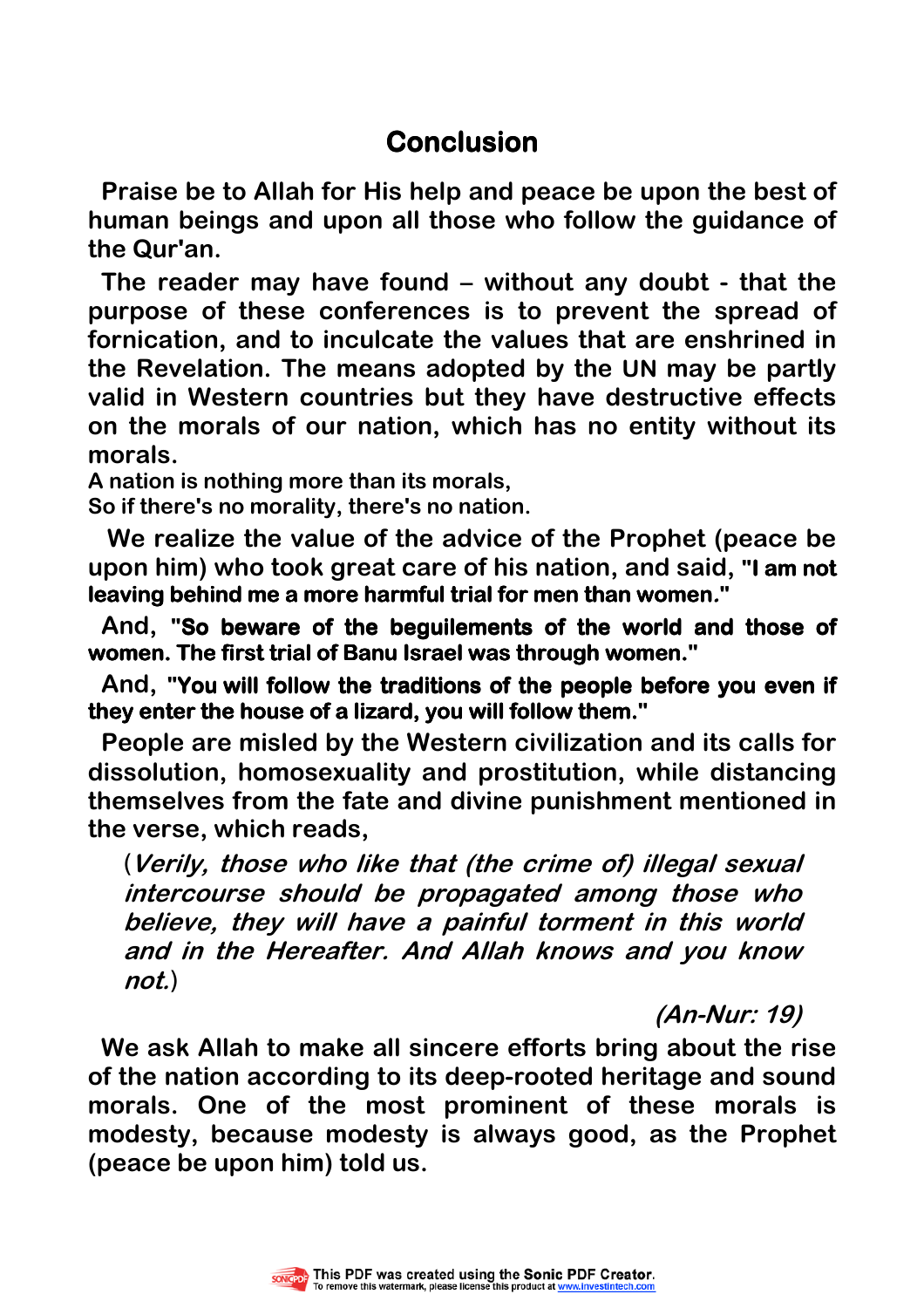## Conclusion

Praise be to Allah for His help and peace be upon the best of human beings and upon all those who follow the guidance of the Qur'an.

The reader may have found – without any doubt - that the purpose of these conferences is to prevent the spread of fornication, and to inculcate the values that are enshrined in the Revelation. The means adopted by the UN may be partly valid in Western countries but they have destructive effects on the morals of our nation, which has no entity without its morals.

A nation is nothing more than its morals,
So if there's no morality, there's no nation.

We realize the value of the advice of the Prophet (peace be upon him) who took great care of his nation, and said, **"I am not leaving behind me a more harmful trial for men than women."**

And, **"So beware of the beguilements of the world and those of women. The first trial of Banu Israel was through women."**

And, **"You will follow the traditions of the people before you even if they enter the house of a lizard, you will follow them."**

People are misled by the Western civilization and its calls for dissolution, homosexuality and prostitution, while distancing themselves from the fate and divine punishment mentioned in the verse, which reads,

> (*Verily, those who like that (the crime of) illegal sexual intercourse should be propagated among those who believe, they will have a painful torment in this world and in the Hereafter. And Allah knows and you know not.*)
>
> *(An-Nur: 19)*

We ask Allah to make all sincere efforts bring about the rise of the nation according to its deep-rooted heritage and sound morals. One of the most prominent of these morals is modesty, because modesty is always good, as the Prophet (peace be upon him) told us.